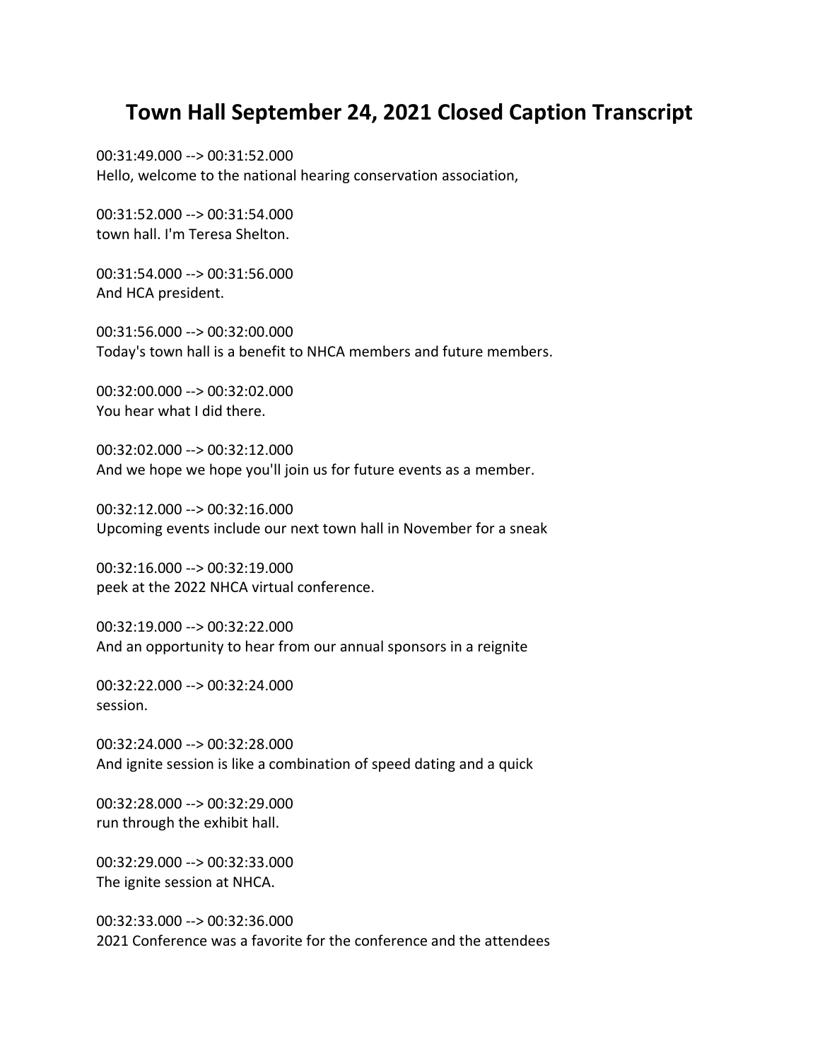# Town Hall September 24, 2021 Closed Caption Transcript

00:31:49.000 --> 00:31:52.000
Hello, welcome to the national hearing conservation association,

00:31:52.000 --> 00:31:54.000
town hall. I'm Teresa Shelton.

00:31:54.000 --> 00:31:56.000
And HCA president.

00:31:56.000 --> 00:32:00.000
Today's town hall is a benefit to NHCA members and future members.

00:32:00.000 --> 00:32:02.000
You hear what I did there.

00:32:02.000 --> 00:32:12.000
And we hope we hope you'll join us for future events as a member.

00:32:12.000 --> 00:32:16.000
Upcoming events include our next town hall in November for a sneak

00:32:16.000 --> 00:32:19.000
peek at the 2022 NHCA virtual conference.

00:32:19.000 --> 00:32:22.000
And an opportunity to hear from our annual sponsors in a reignite

00:32:22.000 --> 00:32:24.000
session.

00:32:24.000 --> 00:32:28.000
And ignite session is like a combination of speed dating and a quick

00:32:28.000 --> 00:32:29.000
run through the exhibit hall.

00:32:29.000 --> 00:32:33.000
The ignite session at NHCA.

00:32:33.000 --> 00:32:36.000
2021 Conference was a favorite for the conference and the attendees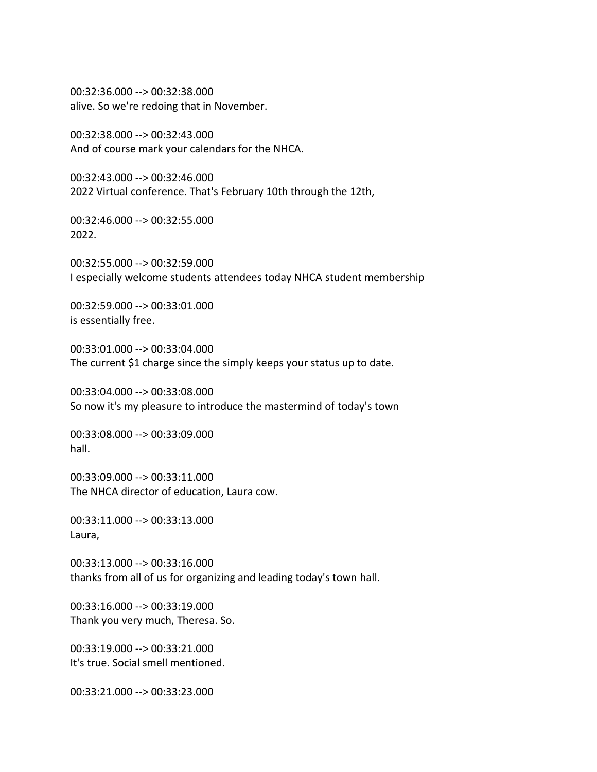00:32:36.000 --> 00:32:38.000
alive. So we're redoing that in November.

00:32:38.000 --> 00:32:43.000
And of course mark your calendars for the NHCA.

00:32:43.000 --> 00:32:46.000
2022 Virtual conference. That's February 10th through the 12th,

00:32:46.000 --> 00:32:55.000
2022.

00:32:55.000 --> 00:32:59.000
I especially welcome students attendees today NHCA student membership

00:32:59.000 --> 00:33:01.000
is essentially free.

00:33:01.000 --> 00:33:04.000
The current $1 charge since the simply keeps your status up to date.

00:33:04.000 --> 00:33:08.000
So now it's my pleasure to introduce the mastermind of today's town

00:33:08.000 --> 00:33:09.000
hall.

00:33:09.000 --> 00:33:11.000
The NHCA director of education, Laura cow.

00:33:11.000 --> 00:33:13.000
Laura,

00:33:13.000 --> 00:33:16.000
thanks from all of us for organizing and leading today's town hall.

00:33:16.000 --> 00:33:19.000
Thank you very much, Theresa. So.

00:33:19.000 --> 00:33:21.000
It's true. Social smell mentioned.

00:33:21.000 --> 00:33:23.000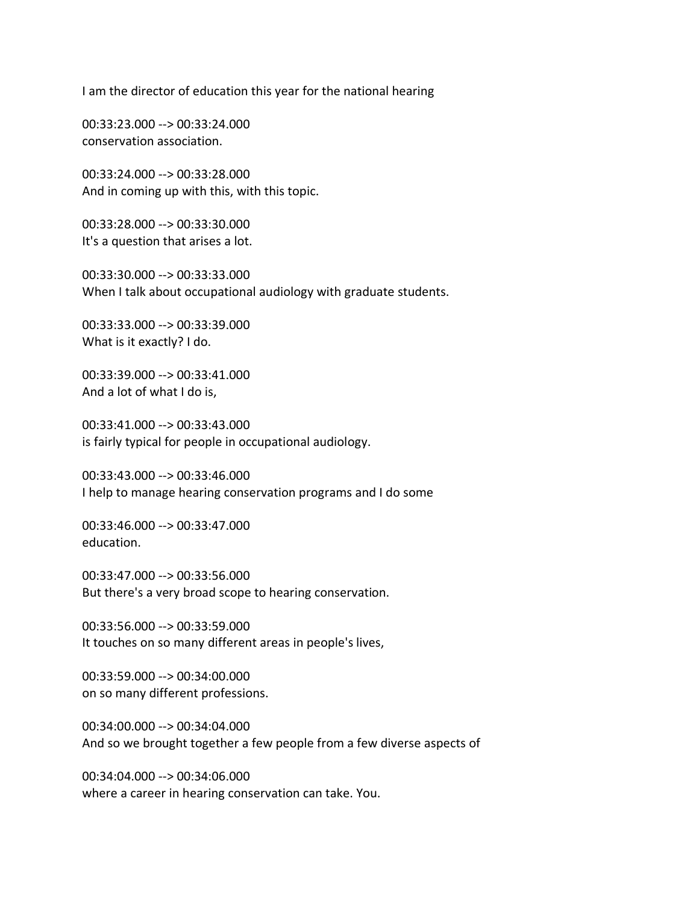I am the director of education this year for the national hearing

00:33:23.000 --> 00:33:24.000
conservation association.

00:33:24.000 --> 00:33:28.000
And in coming up with this, with this topic.

00:33:28.000 --> 00:33:30.000
It's a question that arises a lot.

00:33:30.000 --> 00:33:33.000
When I talk about occupational audiology with graduate students.

00:33:33.000 --> 00:33:39.000
What is it exactly? I do.

00:33:39.000 --> 00:33:41.000
And a lot of what I do is,

00:33:41.000 --> 00:33:43.000
is fairly typical for people in occupational audiology.

00:33:43.000 --> 00:33:46.000
I help to manage hearing conservation programs and I do some

00:33:46.000 --> 00:33:47.000
education.

00:33:47.000 --> 00:33:56.000
But there's a very broad scope to hearing conservation.

00:33:56.000 --> 00:33:59.000
It touches on so many different areas in people's lives,

00:33:59.000 --> 00:34:00.000
on so many different professions.

00:34:00.000 --> 00:34:04.000
And so we brought together a few people from a few diverse aspects of

00:34:04.000 --> 00:34:06.000
where a career in hearing conservation can take. You.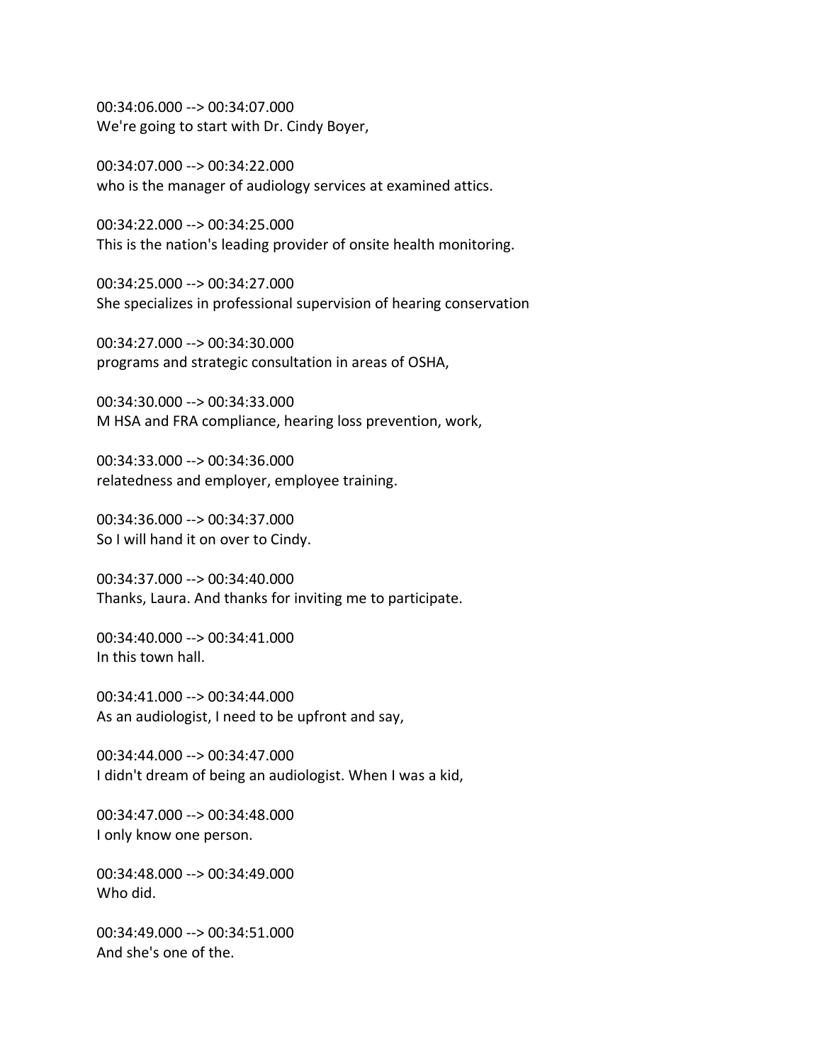00:34:06.000 --> 00:34:07.000
We're going to start with Dr. Cindy Boyer,

00:34:07.000 --> 00:34:22.000
who is the manager of audiology services at examined attics.

00:34:22.000 --> 00:34:25.000
This is the nation's leading provider of onsite health monitoring.

00:34:25.000 --> 00:34:27.000
She specializes in professional supervision of hearing conservation

00:34:27.000 --> 00:34:30.000
programs and strategic consultation in areas of OSHA,

00:34:30.000 --> 00:34:33.000
M HSA and FRA compliance, hearing loss prevention, work,

00:34:33.000 --> 00:34:36.000
relatedness and employer, employee training.

00:34:36.000 --> 00:34:37.000
So I will hand it on over to Cindy.

00:34:37.000 --> 00:34:40.000
Thanks, Laura. And thanks for inviting me to participate.

00:34:40.000 --> 00:34:41.000
In this town hall.

00:34:41.000 --> 00:34:44.000
As an audiologist, I need to be upfront and say,

00:34:44.000 --> 00:34:47.000
I didn't dream of being an audiologist. When I was a kid,

00:34:47.000 --> 00:34:48.000
I only know one person.

00:34:48.000 --> 00:34:49.000
Who did.

00:34:49.000 --> 00:34:51.000
And she's one of the.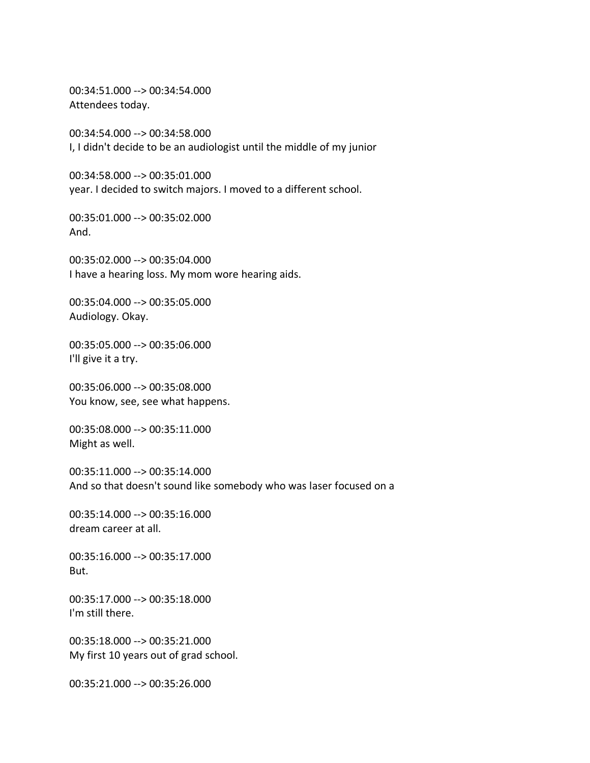00:34:51.000 --> 00:34:54.000
Attendees today.

00:34:54.000 --> 00:34:58.000
I, I didn't decide to be an audiologist until the middle of my junior

00:34:58.000 --> 00:35:01.000
year. I decided to switch majors. I moved to a different school.

00:35:01.000 --> 00:35:02.000
And.

00:35:02.000 --> 00:35:04.000
I have a hearing loss. My mom wore hearing aids.

00:35:04.000 --> 00:35:05.000
Audiology. Okay.

00:35:05.000 --> 00:35:06.000
I'll give it a try.

00:35:06.000 --> 00:35:08.000
You know, see, see what happens.

00:35:08.000 --> 00:35:11.000
Might as well.

00:35:11.000 --> 00:35:14.000
And so that doesn't sound like somebody who was laser focused on a

00:35:14.000 --> 00:35:16.000
dream career at all.

00:35:16.000 --> 00:35:17.000
But.

00:35:17.000 --> 00:35:18.000
I'm still there.

00:35:18.000 --> 00:35:21.000
My first 10 years out of grad school.

00:35:21.000 --> 00:35:26.000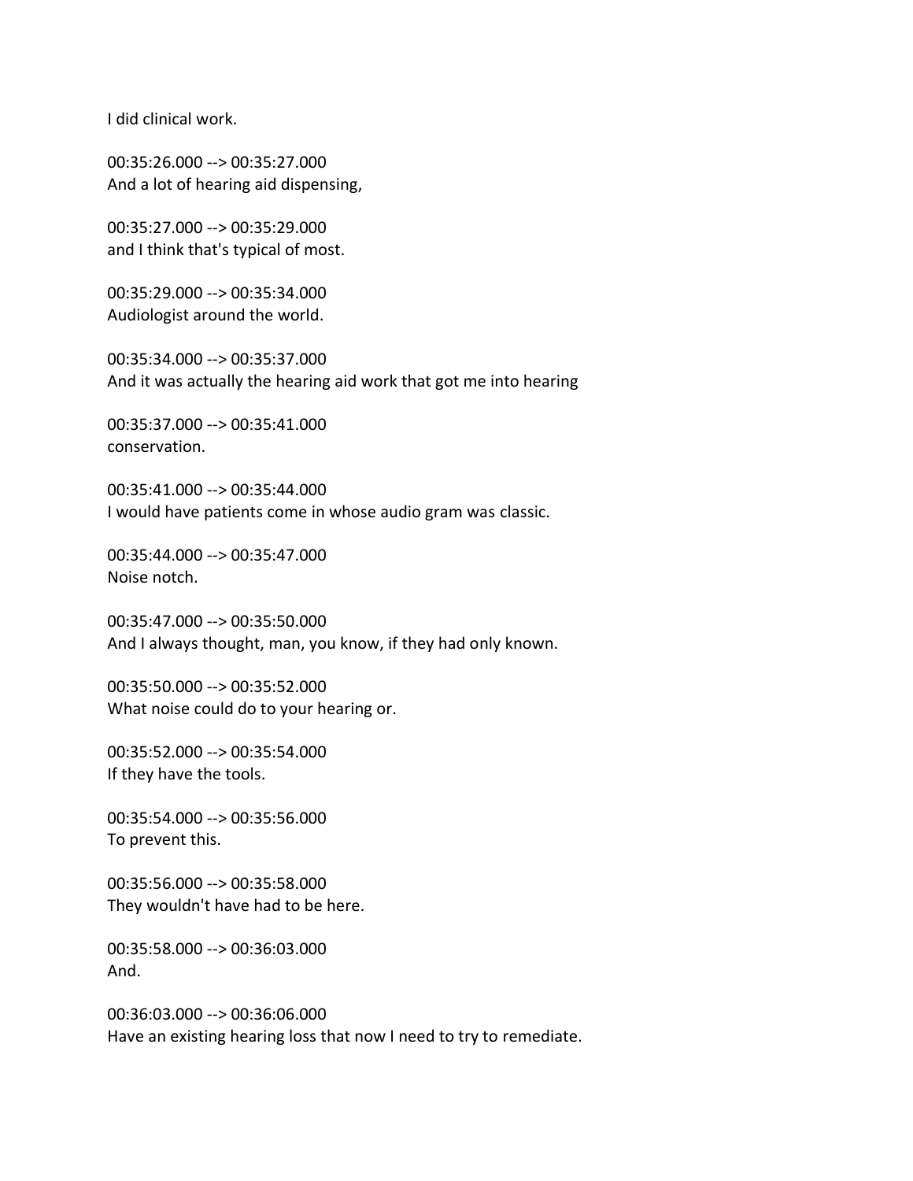I did clinical work.

00:35:26.000 --> 00:35:27.000
And a lot of hearing aid dispensing,

00:35:27.000 --> 00:35:29.000
and I think that's typical of most.

00:35:29.000 --> 00:35:34.000
Audiologist around the world.

00:35:34.000 --> 00:35:37.000
And it was actually the hearing aid work that got me into hearing

00:35:37.000 --> 00:35:41.000
conservation.

00:35:41.000 --> 00:35:44.000
I would have patients come in whose audio gram was classic.

00:35:44.000 --> 00:35:47.000
Noise notch.

00:35:47.000 --> 00:35:50.000
And I always thought, man, you know, if they had only known.

00:35:50.000 --> 00:35:52.000
What noise could do to your hearing or.

00:35:52.000 --> 00:35:54.000
If they have the tools.

00:35:54.000 --> 00:35:56.000
To prevent this.

00:35:56.000 --> 00:35:58.000
They wouldn't have had to be here.

00:35:58.000 --> 00:36:03.000
And.

00:36:03.000 --> 00:36:06.000
Have an existing hearing loss that now I need to try to remediate.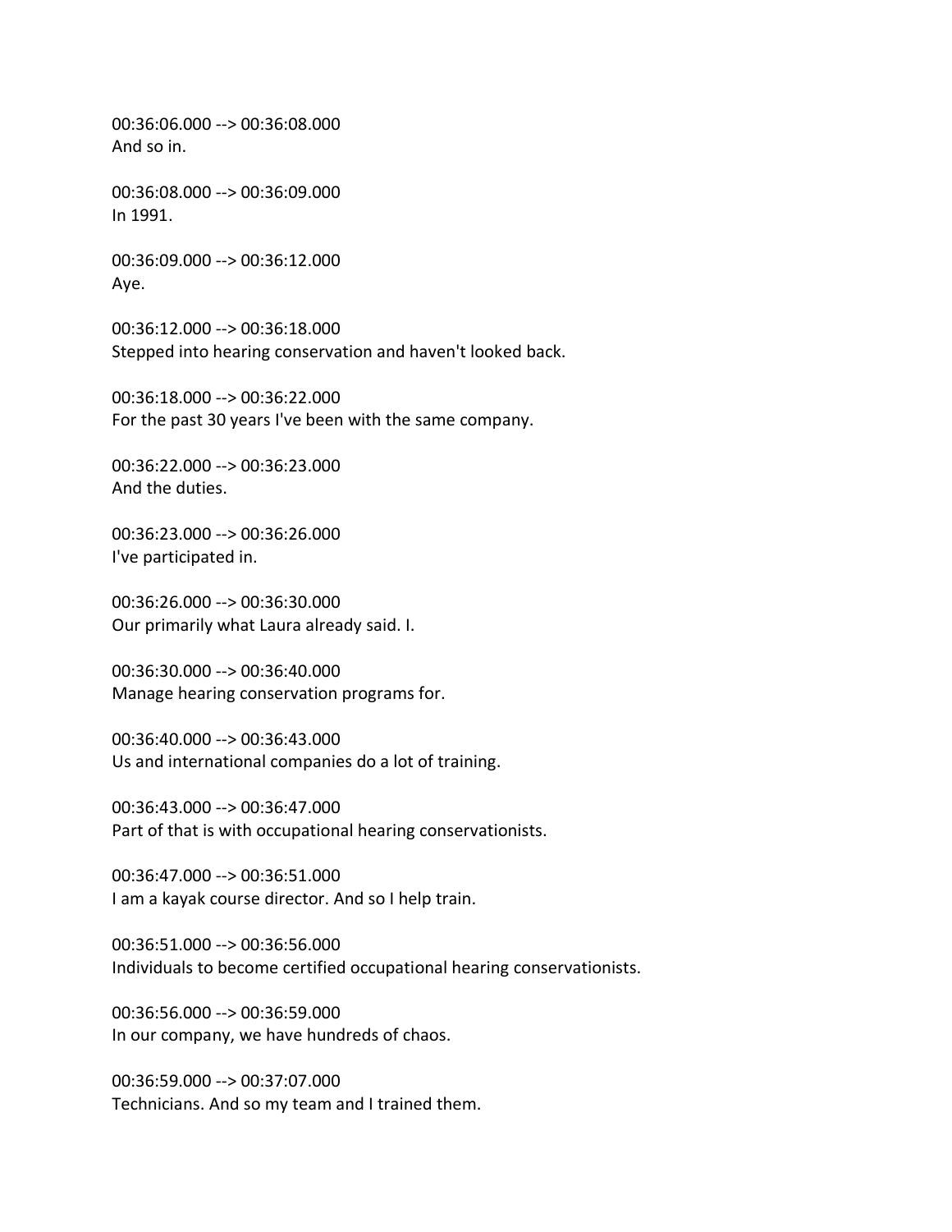00:36:06.000 --> 00:36:08.000
And so in.

00:36:08.000 --> 00:36:09.000
In 1991.

00:36:09.000 --> 00:36:12.000
Aye.

00:36:12.000 --> 00:36:18.000
Stepped into hearing conservation and haven't looked back.

00:36:18.000 --> 00:36:22.000
For the past 30 years I've been with the same company.

00:36:22.000 --> 00:36:23.000
And the duties.

00:36:23.000 --> 00:36:26.000
I've participated in.

00:36:26.000 --> 00:36:30.000
Our primarily what Laura already said. I.

00:36:30.000 --> 00:36:40.000
Manage hearing conservation programs for.

00:36:40.000 --> 00:36:43.000
Us and international companies do a lot of training.

00:36:43.000 --> 00:36:47.000
Part of that is with occupational hearing conservationists.

00:36:47.000 --> 00:36:51.000
I am a kayak course director. And so I help train.

00:36:51.000 --> 00:36:56.000
Individuals to become certified occupational hearing conservationists.

00:36:56.000 --> 00:36:59.000
In our company, we have hundreds of chaos.

00:36:59.000 --> 00:37:07.000
Technicians. And so my team and I trained them.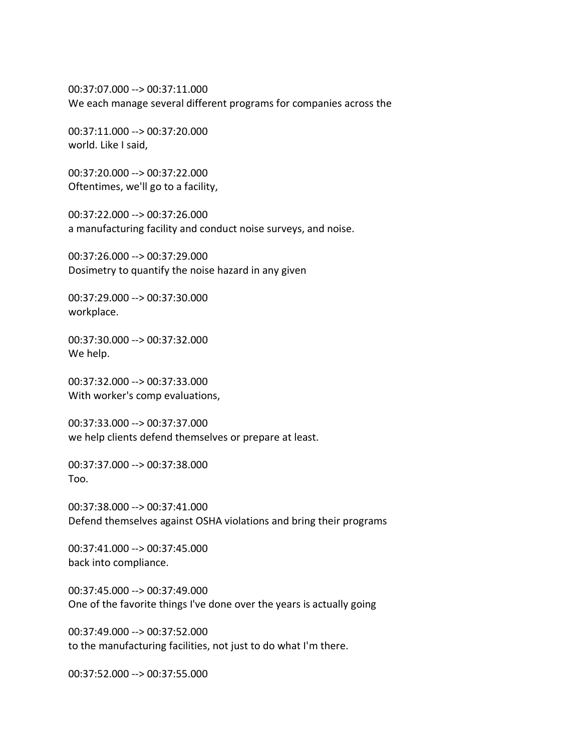00:37:07.000 --> 00:37:11.000
We each manage several different programs for companies across the

00:37:11.000 --> 00:37:20.000
world. Like I said,

00:37:20.000 --> 00:37:22.000
Oftentimes, we'll go to a facility,

00:37:22.000 --> 00:37:26.000
a manufacturing facility and conduct noise surveys, and noise.

00:37:26.000 --> 00:37:29.000
Dosimetry to quantify the noise hazard in any given

00:37:29.000 --> 00:37:30.000
workplace.

00:37:30.000 --> 00:37:32.000
We help.

00:37:32.000 --> 00:37:33.000
With worker's comp evaluations,

00:37:33.000 --> 00:37:37.000
we help clients defend themselves or prepare at least.

00:37:37.000 --> 00:37:38.000
Too.

00:37:38.000 --> 00:37:41.000
Defend themselves against OSHA violations and bring their programs

00:37:41.000 --> 00:37:45.000
back into compliance.

00:37:45.000 --> 00:37:49.000
One of the favorite things I've done over the years is actually going

00:37:49.000 --> 00:37:52.000
to the manufacturing facilities, not just to do what I'm there.

00:37:52.000 --> 00:37:55.000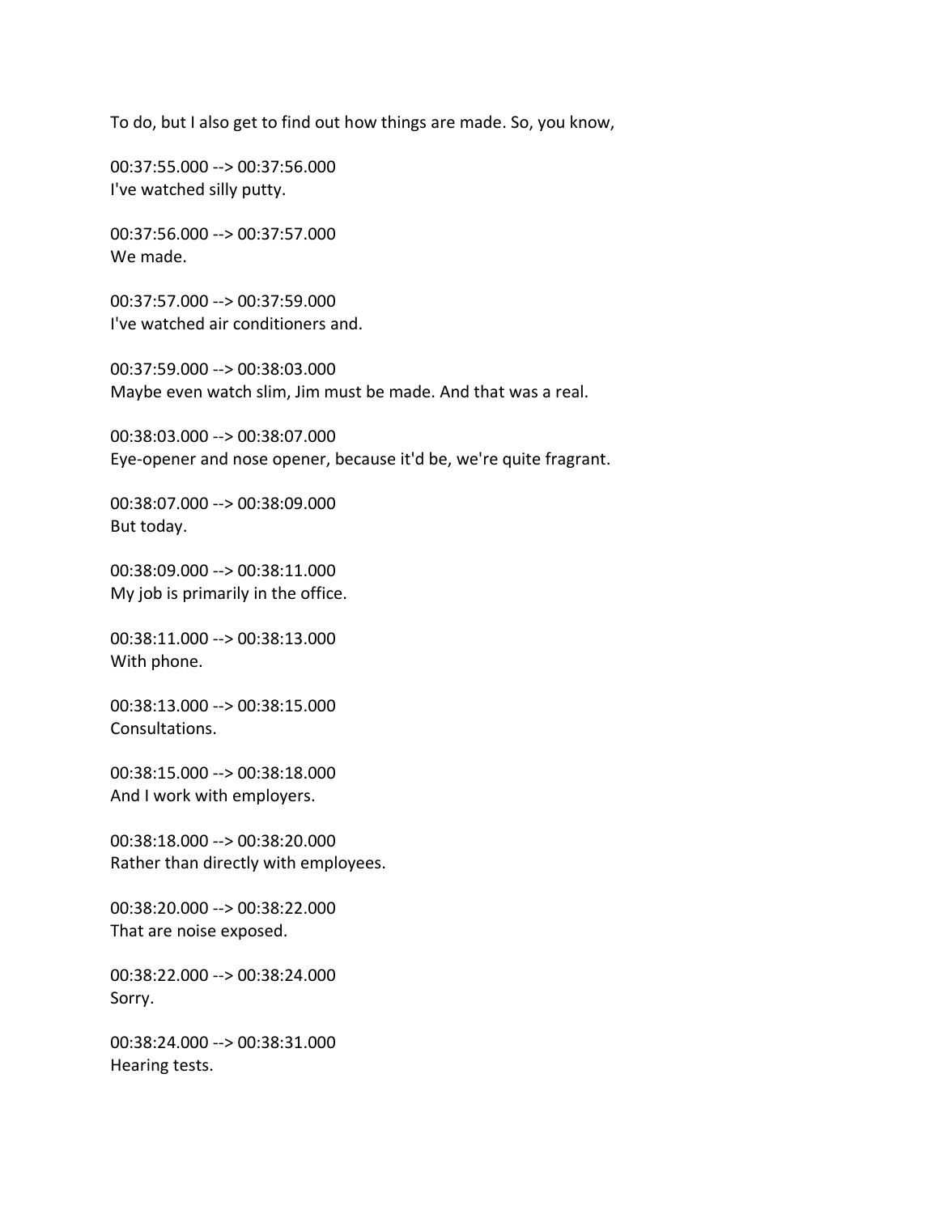To do, but I also get to find out how things are made. So, you know,

00:37:55.000 --> 00:37:56.000
I've watched silly putty.

00:37:56.000 --> 00:37:57.000
We made.

00:37:57.000 --> 00:37:59.000
I've watched air conditioners and.

00:37:59.000 --> 00:38:03.000
Maybe even watch slim, Jim must be made. And that was a real.

00:38:03.000 --> 00:38:07.000
Eye-opener and nose opener, because it'd be, we're quite fragrant.

00:38:07.000 --> 00:38:09.000
But today.

00:38:09.000 --> 00:38:11.000
My job is primarily in the office.

00:38:11.000 --> 00:38:13.000
With phone.

00:38:13.000 --> 00:38:15.000
Consultations.

00:38:15.000 --> 00:38:18.000
And I work with employers.

00:38:18.000 --> 00:38:20.000
Rather than directly with employees.

00:38:20.000 --> 00:38:22.000
That are noise exposed.

00:38:22.000 --> 00:38:24.000
Sorry.

00:38:24.000 --> 00:38:31.000
Hearing tests.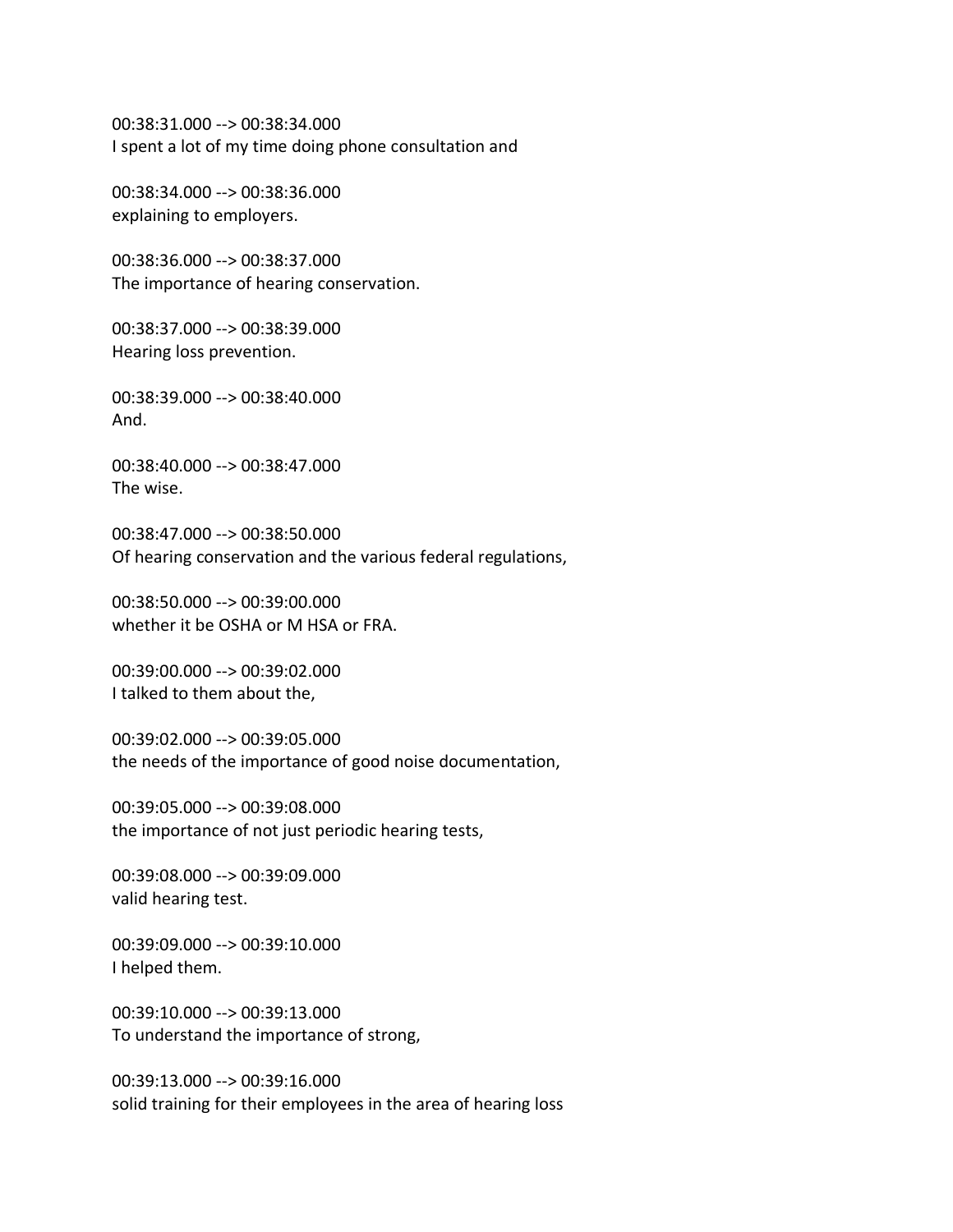00:38:31.000 --> 00:38:34.000
I spent a lot of my time doing phone consultation and

00:38:34.000 --> 00:38:36.000
explaining to employers.

00:38:36.000 --> 00:38:37.000
The importance of hearing conservation.

00:38:37.000 --> 00:38:39.000
Hearing loss prevention.

00:38:39.000 --> 00:38:40.000
And.

00:38:40.000 --> 00:38:47.000
The wise.

00:38:47.000 --> 00:38:50.000
Of hearing conservation and the various federal regulations,

00:38:50.000 --> 00:39:00.000
whether it be OSHA or M HSA or FRA.

00:39:00.000 --> 00:39:02.000
I talked to them about the,

00:39:02.000 --> 00:39:05.000
the needs of the importance of good noise documentation,

00:39:05.000 --> 00:39:08.000
the importance of not just periodic hearing tests,

00:39:08.000 --> 00:39:09.000
valid hearing test.

00:39:09.000 --> 00:39:10.000
I helped them.

00:39:10.000 --> 00:39:13.000
To understand the importance of strong,

00:39:13.000 --> 00:39:16.000
solid training for their employees in the area of hearing loss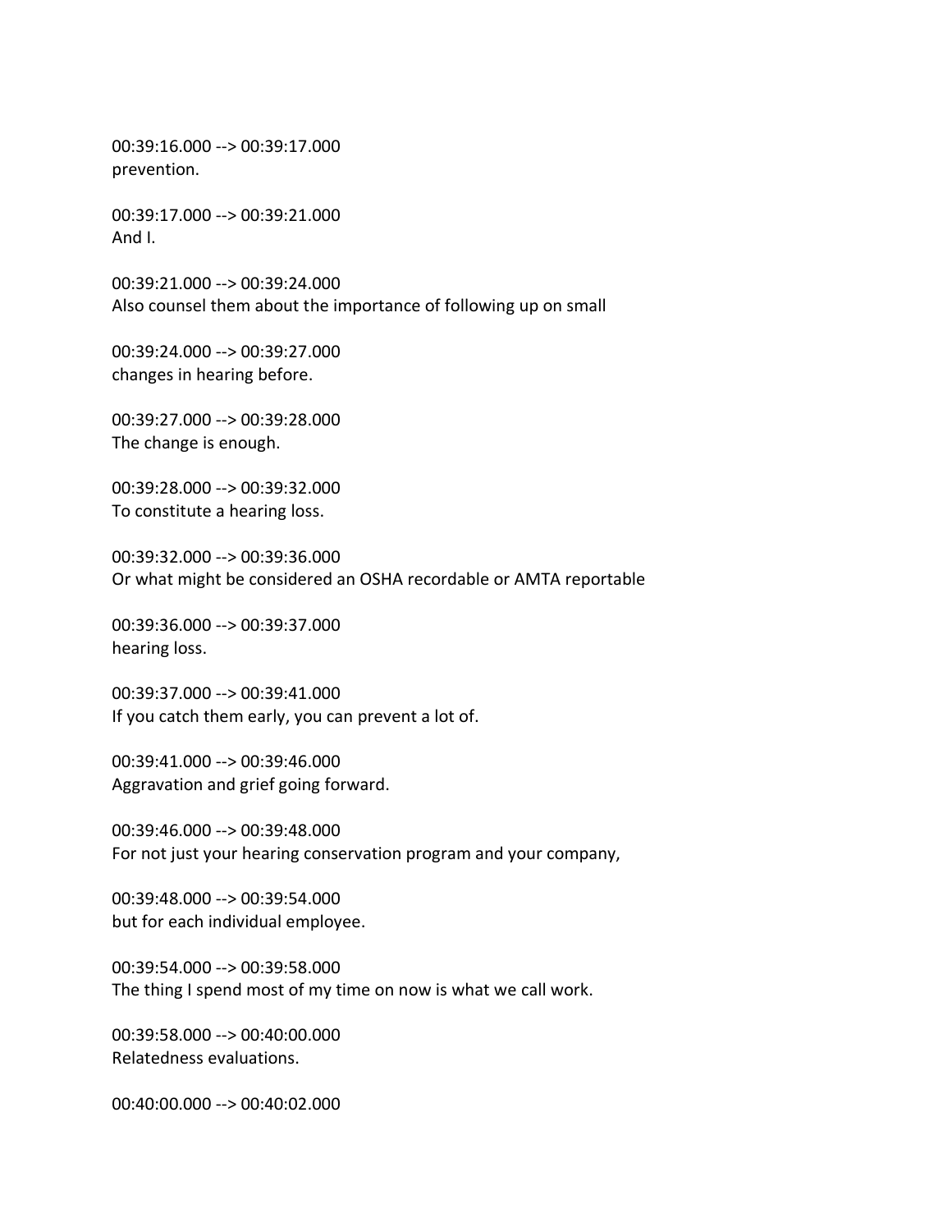00:39:16.000 --> 00:39:17.000
prevention.

00:39:17.000 --> 00:39:21.000
And I.

00:39:21.000 --> 00:39:24.000
Also counsel them about the importance of following up on small

00:39:24.000 --> 00:39:27.000
changes in hearing before.

00:39:27.000 --> 00:39:28.000
The change is enough.

00:39:28.000 --> 00:39:32.000
To constitute a hearing loss.

00:39:32.000 --> 00:39:36.000
Or what might be considered an OSHA recordable or AMTA reportable

00:39:36.000 --> 00:39:37.000
hearing loss.

00:39:37.000 --> 00:39:41.000
If you catch them early, you can prevent a lot of.

00:39:41.000 --> 00:39:46.000
Aggravation and grief going forward.

00:39:46.000 --> 00:39:48.000
For not just your hearing conservation program and your company,

00:39:48.000 --> 00:39:54.000
but for each individual employee.

00:39:54.000 --> 00:39:58.000
The thing I spend most of my time on now is what we call work.

00:39:58.000 --> 00:40:00.000
Relatedness evaluations.

00:40:00.000 --> 00:40:02.000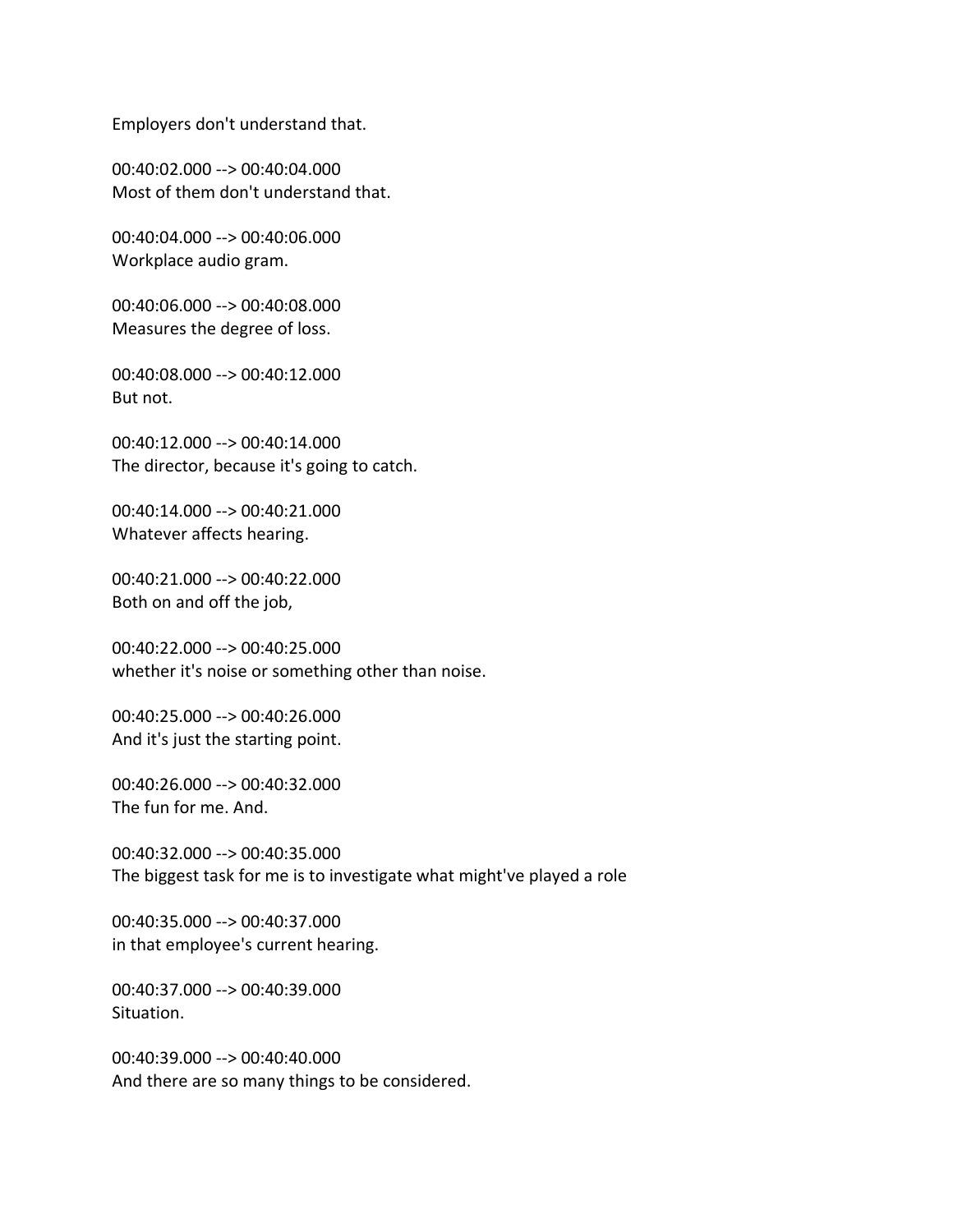Employers don't understand that.

00:40:02.000 --> 00:40:04.000
Most of them don't understand that.

00:40:04.000 --> 00:40:06.000
Workplace audio gram.

00:40:06.000 --> 00:40:08.000
Measures the degree of loss.

00:40:08.000 --> 00:40:12.000
But not.

00:40:12.000 --> 00:40:14.000
The director, because it's going to catch.

00:40:14.000 --> 00:40:21.000
Whatever affects hearing.

00:40:21.000 --> 00:40:22.000
Both on and off the job,

00:40:22.000 --> 00:40:25.000
whether it's noise or something other than noise.

00:40:25.000 --> 00:40:26.000
And it's just the starting point.

00:40:26.000 --> 00:40:32.000
The fun for me. And.

00:40:32.000 --> 00:40:35.000
The biggest task for me is to investigate what might've played a role

00:40:35.000 --> 00:40:37.000
in that employee's current hearing.

00:40:37.000 --> 00:40:39.000
Situation.

00:40:39.000 --> 00:40:40.000
And there are so many things to be considered.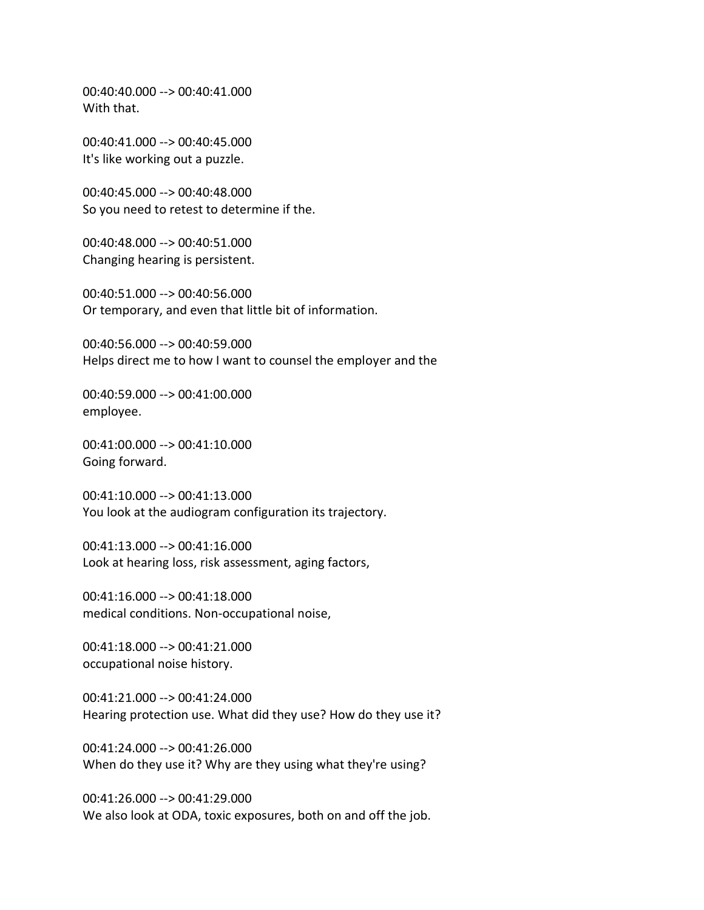00:40:40.000 --> 00:40:41.000
With that.

00:40:41.000 --> 00:40:45.000
It's like working out a puzzle.

00:40:45.000 --> 00:40:48.000
So you need to retest to determine if the.

00:40:48.000 --> 00:40:51.000
Changing hearing is persistent.

00:40:51.000 --> 00:40:56.000
Or temporary, and even that little bit of information.

00:40:56.000 --> 00:40:59.000
Helps direct me to how I want to counsel the employer and the

00:40:59.000 --> 00:41:00.000
employee.

00:41:00.000 --> 00:41:10.000
Going forward.

00:41:10.000 --> 00:41:13.000
You look at the audiogram configuration its trajectory.

00:41:13.000 --> 00:41:16.000
Look at hearing loss, risk assessment, aging factors,

00:41:16.000 --> 00:41:18.000
medical conditions. Non-occupational noise,

00:41:18.000 --> 00:41:21.000
occupational noise history.

00:41:21.000 --> 00:41:24.000
Hearing protection use. What did they use? How do they use it?

00:41:24.000 --> 00:41:26.000
When do they use it? Why are they using what they're using?

00:41:26.000 --> 00:41:29.000
We also look at ODA, toxic exposures, both on and off the job.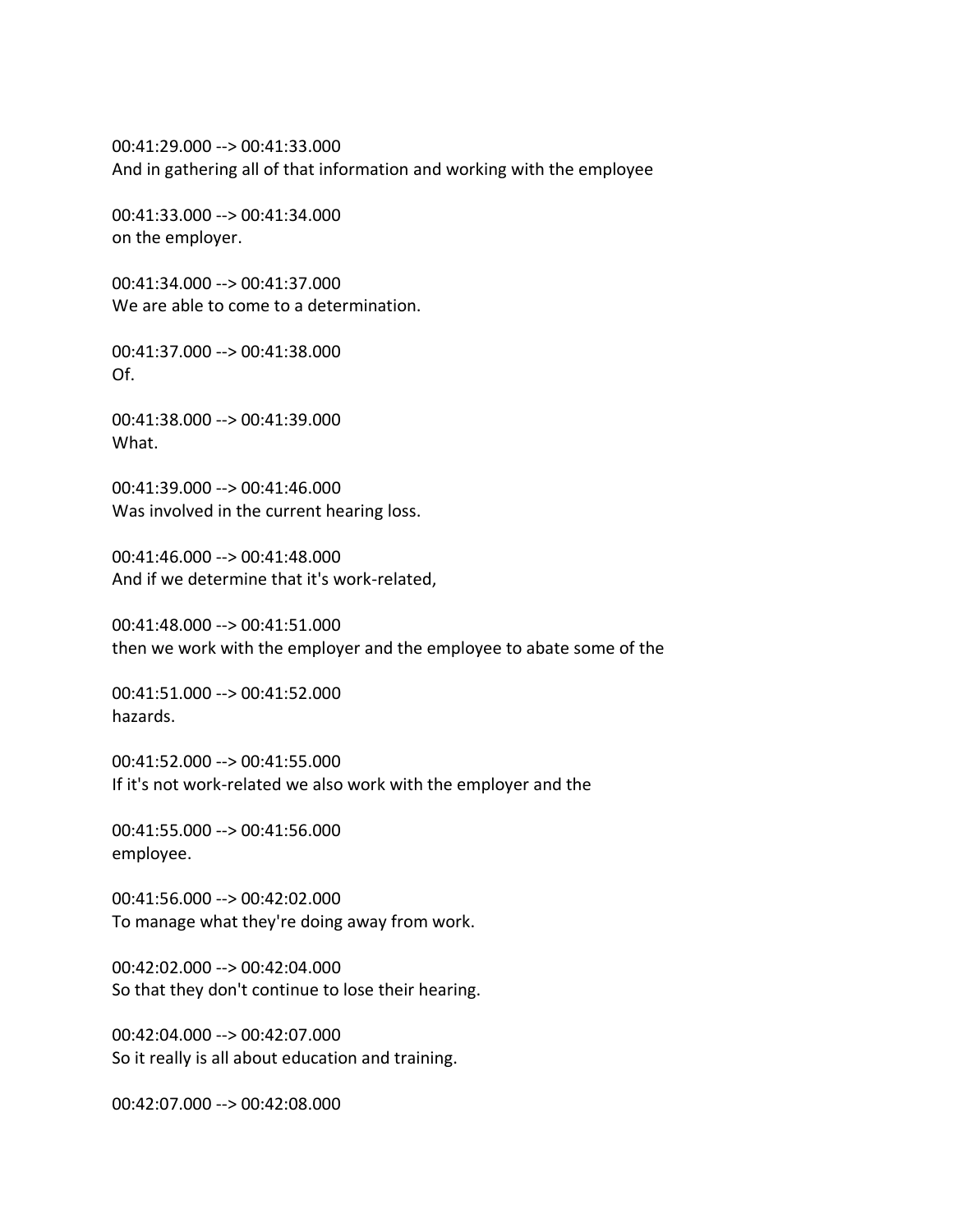00:41:29.000 --> 00:41:33.000
And in gathering all of that information and working with the employee

00:41:33.000 --> 00:41:34.000
on the employer.

00:41:34.000 --> 00:41:37.000
We are able to come to a determination.

00:41:37.000 --> 00:41:38.000
Of.

00:41:38.000 --> 00:41:39.000
What.

00:41:39.000 --> 00:41:46.000
Was involved in the current hearing loss.

00:41:46.000 --> 00:41:48.000
And if we determine that it's work-related,

00:41:48.000 --> 00:41:51.000
then we work with the employer and the employee to abate some of the

00:41:51.000 --> 00:41:52.000
hazards.

00:41:52.000 --> 00:41:55.000
If it's not work-related we also work with the employer and the

00:41:55.000 --> 00:41:56.000
employee.

00:41:56.000 --> 00:42:02.000
To manage what they're doing away from work.

00:42:02.000 --> 00:42:04.000
So that they don't continue to lose their hearing.

00:42:04.000 --> 00:42:07.000
So it really is all about education and training.

00:42:07.000 --> 00:42:08.000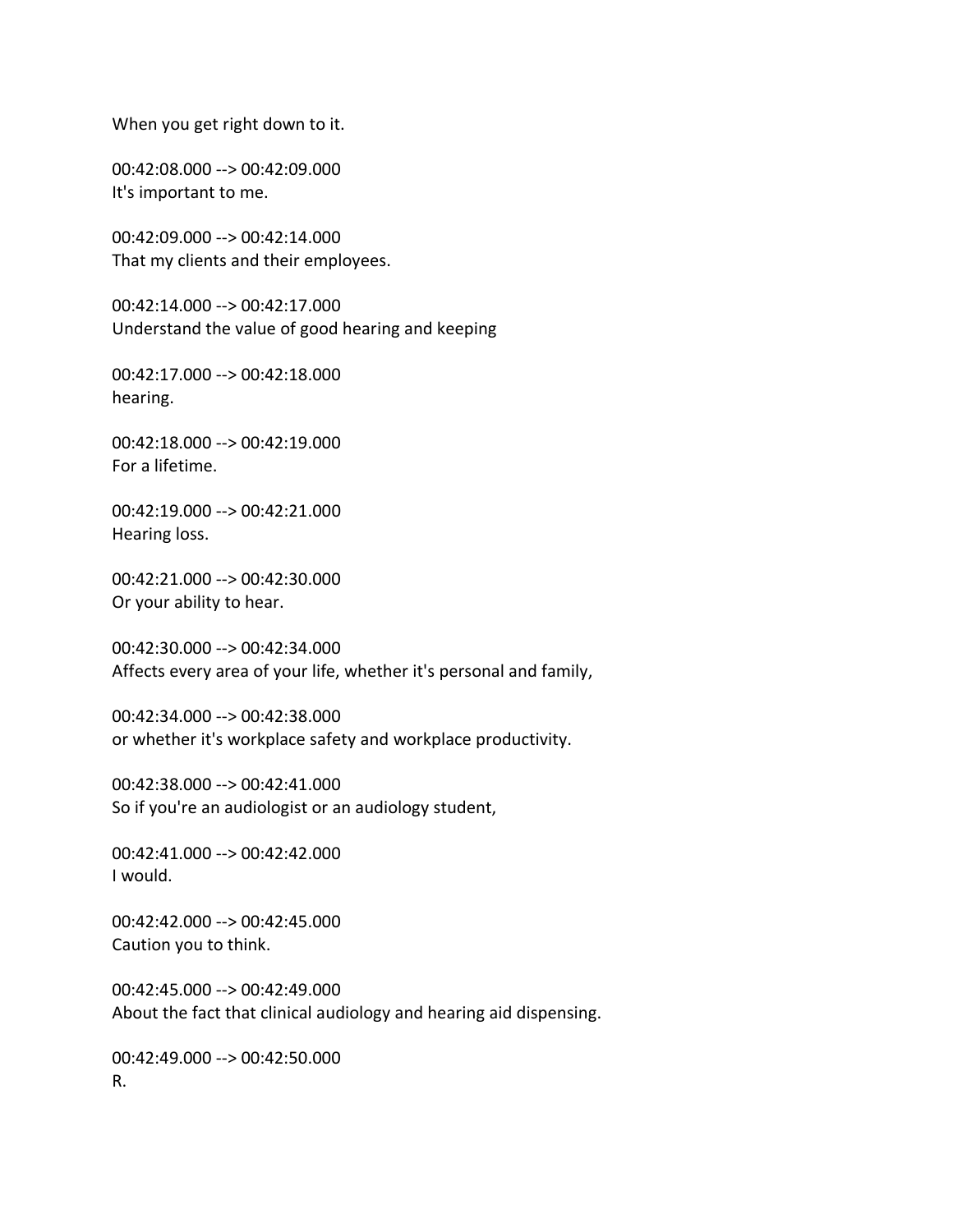When you get right down to it.

00:42:08.000 --> 00:42:09.000
It's important to me.

00:42:09.000 --> 00:42:14.000
That my clients and their employees.

00:42:14.000 --> 00:42:17.000
Understand the value of good hearing and keeping

00:42:17.000 --> 00:42:18.000
hearing.

00:42:18.000 --> 00:42:19.000
For a lifetime.

00:42:19.000 --> 00:42:21.000
Hearing loss.

00:42:21.000 --> 00:42:30.000
Or your ability to hear.

00:42:30.000 --> 00:42:34.000
Affects every area of your life, whether it's personal and family,

00:42:34.000 --> 00:42:38.000
or whether it's workplace safety and workplace productivity.

00:42:38.000 --> 00:42:41.000
So if you're an audiologist or an audiology student,

00:42:41.000 --> 00:42:42.000
I would.

00:42:42.000 --> 00:42:45.000
Caution you to think.

00:42:45.000 --> 00:42:49.000
About the fact that clinical audiology and hearing aid dispensing.

00:42:49.000 --> 00:42:50.000
R.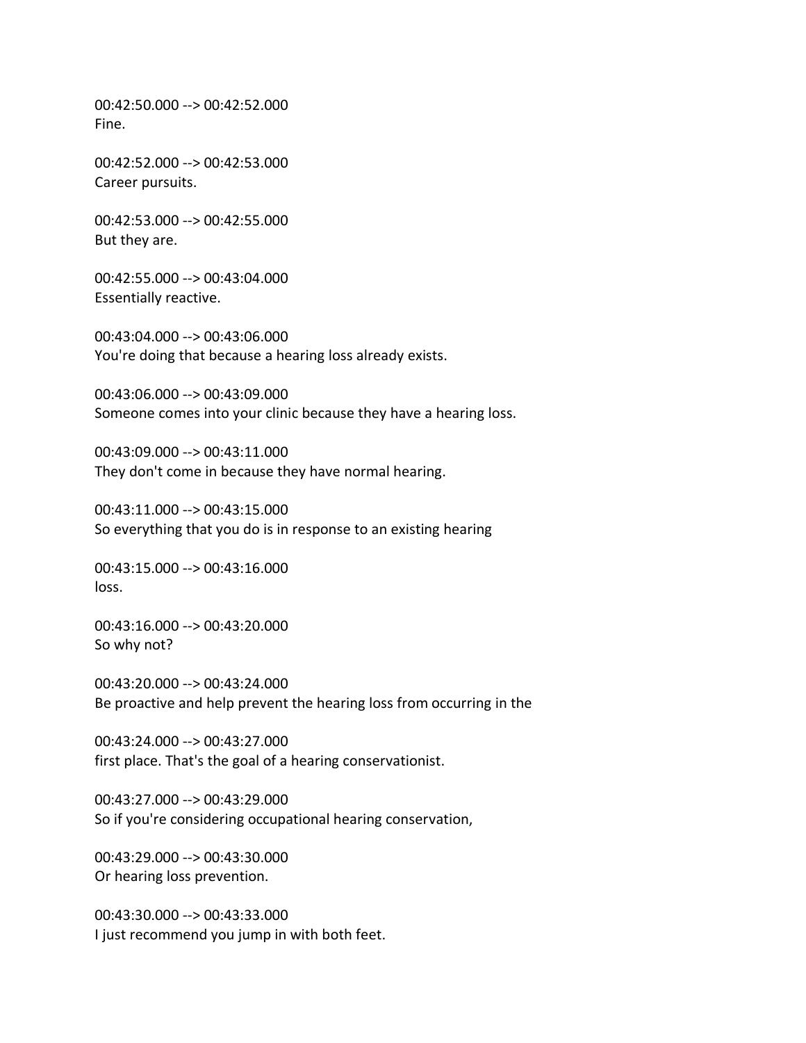00:42:50.000 --> 00:42:52.000
Fine.

00:42:52.000 --> 00:42:53.000
Career pursuits.

00:42:53.000 --> 00:42:55.000
But they are.

00:42:55.000 --> 00:43:04.000
Essentially reactive.

00:43:04.000 --> 00:43:06.000
You're doing that because a hearing loss already exists.

00:43:06.000 --> 00:43:09.000
Someone comes into your clinic because they have a hearing loss.

00:43:09.000 --> 00:43:11.000
They don't come in because they have normal hearing.

00:43:11.000 --> 00:43:15.000
So everything that you do is in response to an existing hearing

00:43:15.000 --> 00:43:16.000
loss.

00:43:16.000 --> 00:43:20.000
So why not?

00:43:20.000 --> 00:43:24.000
Be proactive and help prevent the hearing loss from occurring in the

00:43:24.000 --> 00:43:27.000
first place. That's the goal of a hearing conservationist.

00:43:27.000 --> 00:43:29.000
So if you're considering occupational hearing conservation,

00:43:29.000 --> 00:43:30.000
Or hearing loss prevention.

00:43:30.000 --> 00:43:33.000
I just recommend you jump in with both feet.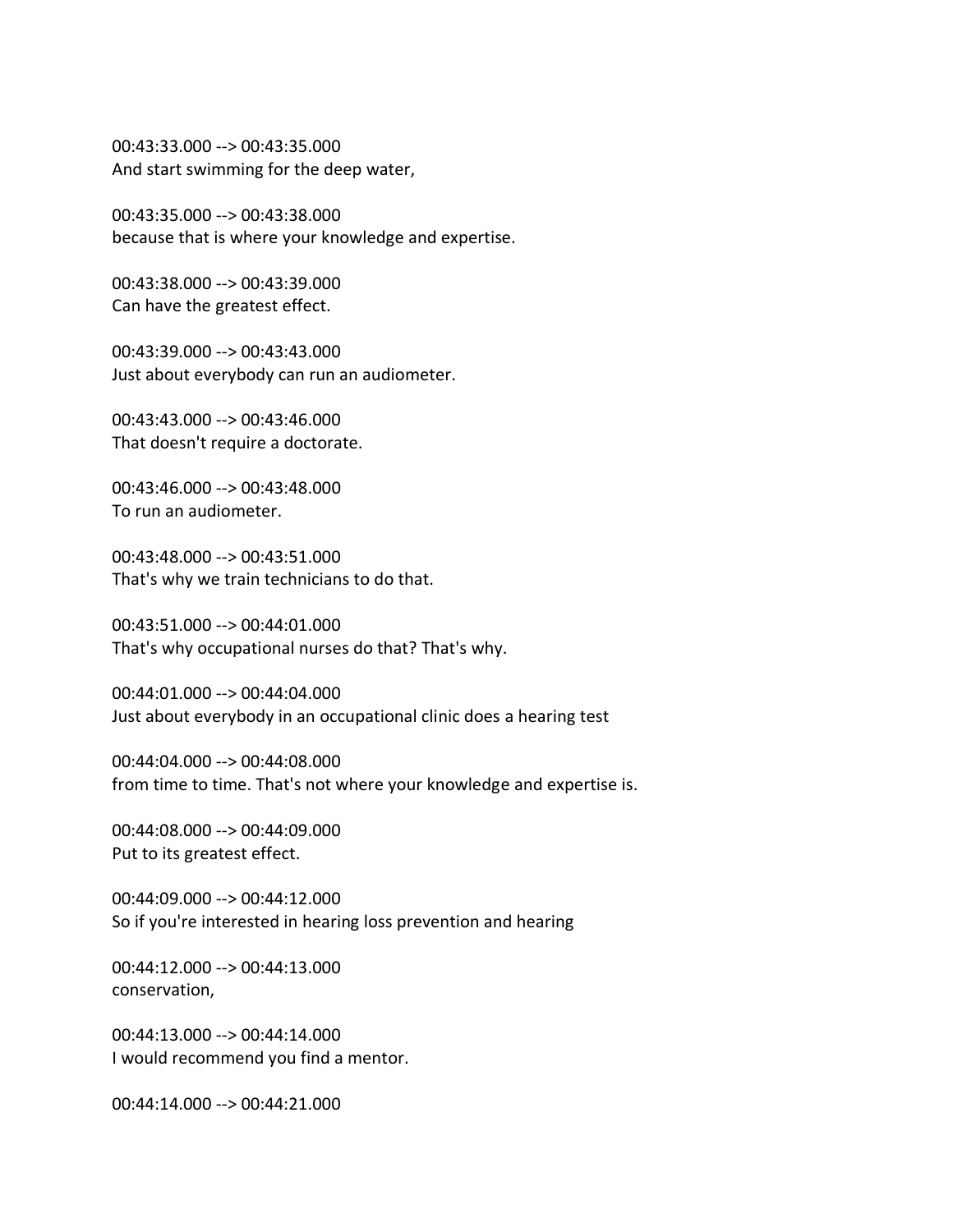00:43:33.000 --> 00:43:35.000
And start swimming for the deep water,

00:43:35.000 --> 00:43:38.000
because that is where your knowledge and expertise.

00:43:38.000 --> 00:43:39.000
Can have the greatest effect.

00:43:39.000 --> 00:43:43.000
Just about everybody can run an audiometer.

00:43:43.000 --> 00:43:46.000
That doesn't require a doctorate.

00:43:46.000 --> 00:43:48.000
To run an audiometer.

00:43:48.000 --> 00:43:51.000
That's why we train technicians to do that.

00:43:51.000 --> 00:44:01.000
That's why occupational nurses do that? That's why.

00:44:01.000 --> 00:44:04.000
Just about everybody in an occupational clinic does a hearing test

00:44:04.000 --> 00:44:08.000
from time to time. That's not where your knowledge and expertise is.

00:44:08.000 --> 00:44:09.000
Put to its greatest effect.

00:44:09.000 --> 00:44:12.000
So if you're interested in hearing loss prevention and hearing

00:44:12.000 --> 00:44:13.000
conservation,

00:44:13.000 --> 00:44:14.000
I would recommend you find a mentor.

00:44:14.000 --> 00:44:21.000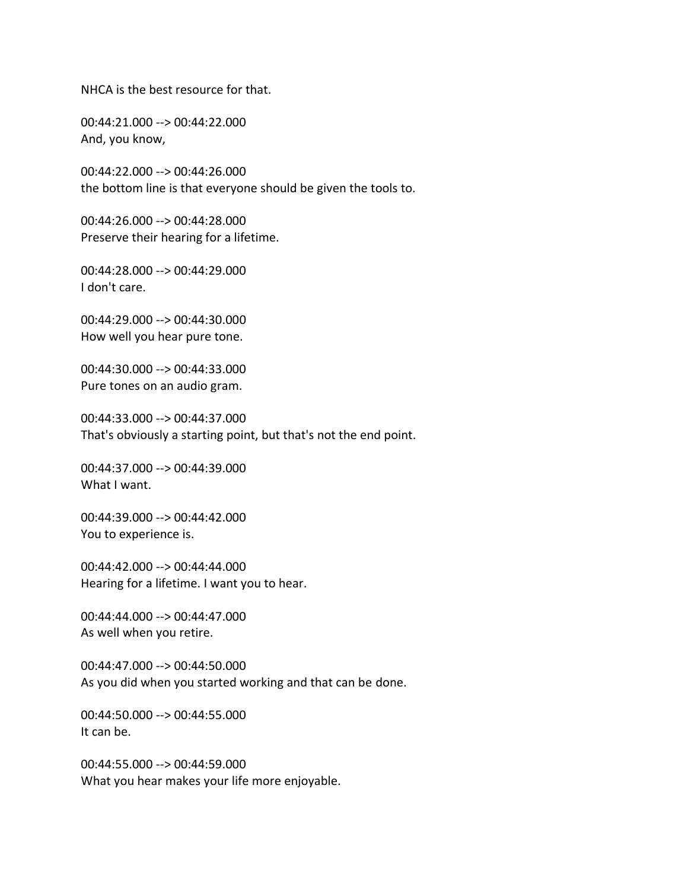NHCA is the best resource for that.

00:44:21.000 --> 00:44:22.000
And, you know,

00:44:22.000 --> 00:44:26.000
the bottom line is that everyone should be given the tools to.

00:44:26.000 --> 00:44:28.000
Preserve their hearing for a lifetime.

00:44:28.000 --> 00:44:29.000
I don't care.

00:44:29.000 --> 00:44:30.000
How well you hear pure tone.

00:44:30.000 --> 00:44:33.000
Pure tones on an audio gram.

00:44:33.000 --> 00:44:37.000
That's obviously a starting point, but that's not the end point.

00:44:37.000 --> 00:44:39.000
What I want.

00:44:39.000 --> 00:44:42.000
You to experience is.

00:44:42.000 --> 00:44:44.000
Hearing for a lifetime. I want you to hear.

00:44:44.000 --> 00:44:47.000
As well when you retire.

00:44:47.000 --> 00:44:50.000
As you did when you started working and that can be done.

00:44:50.000 --> 00:44:55.000
It can be.

00:44:55.000 --> 00:44:59.000
What you hear makes your life more enjoyable.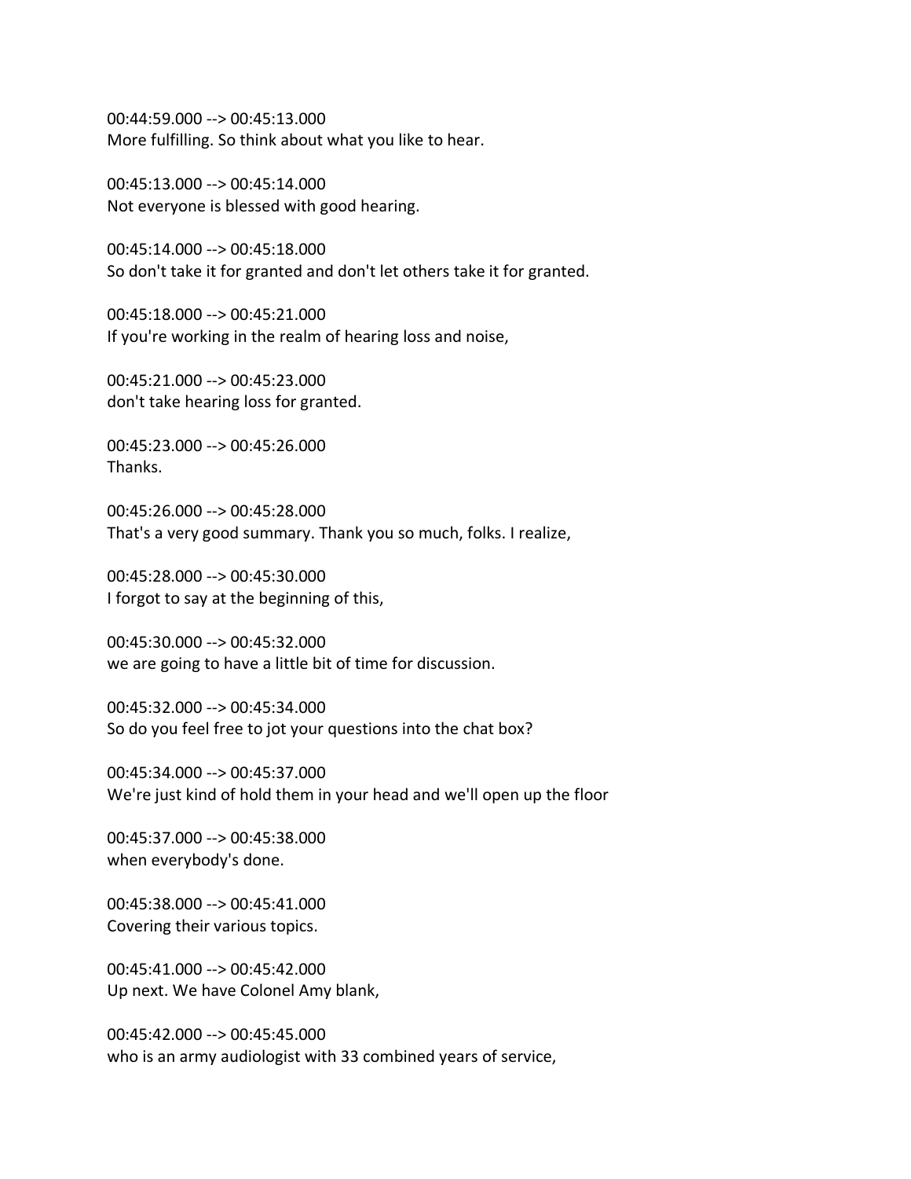00:44:59.000 --> 00:45:13.000
More fulfilling. So think about what you like to hear.

00:45:13.000 --> 00:45:14.000
Not everyone is blessed with good hearing.

00:45:14.000 --> 00:45:18.000
So don't take it for granted and don't let others take it for granted.

00:45:18.000 --> 00:45:21.000
If you're working in the realm of hearing loss and noise,

00:45:21.000 --> 00:45:23.000
don't take hearing loss for granted.

00:45:23.000 --> 00:45:26.000
Thanks.

00:45:26.000 --> 00:45:28.000
That's a very good summary. Thank you so much, folks. I realize,

00:45:28.000 --> 00:45:30.000
I forgot to say at the beginning of this,

00:45:30.000 --> 00:45:32.000
we are going to have a little bit of time for discussion.

00:45:32.000 --> 00:45:34.000
So do you feel free to jot your questions into the chat box?

00:45:34.000 --> 00:45:37.000
We're just kind of hold them in your head and we'll open up the floor

00:45:37.000 --> 00:45:38.000
when everybody's done.

00:45:38.000 --> 00:45:41.000
Covering their various topics.

00:45:41.000 --> 00:45:42.000
Up next. We have Colonel Amy blank,

00:45:42.000 --> 00:45:45.000
who is an army audiologist with 33 combined years of service,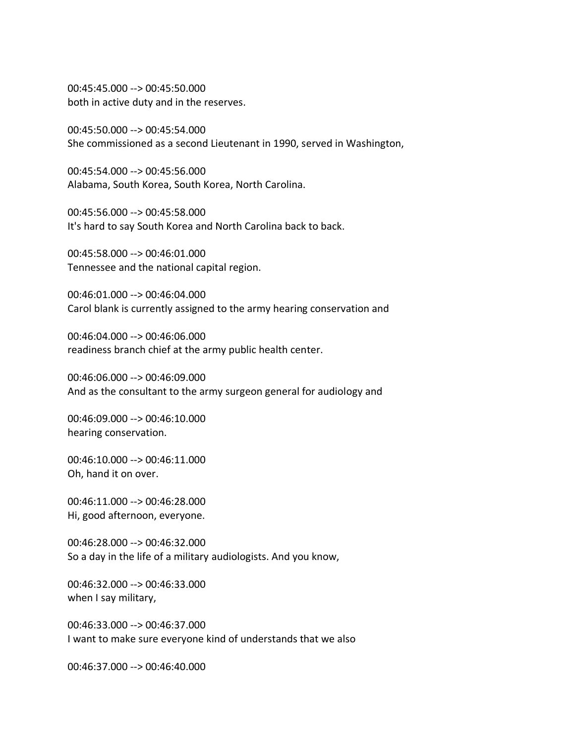00:45:45.000 --> 00:45:50.000
both in active duty and in the reserves.

00:45:50.000 --> 00:45:54.000
She commissioned as a second Lieutenant in 1990, served in Washington,

00:45:54.000 --> 00:45:56.000
Alabama, South Korea, South Korea, North Carolina.

00:45:56.000 --> 00:45:58.000
It's hard to say South Korea and North Carolina back to back.

00:45:58.000 --> 00:46:01.000
Tennessee and the national capital region.

00:46:01.000 --> 00:46:04.000
Carol blank is currently assigned to the army hearing conservation and

00:46:04.000 --> 00:46:06.000
readiness branch chief at the army public health center.

00:46:06.000 --> 00:46:09.000
And as the consultant to the army surgeon general for audiology and

00:46:09.000 --> 00:46:10.000
hearing conservation.

00:46:10.000 --> 00:46:11.000
Oh, hand it on over.

00:46:11.000 --> 00:46:28.000
Hi, good afternoon, everyone.

00:46:28.000 --> 00:46:32.000
So a day in the life of a military audiologists. And you know,

00:46:32.000 --> 00:46:33.000
when I say military,

00:46:33.000 --> 00:46:37.000
I want to make sure everyone kind of understands that we also

00:46:37.000 --> 00:46:40.000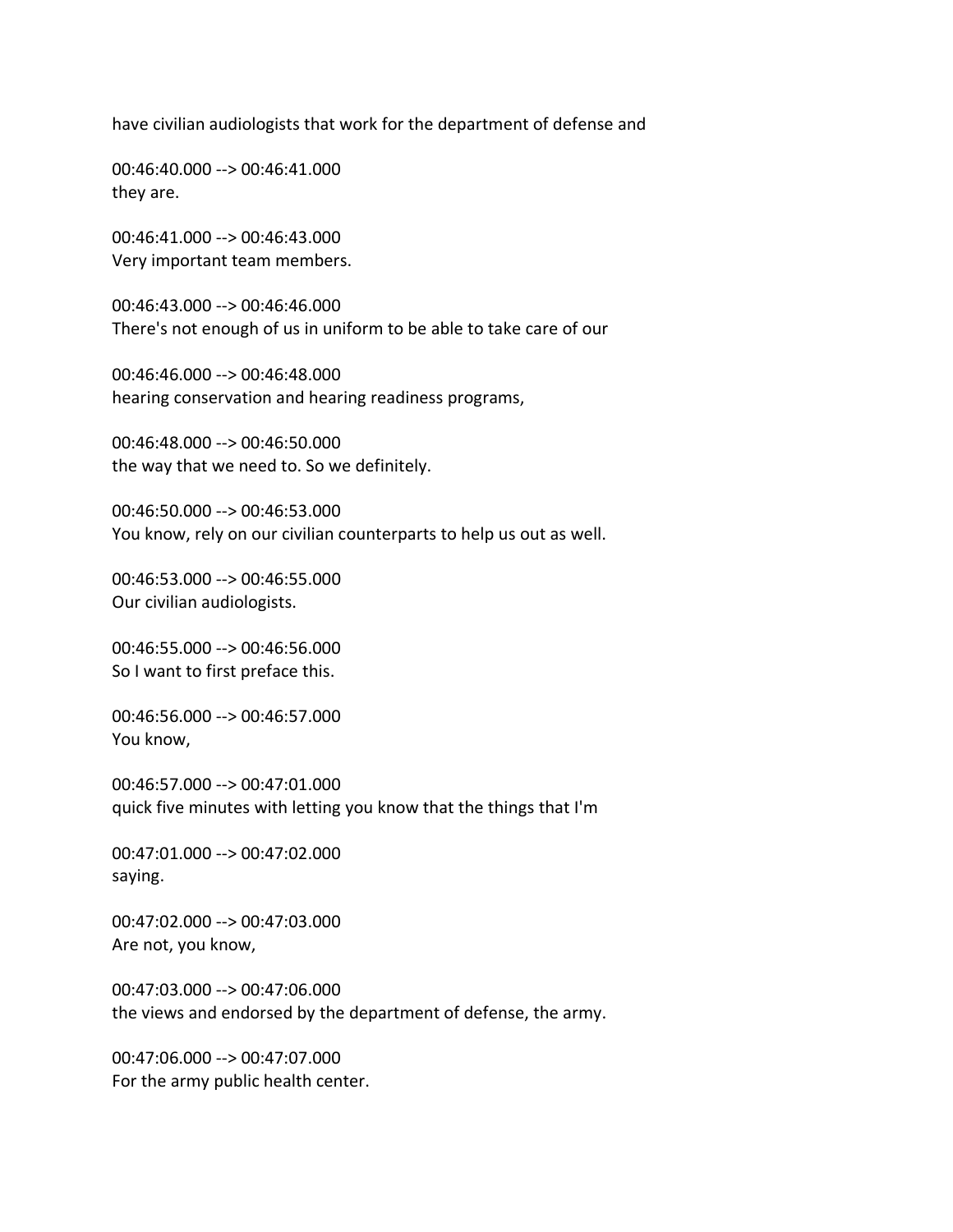have civilian audiologists that work for the department of defense and

00:46:40.000 --> 00:46:41.000
they are.

00:46:41.000 --> 00:46:43.000
Very important team members.

00:46:43.000 --> 00:46:46.000
There's not enough of us in uniform to be able to take care of our

00:46:46.000 --> 00:46:48.000
hearing conservation and hearing readiness programs,

00:46:48.000 --> 00:46:50.000
the way that we need to. So we definitely.

00:46:50.000 --> 00:46:53.000
You know, rely on our civilian counterparts to help us out as well.

00:46:53.000 --> 00:46:55.000
Our civilian audiologists.

00:46:55.000 --> 00:46:56.000
So I want to first preface this.

00:46:56.000 --> 00:46:57.000
You know,

00:46:57.000 --> 00:47:01.000
quick five minutes with letting you know that the things that I'm

00:47:01.000 --> 00:47:02.000
saying.

00:47:02.000 --> 00:47:03.000
Are not, you know,

00:47:03.000 --> 00:47:06.000
the views and endorsed by the department of defense, the army.

00:47:06.000 --> 00:47:07.000
For the army public health center.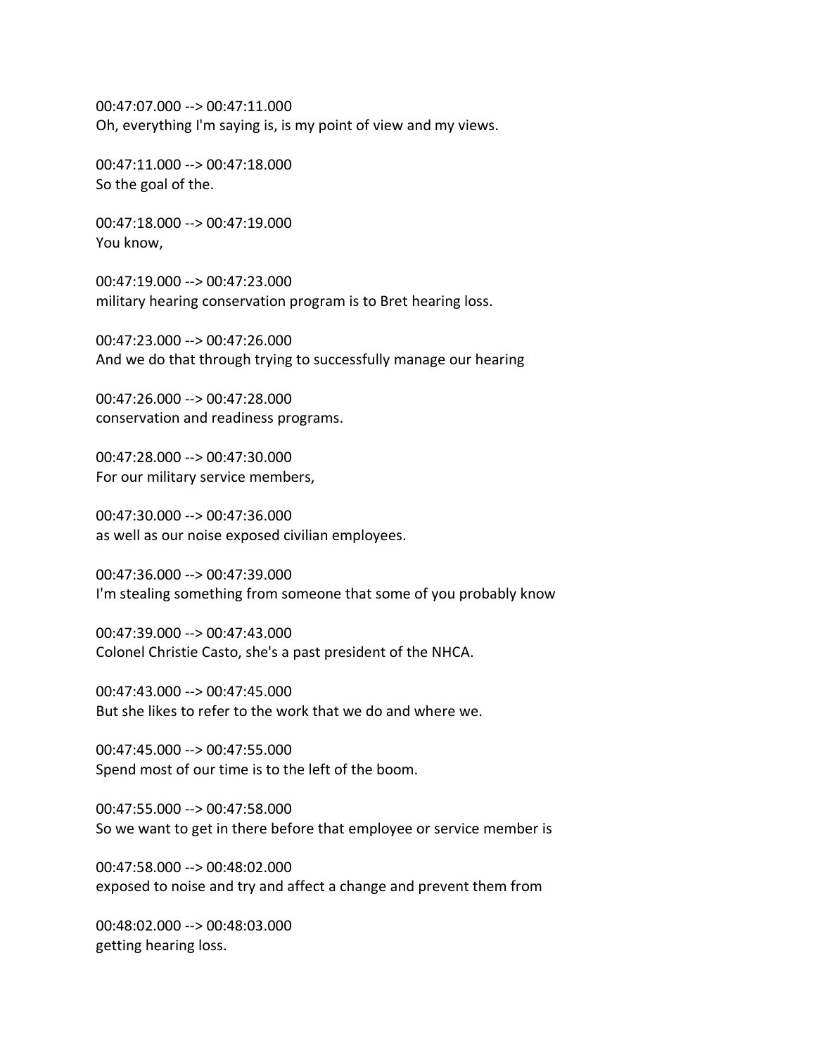00:47:07.000 --> 00:47:11.000
Oh, everything I'm saying is, is my point of view and my views.

00:47:11.000 --> 00:47:18.000
So the goal of the.

00:47:18.000 --> 00:47:19.000
You know,

00:47:19.000 --> 00:47:23.000
military hearing conservation program is to Bret hearing loss.

00:47:23.000 --> 00:47:26.000
And we do that through trying to successfully manage our hearing

00:47:26.000 --> 00:47:28.000
conservation and readiness programs.

00:47:28.000 --> 00:47:30.000
For our military service members,

00:47:30.000 --> 00:47:36.000
as well as our noise exposed civilian employees.

00:47:36.000 --> 00:47:39.000
I'm stealing something from someone that some of you probably know

00:47:39.000 --> 00:47:43.000
Colonel Christie Casto, she's a past president of the NHCA.

00:47:43.000 --> 00:47:45.000
But she likes to refer to the work that we do and where we.

00:47:45.000 --> 00:47:55.000
Spend most of our time is to the left of the boom.

00:47:55.000 --> 00:47:58.000
So we want to get in there before that employee or service member is

00:47:58.000 --> 00:48:02.000
exposed to noise and try and affect a change and prevent them from

00:48:02.000 --> 00:48:03.000
getting hearing loss.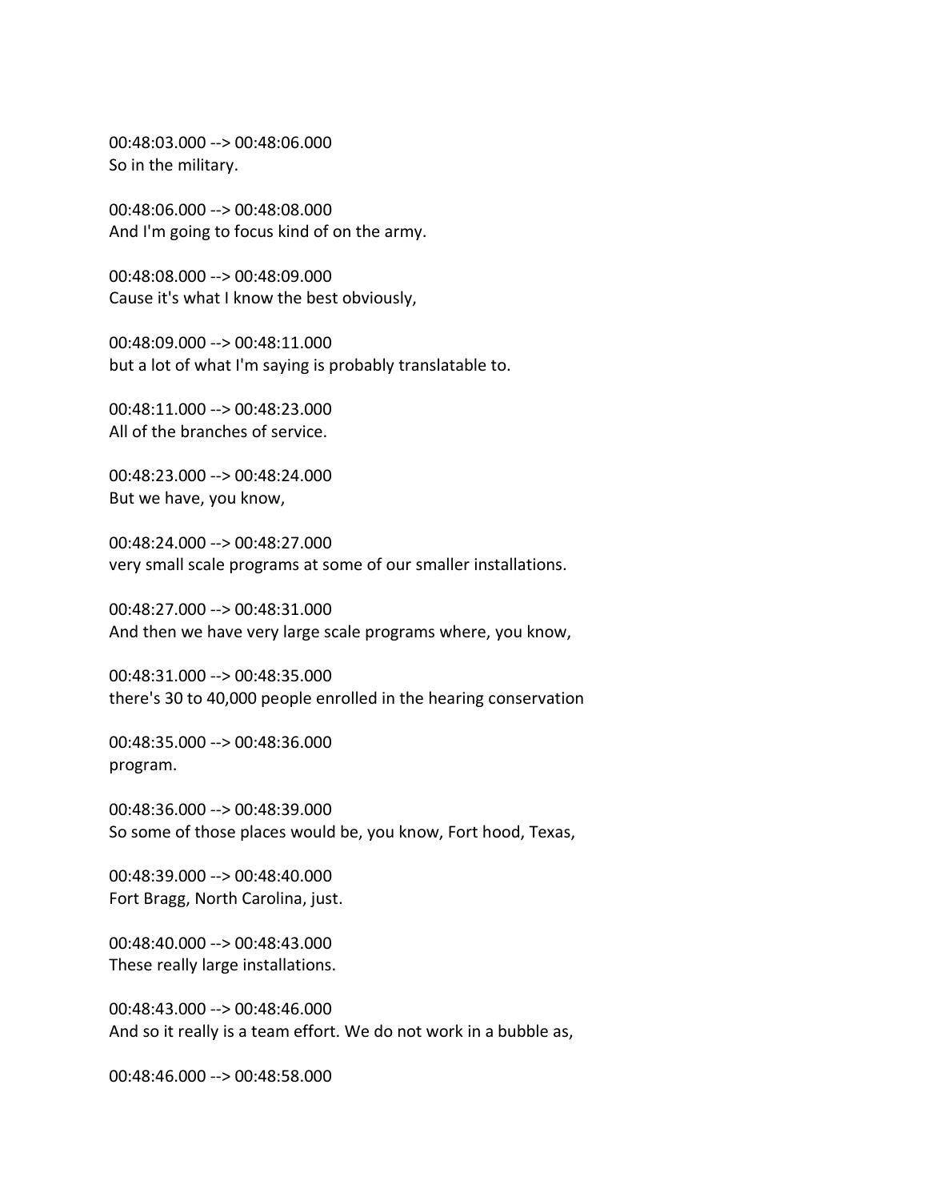00:48:03.000 --> 00:48:06.000
So in the military.

00:48:06.000 --> 00:48:08.000
And I'm going to focus kind of on the army.

00:48:08.000 --> 00:48:09.000
Cause it's what I know the best obviously,

00:48:09.000 --> 00:48:11.000
but a lot of what I'm saying is probably translatable to.

00:48:11.000 --> 00:48:23.000
All of the branches of service.

00:48:23.000 --> 00:48:24.000
But we have, you know,

00:48:24.000 --> 00:48:27.000
very small scale programs at some of our smaller installations.

00:48:27.000 --> 00:48:31.000
And then we have very large scale programs where, you know,

00:48:31.000 --> 00:48:35.000
there's 30 to 40,000 people enrolled in the hearing conservation

00:48:35.000 --> 00:48:36.000
program.

00:48:36.000 --> 00:48:39.000
So some of those places would be, you know, Fort hood, Texas,

00:48:39.000 --> 00:48:40.000
Fort Bragg, North Carolina, just.

00:48:40.000 --> 00:48:43.000
These really large installations.

00:48:43.000 --> 00:48:46.000
And so it really is a team effort. We do not work in a bubble as,

00:48:46.000 --> 00:48:58.000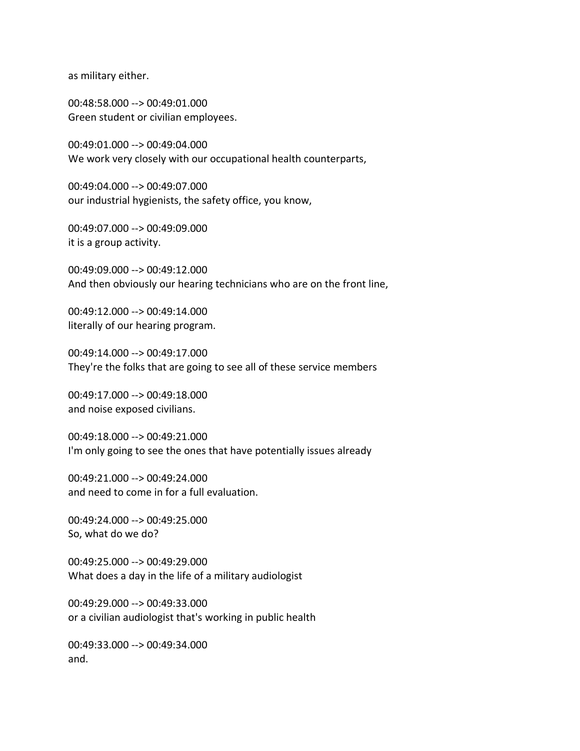as military either.

00:48:58.000 --> 00:49:01.000
Green student or civilian employees.

00:49:01.000 --> 00:49:04.000
We work very closely with our occupational health counterparts,

00:49:04.000 --> 00:49:07.000
our industrial hygienists, the safety office, you know,

00:49:07.000 --> 00:49:09.000
it is a group activity.

00:49:09.000 --> 00:49:12.000
And then obviously our hearing technicians who are on the front line,

00:49:12.000 --> 00:49:14.000
literally of our hearing program.

00:49:14.000 --> 00:49:17.000
They're the folks that are going to see all of these service members

00:49:17.000 --> 00:49:18.000
and noise exposed civilians.

00:49:18.000 --> 00:49:21.000
I'm only going to see the ones that have potentially issues already

00:49:21.000 --> 00:49:24.000
and need to come in for a full evaluation.

00:49:24.000 --> 00:49:25.000
So, what do we do?

00:49:25.000 --> 00:49:29.000
What does a day in the life of a military audiologist

00:49:29.000 --> 00:49:33.000
or a civilian audiologist that's working in public health

00:49:33.000 --> 00:49:34.000
and.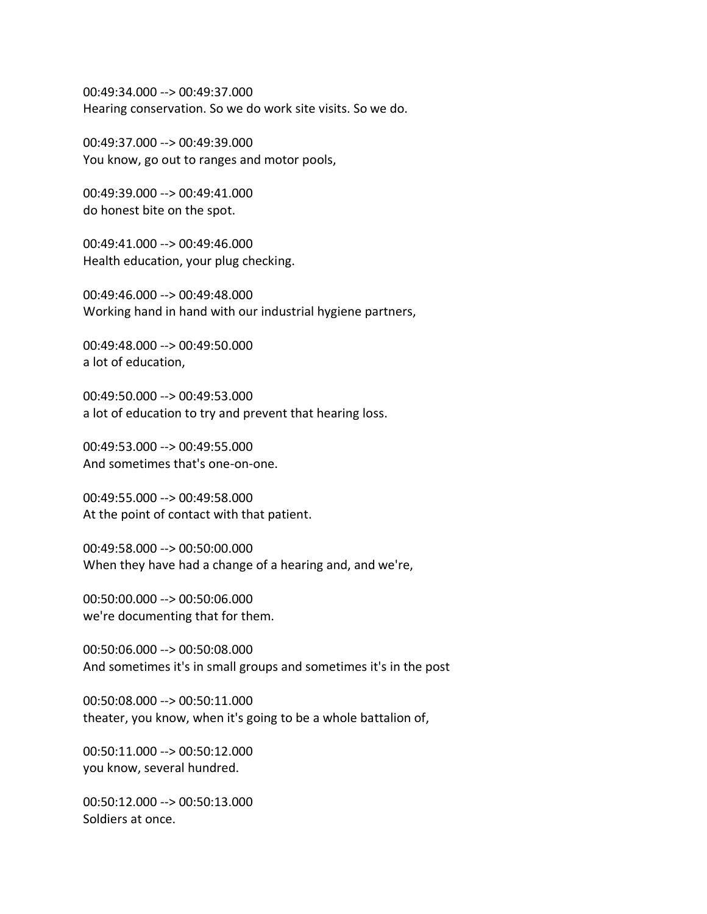00:49:34.000 --> 00:49:37.000
Hearing conservation. So we do work site visits. So we do.

00:49:37.000 --> 00:49:39.000
You know, go out to ranges and motor pools,

00:49:39.000 --> 00:49:41.000
do honest bite on the spot.

00:49:41.000 --> 00:49:46.000
Health education, your plug checking.

00:49:46.000 --> 00:49:48.000
Working hand in hand with our industrial hygiene partners,

00:49:48.000 --> 00:49:50.000
a lot of education,

00:49:50.000 --> 00:49:53.000
a lot of education to try and prevent that hearing loss.

00:49:53.000 --> 00:49:55.000
And sometimes that's one-on-one.

00:49:55.000 --> 00:49:58.000
At the point of contact with that patient.

00:49:58.000 --> 00:50:00.000
When they have had a change of a hearing and, and we're,

00:50:00.000 --> 00:50:06.000
we're documenting that for them.

00:50:06.000 --> 00:50:08.000
And sometimes it's in small groups and sometimes it's in the post

00:50:08.000 --> 00:50:11.000
theater, you know, when it's going to be a whole battalion of,

00:50:11.000 --> 00:50:12.000
you know, several hundred.

00:50:12.000 --> 00:50:13.000
Soldiers at once.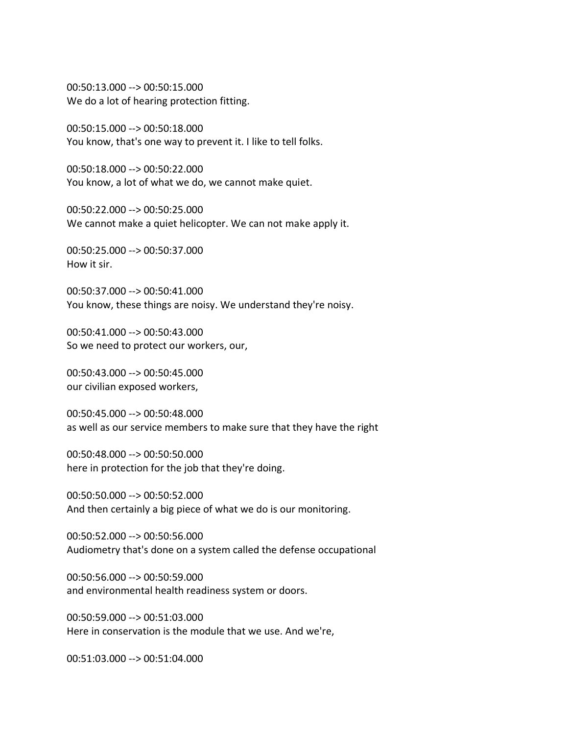00:50:13.000 --> 00:50:15.000
We do a lot of hearing protection fitting.

00:50:15.000 --> 00:50:18.000
You know, that's one way to prevent it. I like to tell folks.

00:50:18.000 --> 00:50:22.000
You know, a lot of what we do, we cannot make quiet.

00:50:22.000 --> 00:50:25.000
We cannot make a quiet helicopter. We can not make apply it.

00:50:25.000 --> 00:50:37.000
How it sir.

00:50:37.000 --> 00:50:41.000
You know, these things are noisy. We understand they're noisy.

00:50:41.000 --> 00:50:43.000
So we need to protect our workers, our,

00:50:43.000 --> 00:50:45.000
our civilian exposed workers,

00:50:45.000 --> 00:50:48.000
as well as our service members to make sure that they have the right

00:50:48.000 --> 00:50:50.000
here in protection for the job that they're doing.

00:50:50.000 --> 00:50:52.000
And then certainly a big piece of what we do is our monitoring.

00:50:52.000 --> 00:50:56.000
Audiometry that's done on a system called the defense occupational

00:50:56.000 --> 00:50:59.000
and environmental health readiness system or doors.

00:50:59.000 --> 00:51:03.000
Here in conservation is the module that we use. And we're,

00:51:03.000 --> 00:51:04.000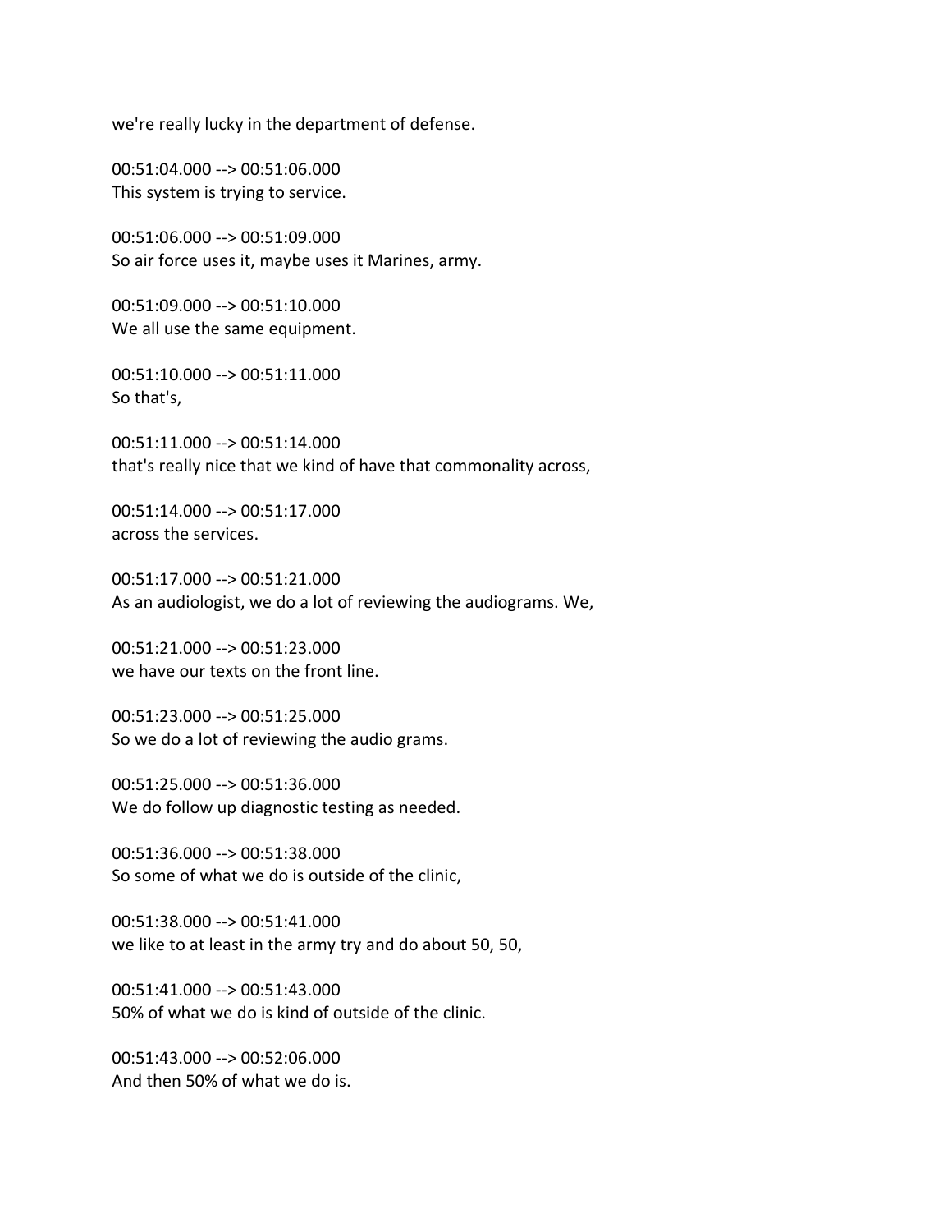we're really lucky in the department of defense.

00:51:04.000 --> 00:51:06.000
This system is trying to service.

00:51:06.000 --> 00:51:09.000
So air force uses it, maybe uses it Marines, army.

00:51:09.000 --> 00:51:10.000
We all use the same equipment.

00:51:10.000 --> 00:51:11.000
So that's,

00:51:11.000 --> 00:51:14.000
that's really nice that we kind of have that commonality across,

00:51:14.000 --> 00:51:17.000
across the services.

00:51:17.000 --> 00:51:21.000
As an audiologist, we do a lot of reviewing the audiograms. We,

00:51:21.000 --> 00:51:23.000
we have our texts on the front line.

00:51:23.000 --> 00:51:25.000
So we do a lot of reviewing the audio grams.

00:51:25.000 --> 00:51:36.000
We do follow up diagnostic testing as needed.

00:51:36.000 --> 00:51:38.000
So some of what we do is outside of the clinic,

00:51:38.000 --> 00:51:41.000
we like to at least in the army try and do about 50, 50,

00:51:41.000 --> 00:51:43.000
50% of what we do is kind of outside of the clinic.

00:51:43.000 --> 00:52:06.000
And then 50% of what we do is.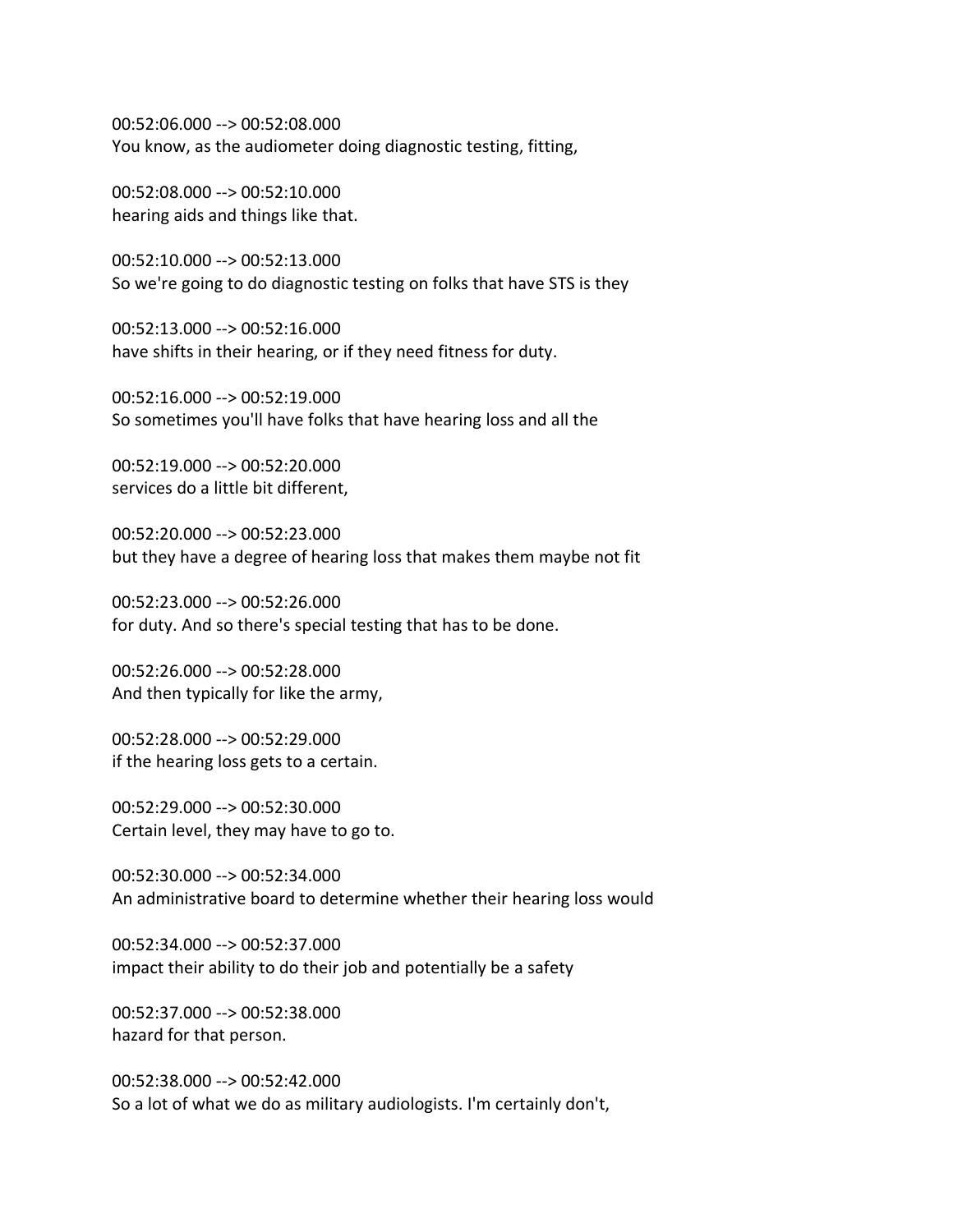00:52:06.000 --> 00:52:08.000
You know, as the audiometer doing diagnostic testing, fitting,

00:52:08.000 --> 00:52:10.000
hearing aids and things like that.

00:52:10.000 --> 00:52:13.000
So we're going to do diagnostic testing on folks that have STS is they

00:52:13.000 --> 00:52:16.000
have shifts in their hearing, or if they need fitness for duty.

00:52:16.000 --> 00:52:19.000
So sometimes you'll have folks that have hearing loss and all the

00:52:19.000 --> 00:52:20.000
services do a little bit different,

00:52:20.000 --> 00:52:23.000
but they have a degree of hearing loss that makes them maybe not fit

00:52:23.000 --> 00:52:26.000
for duty. And so there's special testing that has to be done.

00:52:26.000 --> 00:52:28.000
And then typically for like the army,

00:52:28.000 --> 00:52:29.000
if the hearing loss gets to a certain.

00:52:29.000 --> 00:52:30.000
Certain level, they may have to go to.

00:52:30.000 --> 00:52:34.000
An administrative board to determine whether their hearing loss would

00:52:34.000 --> 00:52:37.000
impact their ability to do their job and potentially be a safety

00:52:37.000 --> 00:52:38.000
hazard for that person.

00:52:38.000 --> 00:52:42.000
So a lot of what we do as military audiologists. I'm certainly don't,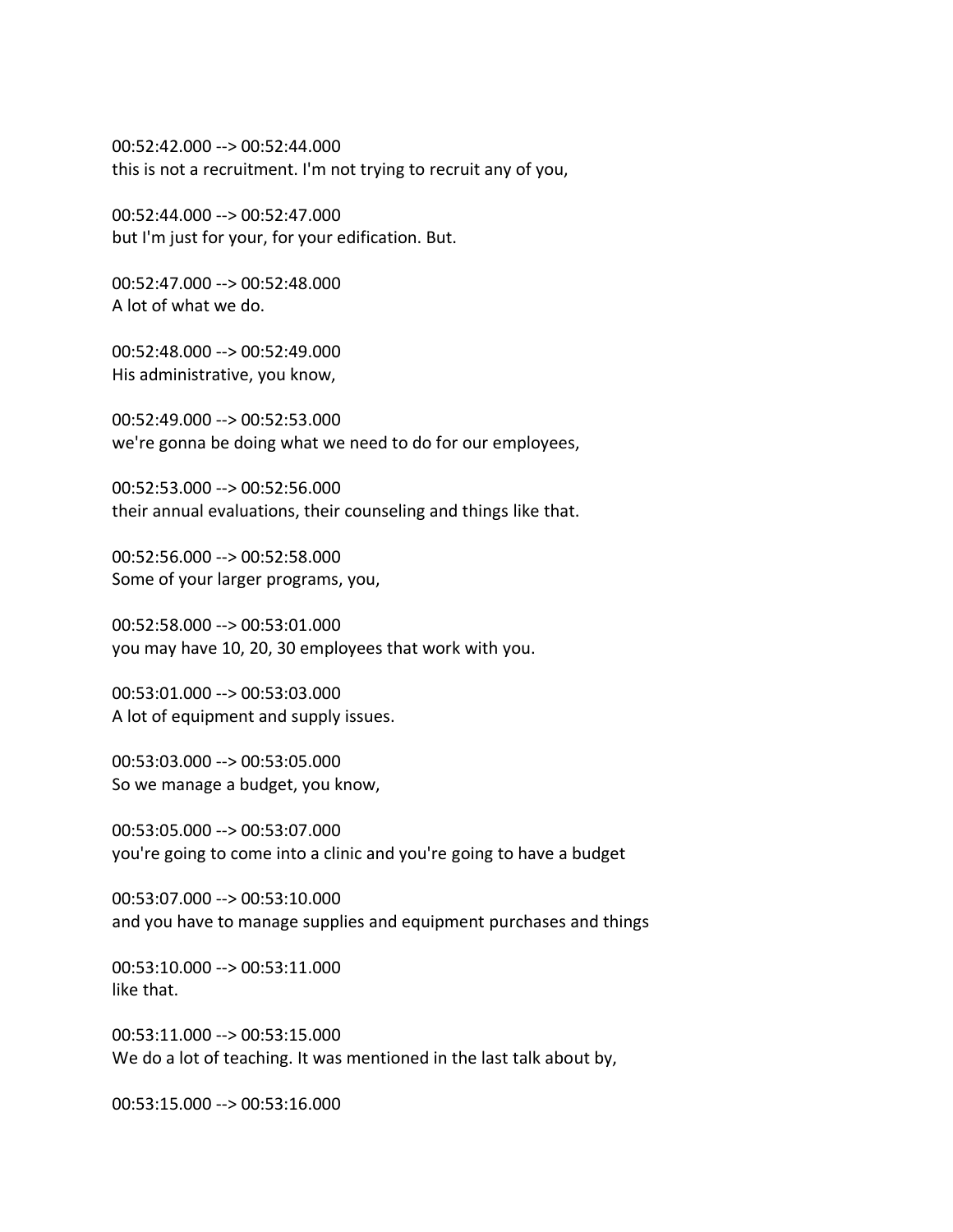00:52:42.000 --> 00:52:44.000
this is not a recruitment. I'm not trying to recruit any of you,

00:52:44.000 --> 00:52:47.000
but I'm just for your, for your edification. But.

00:52:47.000 --> 00:52:48.000
A lot of what we do.

00:52:48.000 --> 00:52:49.000
His administrative, you know,

00:52:49.000 --> 00:52:53.000
we're gonna be doing what we need to do for our employees,

00:52:53.000 --> 00:52:56.000
their annual evaluations, their counseling and things like that.

00:52:56.000 --> 00:52:58.000
Some of your larger programs, you,

00:52:58.000 --> 00:53:01.000
you may have 10, 20, 30 employees that work with you.

00:53:01.000 --> 00:53:03.000
A lot of equipment and supply issues.

00:53:03.000 --> 00:53:05.000
So we manage a budget, you know,

00:53:05.000 --> 00:53:07.000
you're going to come into a clinic and you're going to have a budget

00:53:07.000 --> 00:53:10.000
and you have to manage supplies and equipment purchases and things

00:53:10.000 --> 00:53:11.000
like that.

00:53:11.000 --> 00:53:15.000
We do a lot of teaching. It was mentioned in the last talk about by,

00:53:15.000 --> 00:53:16.000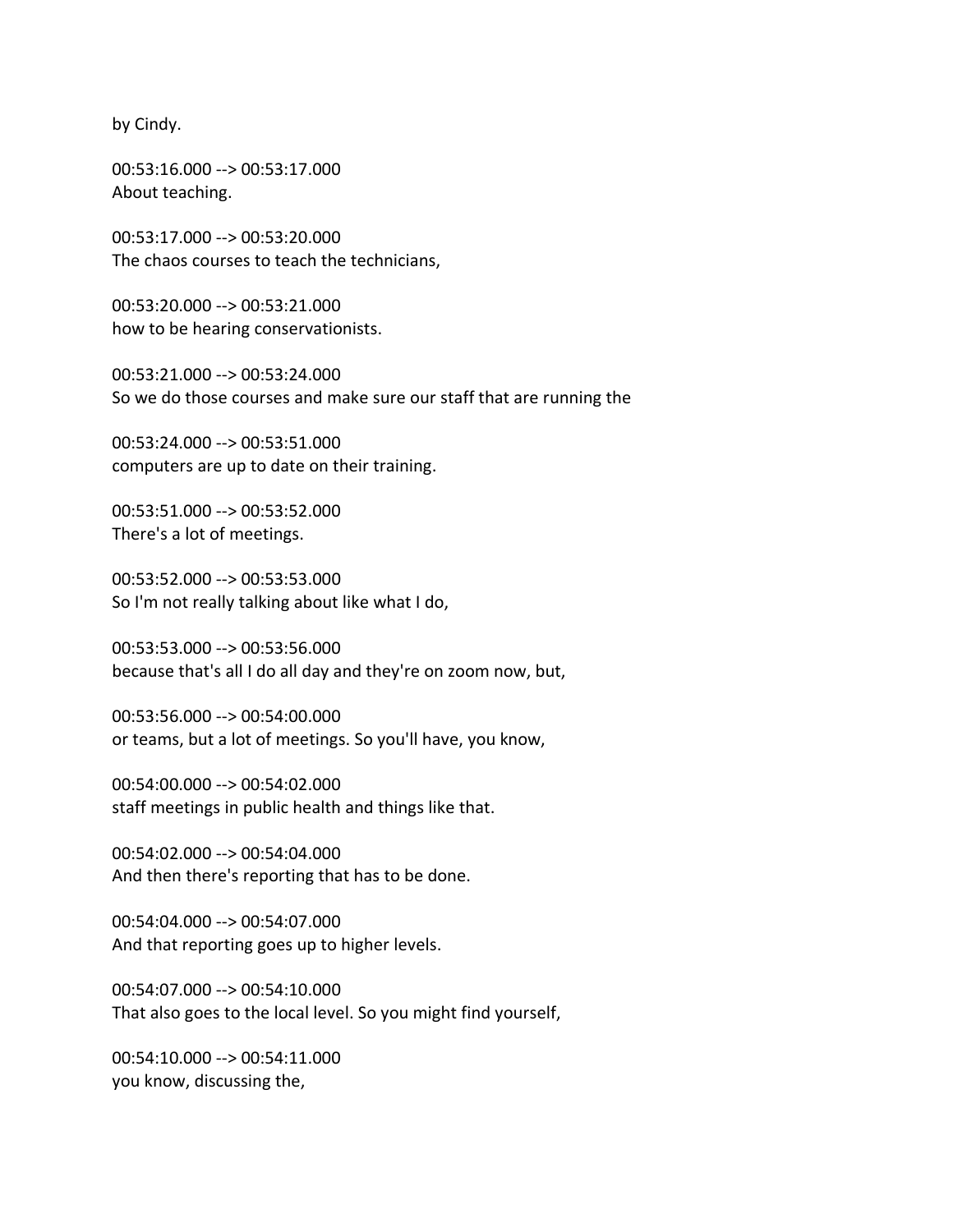by Cindy.

00:53:16.000 --> 00:53:17.000
About teaching.

00:53:17.000 --> 00:53:20.000
The chaos courses to teach the technicians,

00:53:20.000 --> 00:53:21.000
how to be hearing conservationists.

00:53:21.000 --> 00:53:24.000
So we do those courses and make sure our staff that are running the

00:53:24.000 --> 00:53:51.000
computers are up to date on their training.

00:53:51.000 --> 00:53:52.000
There's a lot of meetings.

00:53:52.000 --> 00:53:53.000
So I'm not really talking about like what I do,

00:53:53.000 --> 00:53:56.000
because that's all I do all day and they're on zoom now, but,

00:53:56.000 --> 00:54:00.000
or teams, but a lot of meetings. So you'll have, you know,

00:54:00.000 --> 00:54:02.000
staff meetings in public health and things like that.

00:54:02.000 --> 00:54:04.000
And then there's reporting that has to be done.

00:54:04.000 --> 00:54:07.000
And that reporting goes up to higher levels.

00:54:07.000 --> 00:54:10.000
That also goes to the local level. So you might find yourself,

00:54:10.000 --> 00:54:11.000
you know, discussing the,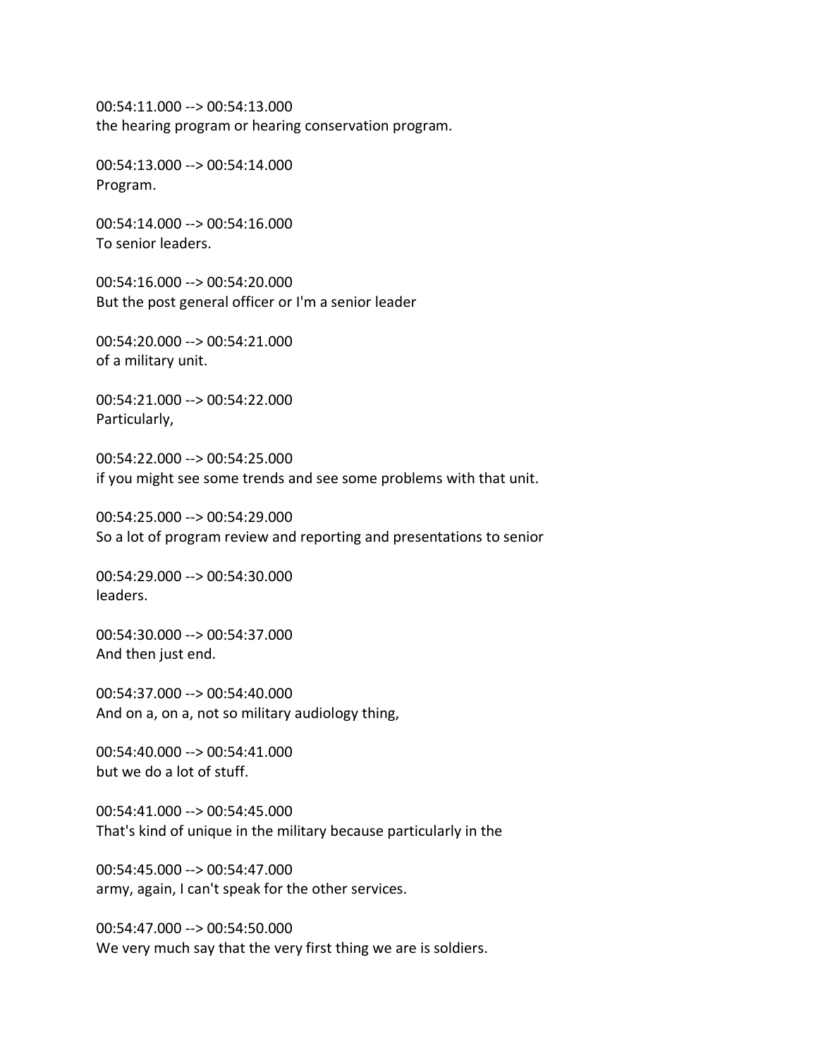00:54:11.000 --> 00:54:13.000
the hearing program or hearing conservation program.

00:54:13.000 --> 00:54:14.000
Program.

00:54:14.000 --> 00:54:16.000
To senior leaders.

00:54:16.000 --> 00:54:20.000
But the post general officer or I'm a senior leader

00:54:20.000 --> 00:54:21.000
of a military unit.

00:54:21.000 --> 00:54:22.000
Particularly,

00:54:22.000 --> 00:54:25.000
if you might see some trends and see some problems with that unit.

00:54:25.000 --> 00:54:29.000
So a lot of program review and reporting and presentations to senior

00:54:29.000 --> 00:54:30.000
leaders.

00:54:30.000 --> 00:54:37.000
And then just end.

00:54:37.000 --> 00:54:40.000
And on a, on a, not so military audiology thing,

00:54:40.000 --> 00:54:41.000
but we do a lot of stuff.

00:54:41.000 --> 00:54:45.000
That's kind of unique in the military because particularly in the

00:54:45.000 --> 00:54:47.000
army, again, I can't speak for the other services.

00:54:47.000 --> 00:54:50.000
We very much say that the very first thing we are is soldiers.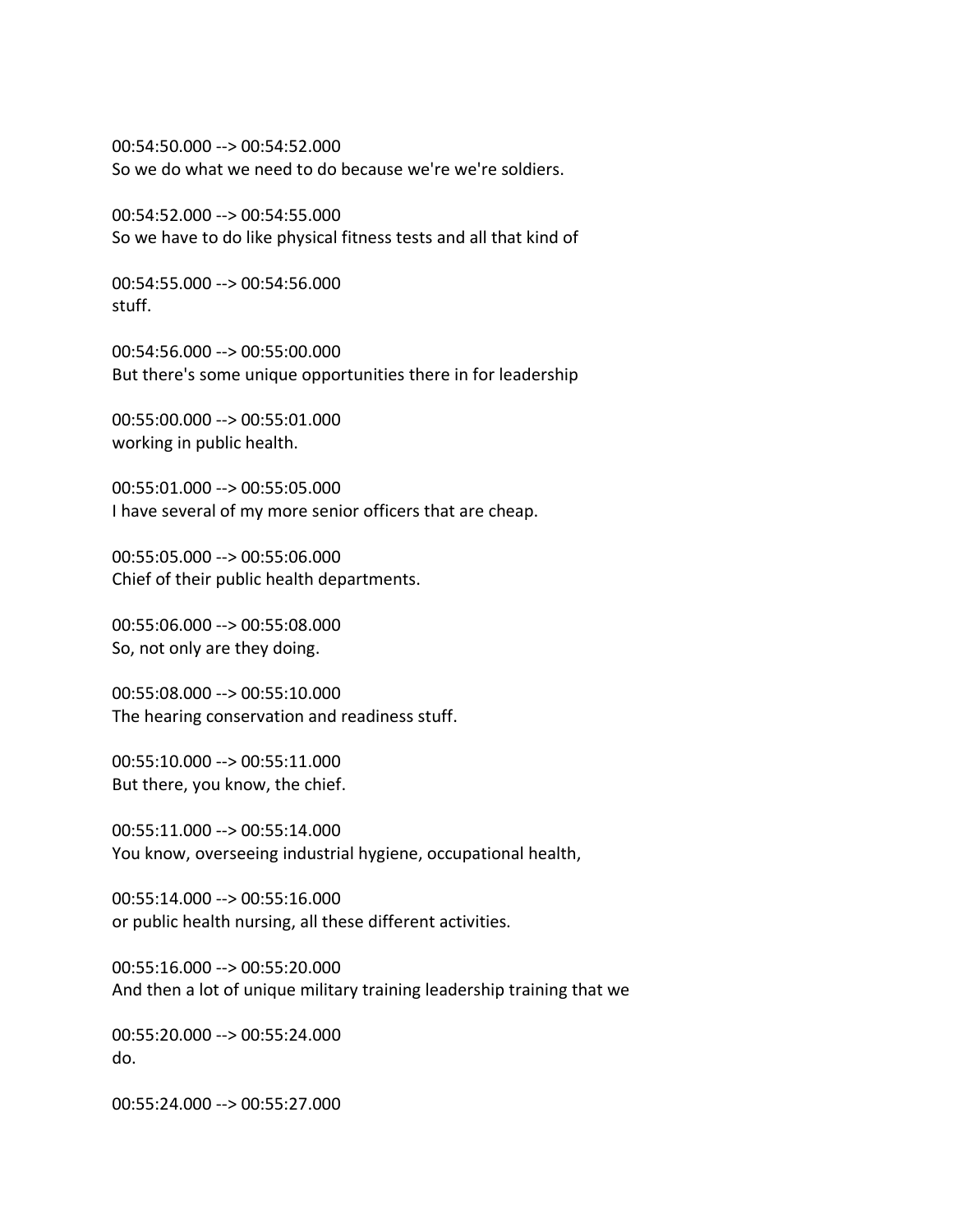00:54:50.000 --> 00:54:52.000
So we do what we need to do because we're we're soldiers.

00:54:52.000 --> 00:54:55.000
So we have to do like physical fitness tests and all that kind of

00:54:55.000 --> 00:54:56.000
stuff.

00:54:56.000 --> 00:55:00.000
But there's some unique opportunities there in for leadership

00:55:00.000 --> 00:55:01.000
working in public health.

00:55:01.000 --> 00:55:05.000
I have several of my more senior officers that are cheap.

00:55:05.000 --> 00:55:06.000
Chief of their public health departments.

00:55:06.000 --> 00:55:08.000
So, not only are they doing.

00:55:08.000 --> 00:55:10.000
The hearing conservation and readiness stuff.

00:55:10.000 --> 00:55:11.000
But there, you know, the chief.

00:55:11.000 --> 00:55:14.000
You know, overseeing industrial hygiene, occupational health,

00:55:14.000 --> 00:55:16.000
or public health nursing, all these different activities.

00:55:16.000 --> 00:55:20.000
And then a lot of unique military training leadership training that we

00:55:20.000 --> 00:55:24.000
do.

00:55:24.000 --> 00:55:27.000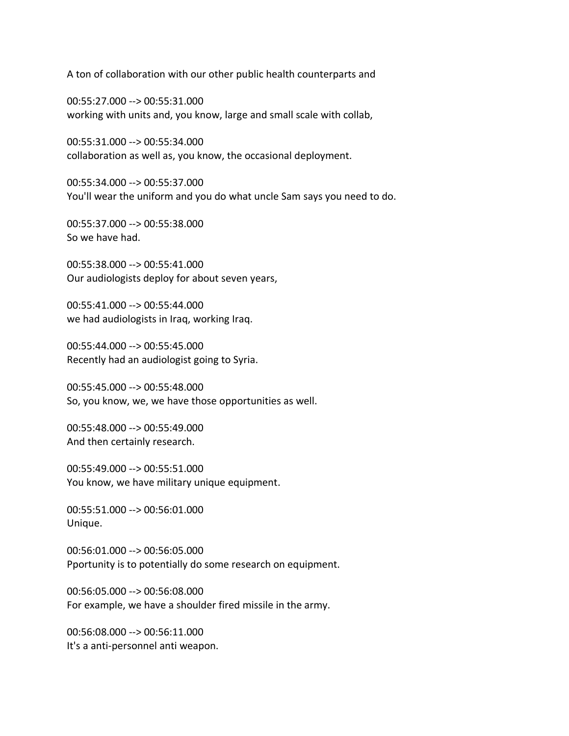A ton of collaboration with our other public health counterparts and

00:55:27.000 --> 00:55:31.000
working with units and, you know, large and small scale with collab,

00:55:31.000 --> 00:55:34.000
collaboration as well as, you know, the occasional deployment.

00:55:34.000 --> 00:55:37.000
You'll wear the uniform and you do what uncle Sam says you need to do.

00:55:37.000 --> 00:55:38.000
So we have had.

00:55:38.000 --> 00:55:41.000
Our audiologists deploy for about seven years,

00:55:41.000 --> 00:55:44.000
we had audiologists in Iraq, working Iraq.

00:55:44.000 --> 00:55:45.000
Recently had an audiologist going to Syria.

00:55:45.000 --> 00:55:48.000
So, you know, we, we have those opportunities as well.

00:55:48.000 --> 00:55:49.000
And then certainly research.

00:55:49.000 --> 00:55:51.000
You know, we have military unique equipment.

00:55:51.000 --> 00:56:01.000
Unique.

00:56:01.000 --> 00:56:05.000
Pportunity is to potentially do some research on equipment.

00:56:05.000 --> 00:56:08.000
For example, we have a shoulder fired missile in the army.

00:56:08.000 --> 00:56:11.000
It's a anti-personnel anti weapon.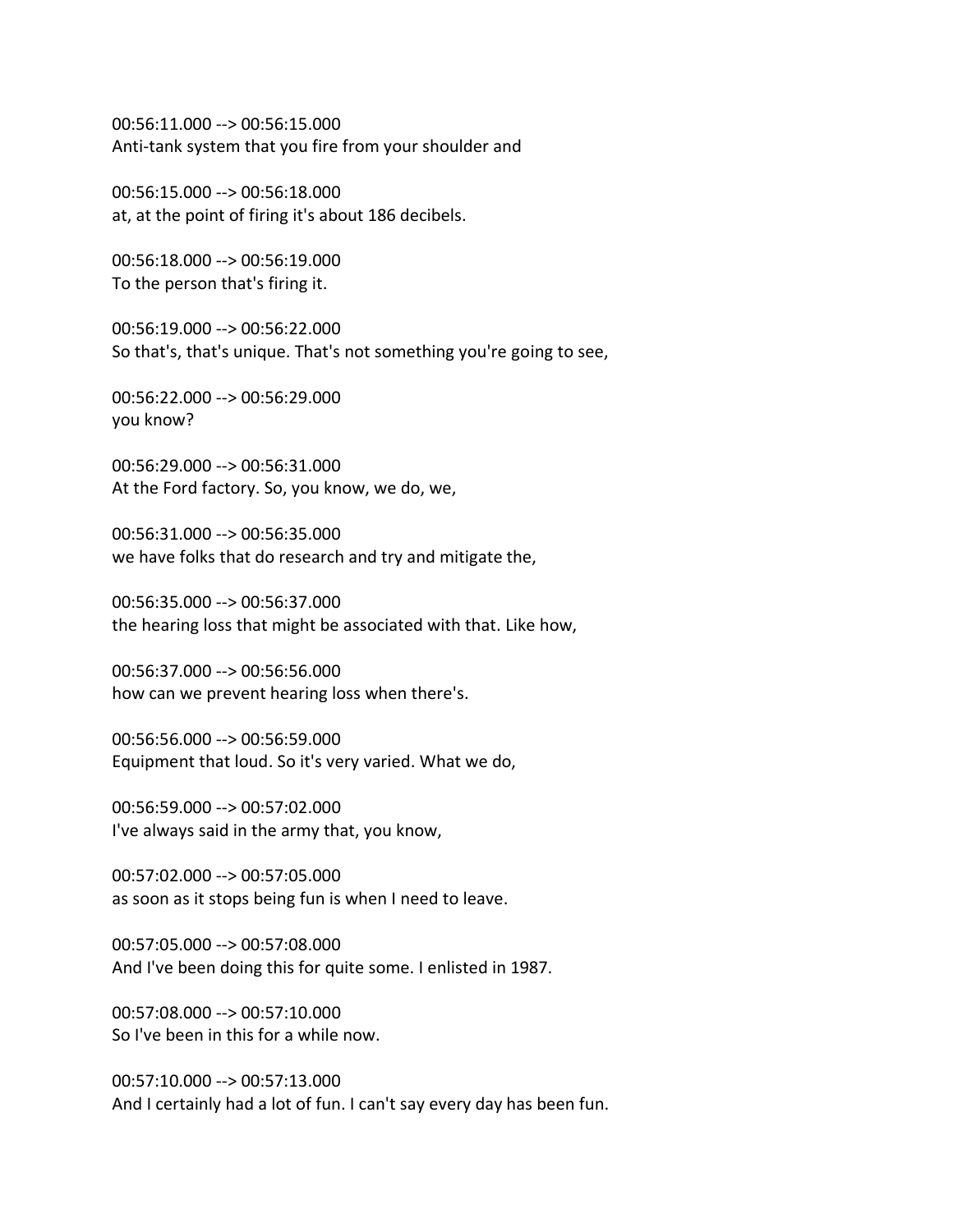00:56:11.000 --> 00:56:15.000
Anti-tank system that you fire from your shoulder and

00:56:15.000 --> 00:56:18.000
at, at the point of firing it's about 186 decibels.

00:56:18.000 --> 00:56:19.000
To the person that's firing it.

00:56:19.000 --> 00:56:22.000
So that's, that's unique. That's not something you're going to see,

00:56:22.000 --> 00:56:29.000
you know?

00:56:29.000 --> 00:56:31.000
At the Ford factory. So, you know, we do, we,

00:56:31.000 --> 00:56:35.000
we have folks that do research and try and mitigate the,

00:56:35.000 --> 00:56:37.000
the hearing loss that might be associated with that. Like how,

00:56:37.000 --> 00:56:56.000
how can we prevent hearing loss when there's.

00:56:56.000 --> 00:56:59.000
Equipment that loud. So it's very varied. What we do,

00:56:59.000 --> 00:57:02.000
I've always said in the army that, you know,

00:57:02.000 --> 00:57:05.000
as soon as it stops being fun is when I need to leave.

00:57:05.000 --> 00:57:08.000
And I've been doing this for quite some. I enlisted in 1987.

00:57:08.000 --> 00:57:10.000
So I've been in this for a while now.

00:57:10.000 --> 00:57:13.000
And I certainly had a lot of fun. I can't say every day has been fun.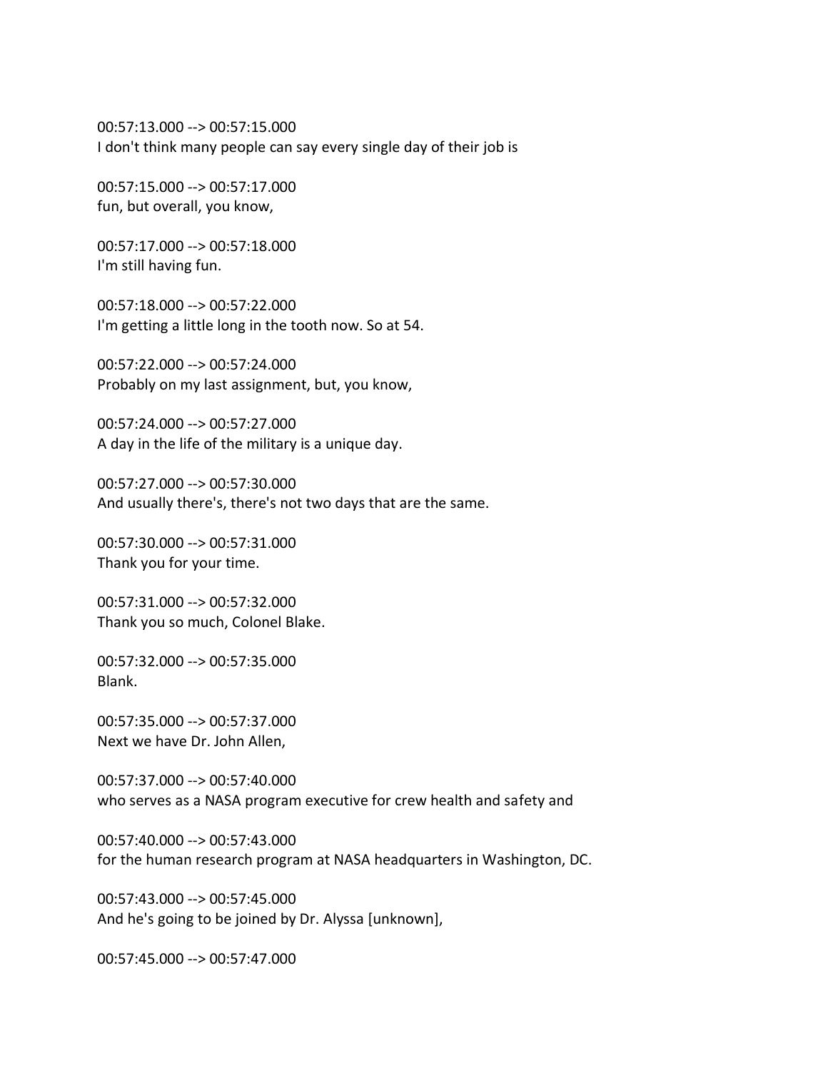00:57:13.000 --> 00:57:15.000
I don't think many people can say every single day of their job is

00:57:15.000 --> 00:57:17.000
fun, but overall, you know,

00:57:17.000 --> 00:57:18.000
I'm still having fun.

00:57:18.000 --> 00:57:22.000
I'm getting a little long in the tooth now. So at 54.

00:57:22.000 --> 00:57:24.000
Probably on my last assignment, but, you know,

00:57:24.000 --> 00:57:27.000
A day in the life of the military is a unique day.

00:57:27.000 --> 00:57:30.000
And usually there's, there's not two days that are the same.

00:57:30.000 --> 00:57:31.000
Thank you for your time.

00:57:31.000 --> 00:57:32.000
Thank you so much, Colonel Blake.

00:57:32.000 --> 00:57:35.000
Blank.

00:57:35.000 --> 00:57:37.000
Next we have Dr. John Allen,

00:57:37.000 --> 00:57:40.000
who serves as a NASA program executive for crew health and safety and

00:57:40.000 --> 00:57:43.000
for the human research program at NASA headquarters in Washington, DC.

00:57:43.000 --> 00:57:45.000
And he's going to be joined by Dr. Alyssa [unknown],

00:57:45.000 --> 00:57:47.000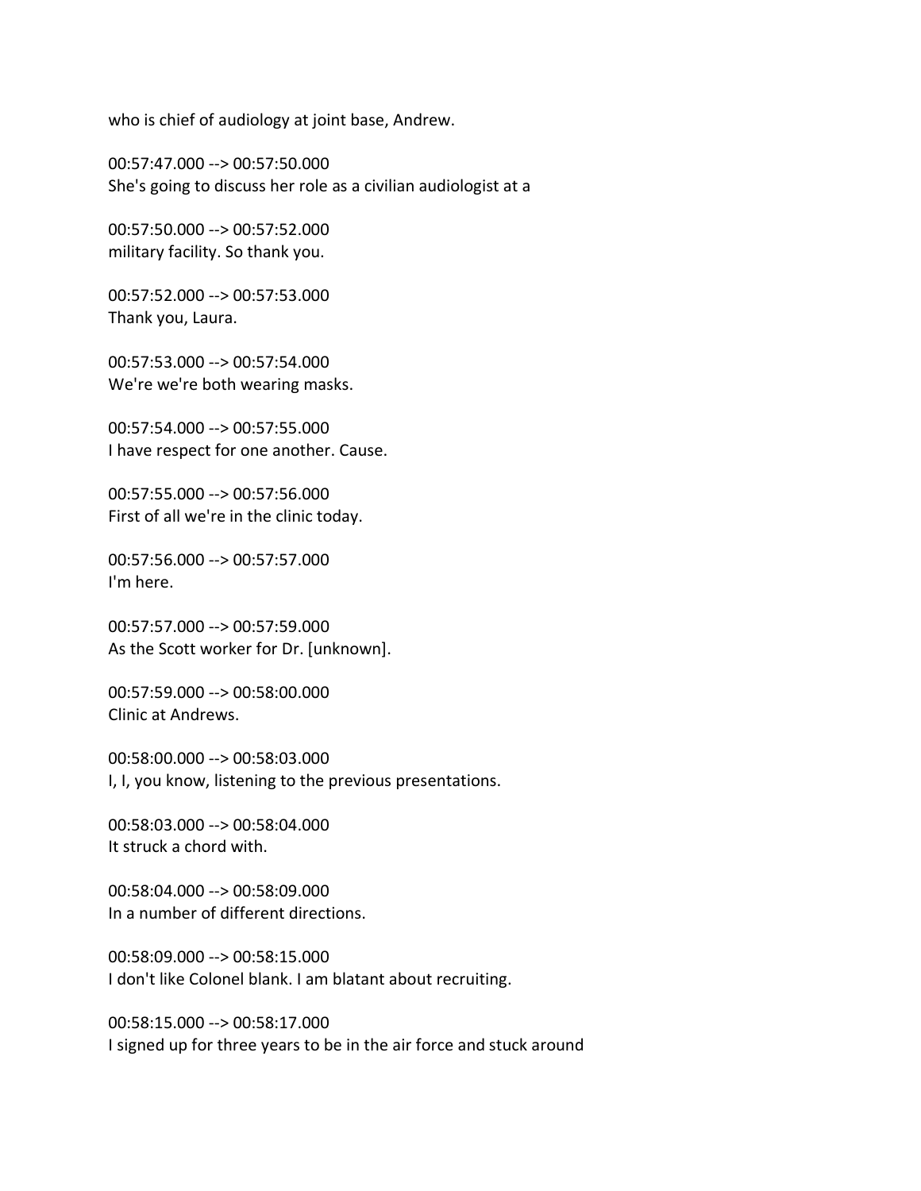who is chief of audiology at joint base, Andrew.

00:57:47.000 --> 00:57:50.000
She's going to discuss her role as a civilian audiologist at a

00:57:50.000 --> 00:57:52.000
military facility. So thank you.

00:57:52.000 --> 00:57:53.000
Thank you, Laura.

00:57:53.000 --> 00:57:54.000
We're we're both wearing masks.

00:57:54.000 --> 00:57:55.000
I have respect for one another. Cause.

00:57:55.000 --> 00:57:56.000
First of all we're in the clinic today.

00:57:56.000 --> 00:57:57.000
I'm here.

00:57:57.000 --> 00:57:59.000
As the Scott worker for Dr. [unknown].

00:57:59.000 --> 00:58:00.000
Clinic at Andrews.

00:58:00.000 --> 00:58:03.000
I, I, you know, listening to the previous presentations.

00:58:03.000 --> 00:58:04.000
It struck a chord with.

00:58:04.000 --> 00:58:09.000
In a number of different directions.

00:58:09.000 --> 00:58:15.000
I don't like Colonel blank. I am blatant about recruiting.

00:58:15.000 --> 00:58:17.000
I signed up for three years to be in the air force and stuck around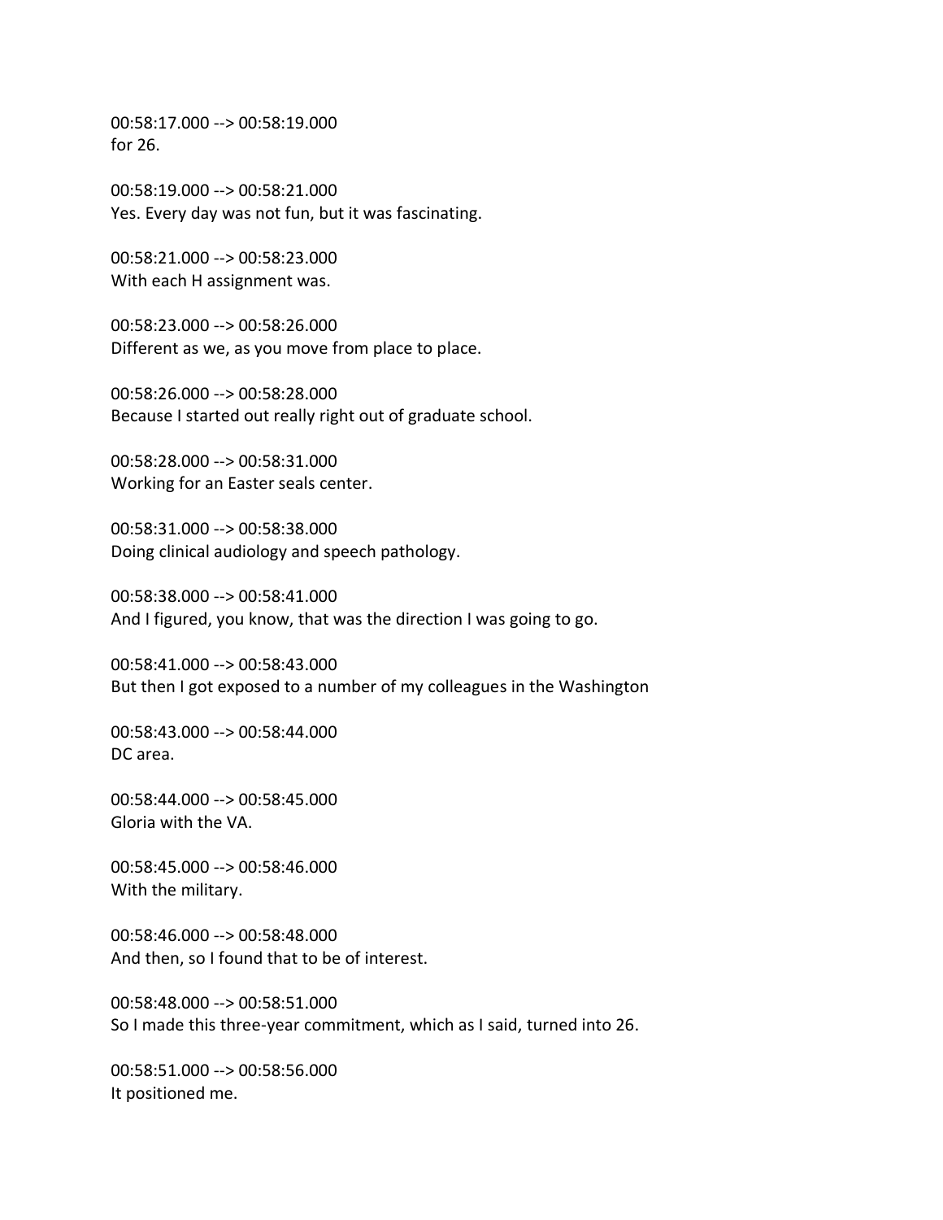00:58:17.000 --> 00:58:19.000
for 26.

00:58:19.000 --> 00:58:21.000
Yes. Every day was not fun, but it was fascinating.

00:58:21.000 --> 00:58:23.000
With each H assignment was.

00:58:23.000 --> 00:58:26.000
Different as we, as you move from place to place.

00:58:26.000 --> 00:58:28.000
Because I started out really right out of graduate school.

00:58:28.000 --> 00:58:31.000
Working for an Easter seals center.

00:58:31.000 --> 00:58:38.000
Doing clinical audiology and speech pathology.

00:58:38.000 --> 00:58:41.000
And I figured, you know, that was the direction I was going to go.

00:58:41.000 --> 00:58:43.000
But then I got exposed to a number of my colleagues in the Washington

00:58:43.000 --> 00:58:44.000
DC area.

00:58:44.000 --> 00:58:45.000
Gloria with the VA.

00:58:45.000 --> 00:58:46.000
With the military.

00:58:46.000 --> 00:58:48.000
And then, so I found that to be of interest.

00:58:48.000 --> 00:58:51.000
So I made this three-year commitment, which as I said, turned into 26.

00:58:51.000 --> 00:58:56.000
It positioned me.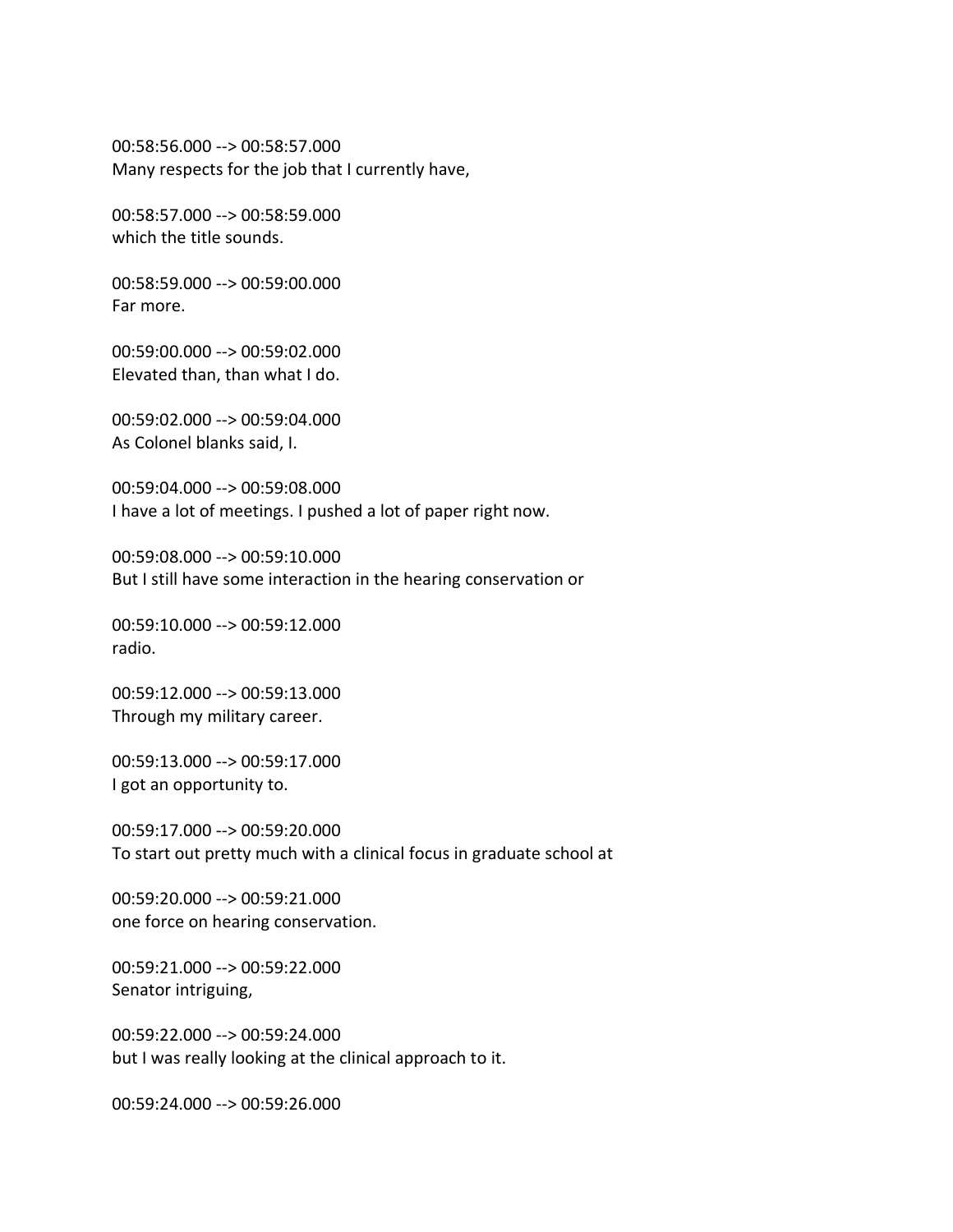00:58:56.000 --> 00:58:57.000
Many respects for the job that I currently have,

00:58:57.000 --> 00:58:59.000
which the title sounds.

00:58:59.000 --> 00:59:00.000
Far more.

00:59:00.000 --> 00:59:02.000
Elevated than, than what I do.

00:59:02.000 --> 00:59:04.000
As Colonel blanks said, I.

00:59:04.000 --> 00:59:08.000
I have a lot of meetings. I pushed a lot of paper right now.

00:59:08.000 --> 00:59:10.000
But I still have some interaction in the hearing conservation or

00:59:10.000 --> 00:59:12.000
radio.

00:59:12.000 --> 00:59:13.000
Through my military career.

00:59:13.000 --> 00:59:17.000
I got an opportunity to.

00:59:17.000 --> 00:59:20.000
To start out pretty much with a clinical focus in graduate school at

00:59:20.000 --> 00:59:21.000
one force on hearing conservation.

00:59:21.000 --> 00:59:22.000
Senator intriguing,

00:59:22.000 --> 00:59:24.000
but I was really looking at the clinical approach to it.

00:59:24.000 --> 00:59:26.000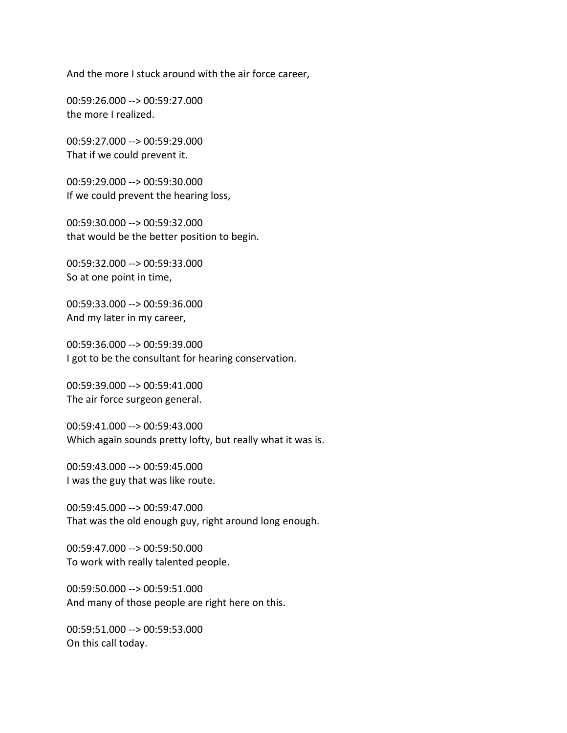And the more I stuck around with the air force career,

00:59:26.000 --> 00:59:27.000
the more I realized.

00:59:27.000 --> 00:59:29.000
That if we could prevent it.

00:59:29.000 --> 00:59:30.000
If we could prevent the hearing loss,

00:59:30.000 --> 00:59:32.000
that would be the better position to begin.

00:59:32.000 --> 00:59:33.000
So at one point in time,

00:59:33.000 --> 00:59:36.000
And my later in my career,

00:59:36.000 --> 00:59:39.000
I got to be the consultant for hearing conservation.

00:59:39.000 --> 00:59:41.000
The air force surgeon general.

00:59:41.000 --> 00:59:43.000
Which again sounds pretty lofty, but really what it was is.

00:59:43.000 --> 00:59:45.000
I was the guy that was like route.

00:59:45.000 --> 00:59:47.000
That was the old enough guy, right around long enough.

00:59:47.000 --> 00:59:50.000
To work with really talented people.

00:59:50.000 --> 00:59:51.000
And many of those people are right here on this.

00:59:51.000 --> 00:59:53.000
On this call today.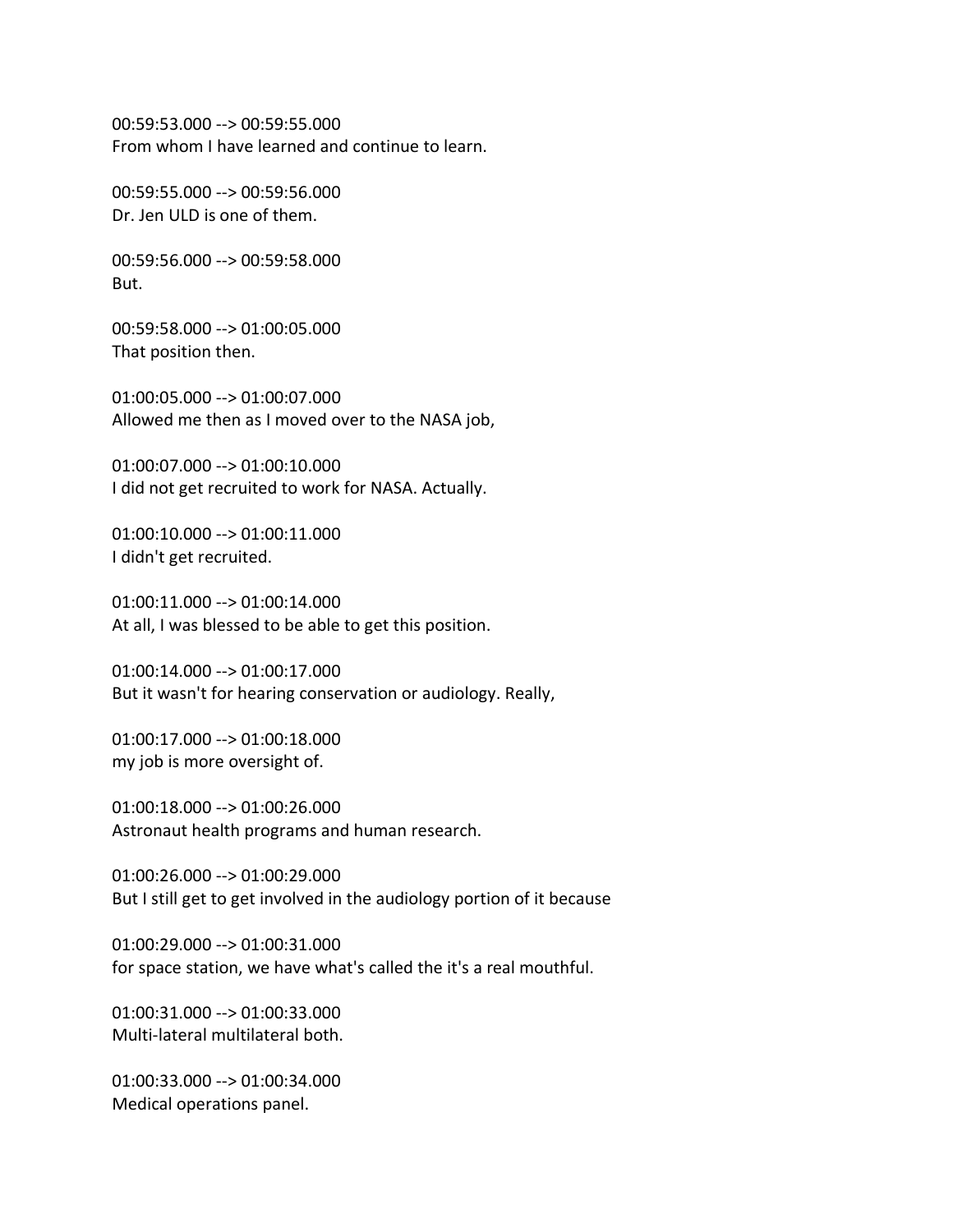00:59:53.000 --> 00:59:55.000
From whom I have learned and continue to learn.

00:59:55.000 --> 00:59:56.000
Dr. Jen ULD is one of them.

00:59:56.000 --> 00:59:58.000
But.

00:59:58.000 --> 01:00:05.000
That position then.

01:00:05.000 --> 01:00:07.000
Allowed me then as I moved over to the NASA job,

01:00:07.000 --> 01:00:10.000
I did not get recruited to work for NASA. Actually.

01:00:10.000 --> 01:00:11.000
I didn't get recruited.

01:00:11.000 --> 01:00:14.000
At all, I was blessed to be able to get this position.

01:00:14.000 --> 01:00:17.000
But it wasn't for hearing conservation or audiology. Really,

01:00:17.000 --> 01:00:18.000
my job is more oversight of.

01:00:18.000 --> 01:00:26.000
Astronaut health programs and human research.

01:00:26.000 --> 01:00:29.000
But I still get to get involved in the audiology portion of it because

01:00:29.000 --> 01:00:31.000
for space station, we have what's called the it's a real mouthful.

01:00:31.000 --> 01:00:33.000
Multi-lateral multilateral both.

01:00:33.000 --> 01:00:34.000
Medical operations panel.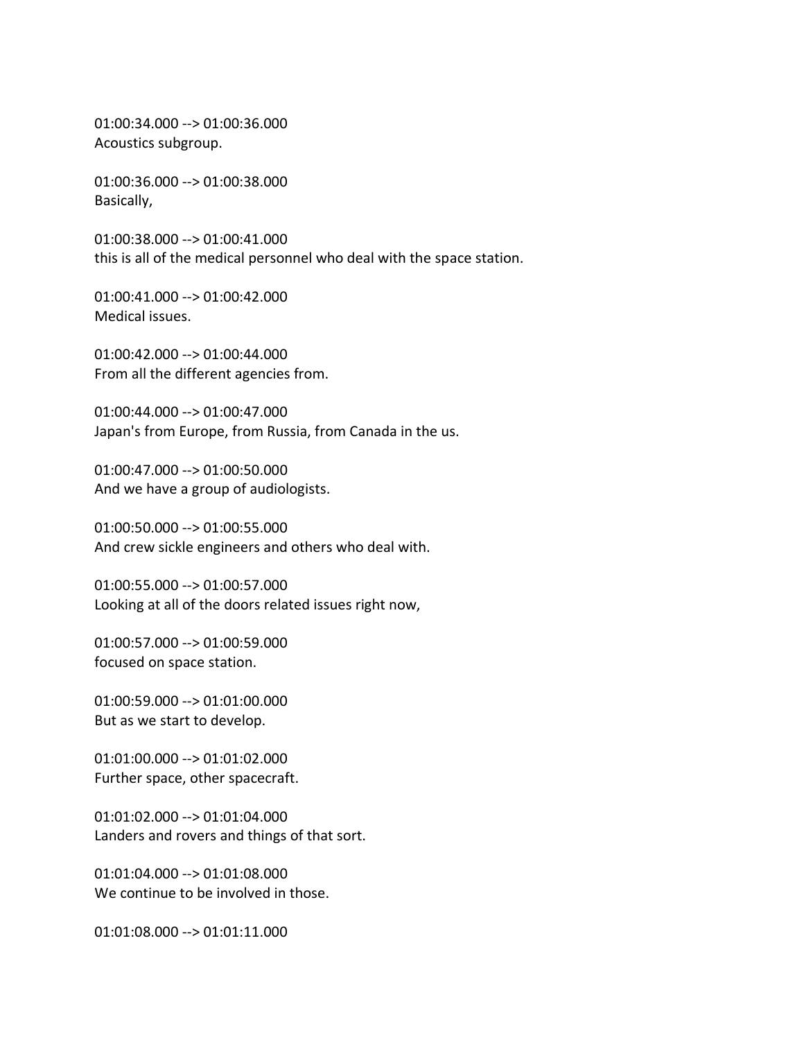01:00:34.000 --> 01:00:36.000
Acoustics subgroup.

01:00:36.000 --> 01:00:38.000
Basically,

01:00:38.000 --> 01:00:41.000
this is all of the medical personnel who deal with the space station.

01:00:41.000 --> 01:00:42.000
Medical issues.

01:00:42.000 --> 01:00:44.000
From all the different agencies from.

01:00:44.000 --> 01:00:47.000
Japan's from Europe, from Russia, from Canada in the us.

01:00:47.000 --> 01:00:50.000
And we have a group of audiologists.

01:00:50.000 --> 01:00:55.000
And crew sickle engineers and others who deal with.

01:00:55.000 --> 01:00:57.000
Looking at all of the doors related issues right now,

01:00:57.000 --> 01:00:59.000
focused on space station.

01:00:59.000 --> 01:01:00.000
But as we start to develop.

01:01:00.000 --> 01:01:02.000
Further space, other spacecraft.

01:01:02.000 --> 01:01:04.000
Landers and rovers and things of that sort.

01:01:04.000 --> 01:01:08.000
We continue to be involved in those.

01:01:08.000 --> 01:01:11.000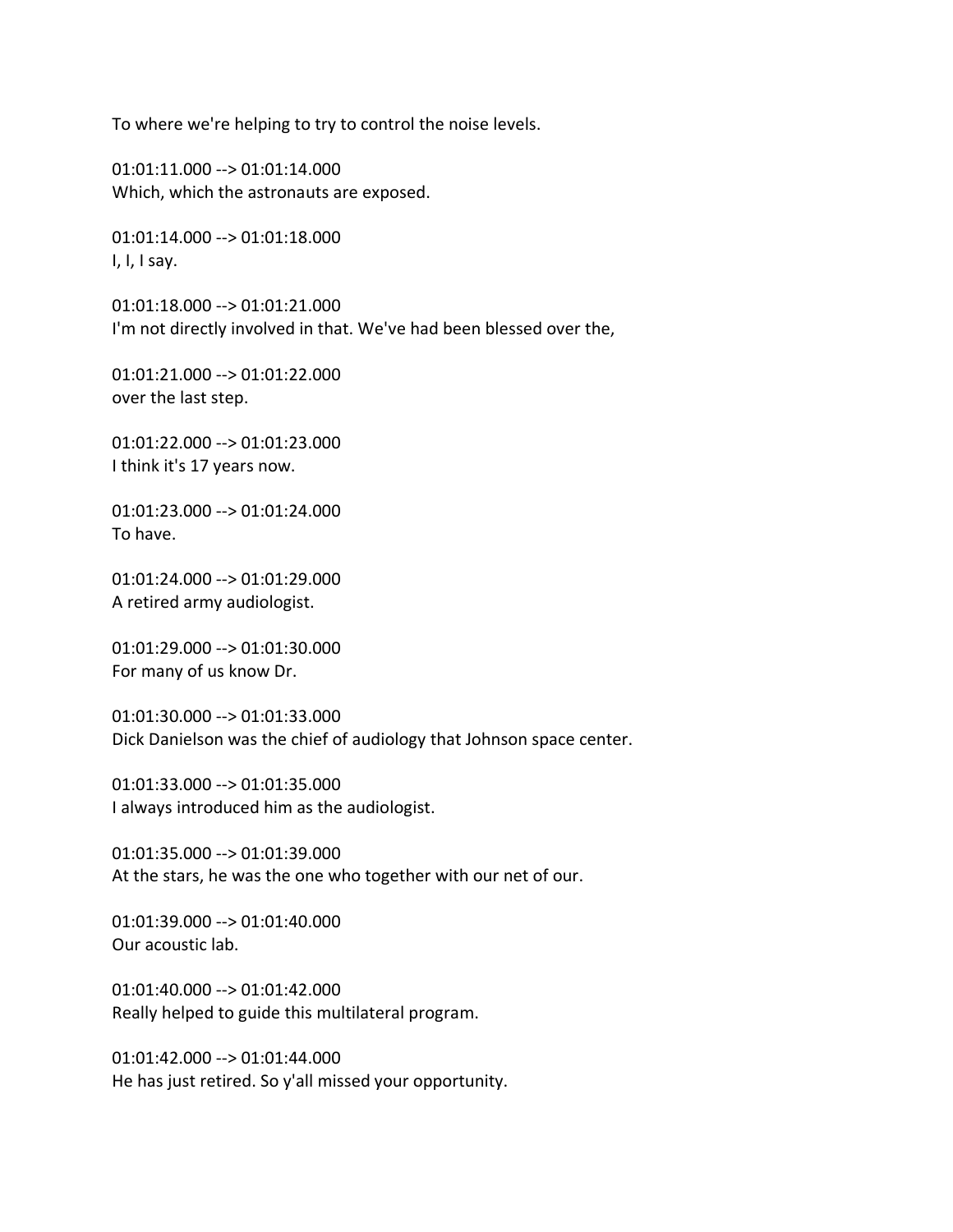To where we're helping to try to control the noise levels.

01:01:11.000 --> 01:01:14.000
Which, which the astronauts are exposed.

01:01:14.000 --> 01:01:18.000
I, I, I say.

01:01:18.000 --> 01:01:21.000
I'm not directly involved in that. We've had been blessed over the,

01:01:21.000 --> 01:01:22.000
over the last step.

01:01:22.000 --> 01:01:23.000
I think it's 17 years now.

01:01:23.000 --> 01:01:24.000
To have.

01:01:24.000 --> 01:01:29.000
A retired army audiologist.

01:01:29.000 --> 01:01:30.000
For many of us know Dr.

01:01:30.000 --> 01:01:33.000
Dick Danielson was the chief of audiology that Johnson space center.

01:01:33.000 --> 01:01:35.000
I always introduced him as the audiologist.

01:01:35.000 --> 01:01:39.000
At the stars, he was the one who together with our net of our.

01:01:39.000 --> 01:01:40.000
Our acoustic lab.

01:01:40.000 --> 01:01:42.000
Really helped to guide this multilateral program.

01:01:42.000 --> 01:01:44.000
He has just retired. So y'all missed your opportunity.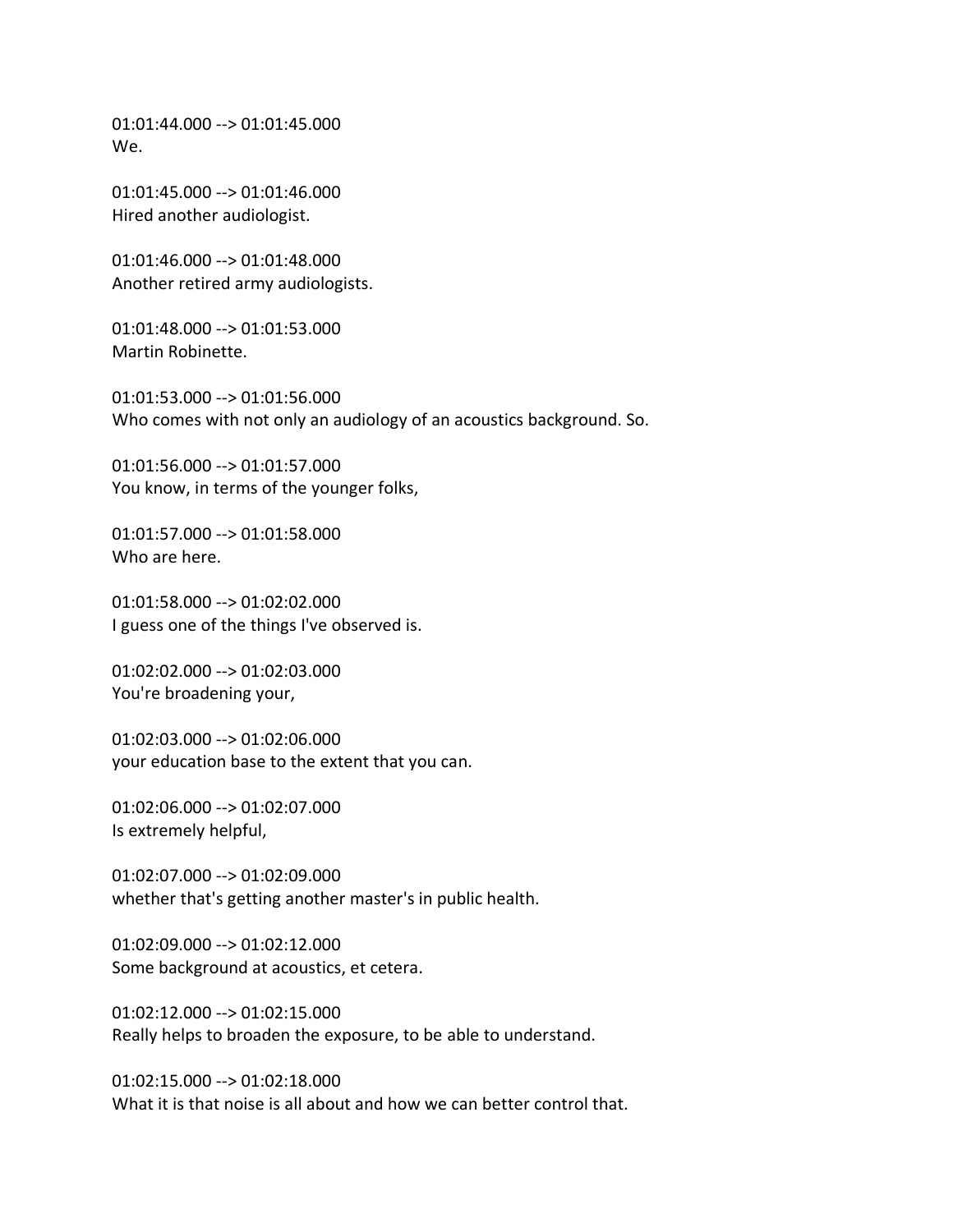01:01:44.000 --> 01:01:45.000
We.

01:01:45.000 --> 01:01:46.000
Hired another audiologist.

01:01:46.000 --> 01:01:48.000
Another retired army audiologists.

01:01:48.000 --> 01:01:53.000
Martin Robinette.

01:01:53.000 --> 01:01:56.000
Who comes with not only an audiology of an acoustics background. So.

01:01:56.000 --> 01:01:57.000
You know, in terms of the younger folks,

01:01:57.000 --> 01:01:58.000
Who are here.

01:01:58.000 --> 01:02:02.000
I guess one of the things I've observed is.

01:02:02.000 --> 01:02:03.000
You're broadening your,

01:02:03.000 --> 01:02:06.000
your education base to the extent that you can.

01:02:06.000 --> 01:02:07.000
Is extremely helpful,

01:02:07.000 --> 01:02:09.000
whether that's getting another master's in public health.

01:02:09.000 --> 01:02:12.000
Some background at acoustics, et cetera.

01:02:12.000 --> 01:02:15.000
Really helps to broaden the exposure, to be able to understand.

01:02:15.000 --> 01:02:18.000
What it is that noise is all about and how we can better control that.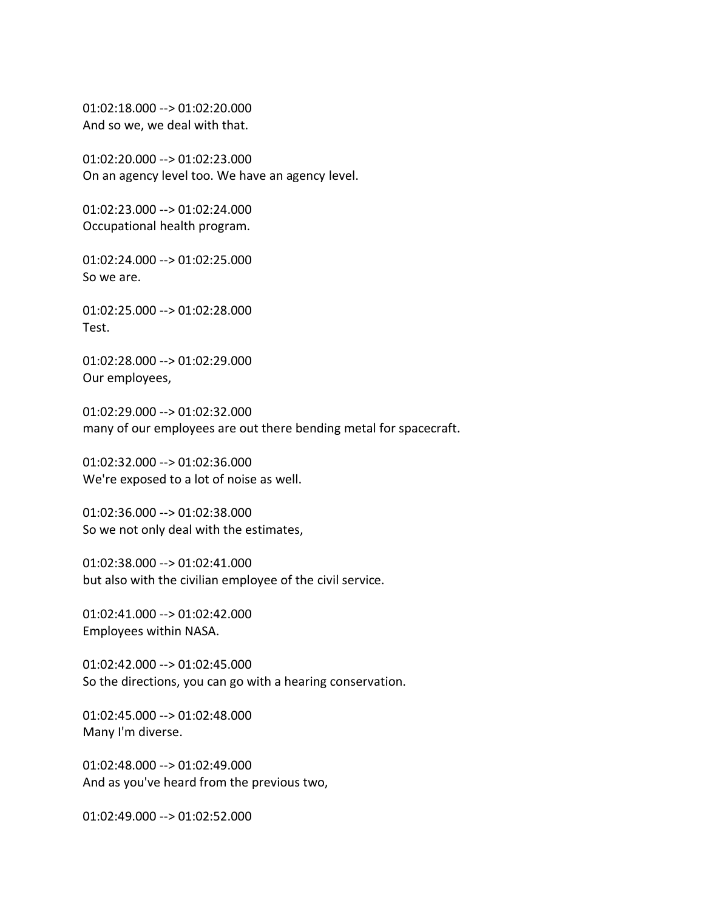01:02:18.000 --> 01:02:20.000
And so we, we deal with that.

01:02:20.000 --> 01:02:23.000
On an agency level too. We have an agency level.

01:02:23.000 --> 01:02:24.000
Occupational health program.

01:02:24.000 --> 01:02:25.000
So we are.

01:02:25.000 --> 01:02:28.000
Test.

01:02:28.000 --> 01:02:29.000
Our employees,

01:02:29.000 --> 01:02:32.000
many of our employees are out there bending metal for spacecraft.

01:02:32.000 --> 01:02:36.000
We're exposed to a lot of noise as well.

01:02:36.000 --> 01:02:38.000
So we not only deal with the estimates,

01:02:38.000 --> 01:02:41.000
but also with the civilian employee of the civil service.

01:02:41.000 --> 01:02:42.000
Employees within NASA.

01:02:42.000 --> 01:02:45.000
So the directions, you can go with a hearing conservation.

01:02:45.000 --> 01:02:48.000
Many I'm diverse.

01:02:48.000 --> 01:02:49.000
And as you've heard from the previous two,

01:02:49.000 --> 01:02:52.000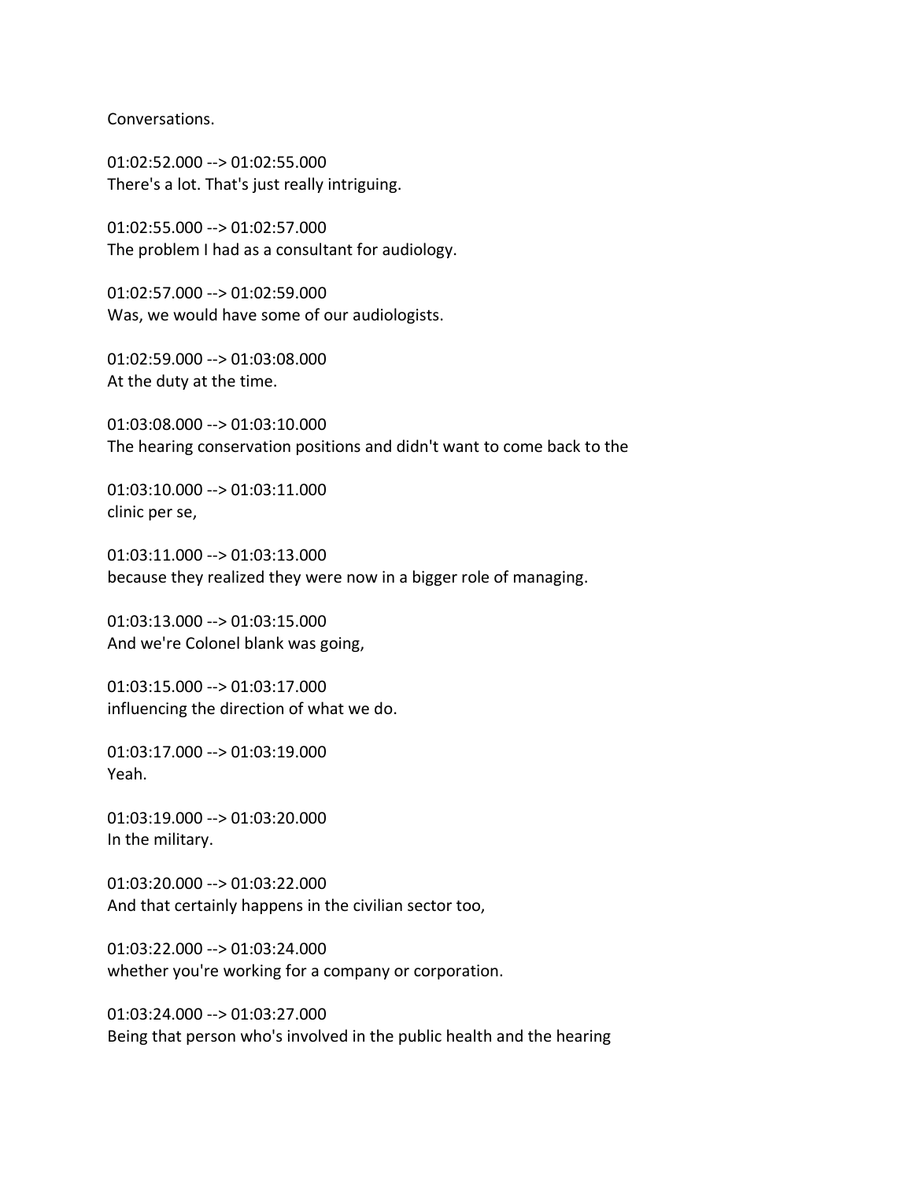Conversations.

01:02:52.000 --> 01:02:55.000
There's a lot. That's just really intriguing.

01:02:55.000 --> 01:02:57.000
The problem I had as a consultant for audiology.

01:02:57.000 --> 01:02:59.000
Was, we would have some of our audiologists.

01:02:59.000 --> 01:03:08.000
At the duty at the time.

01:03:08.000 --> 01:03:10.000
The hearing conservation positions and didn't want to come back to the

01:03:10.000 --> 01:03:11.000
clinic per se,

01:03:11.000 --> 01:03:13.000
because they realized they were now in a bigger role of managing.

01:03:13.000 --> 01:03:15.000
And we're Colonel blank was going,

01:03:15.000 --> 01:03:17.000
influencing the direction of what we do.

01:03:17.000 --> 01:03:19.000
Yeah.

01:03:19.000 --> 01:03:20.000
In the military.

01:03:20.000 --> 01:03:22.000
And that certainly happens in the civilian sector too,

01:03:22.000 --> 01:03:24.000
whether you're working for a company or corporation.

01:03:24.000 --> 01:03:27.000
Being that person who's involved in the public health and the hearing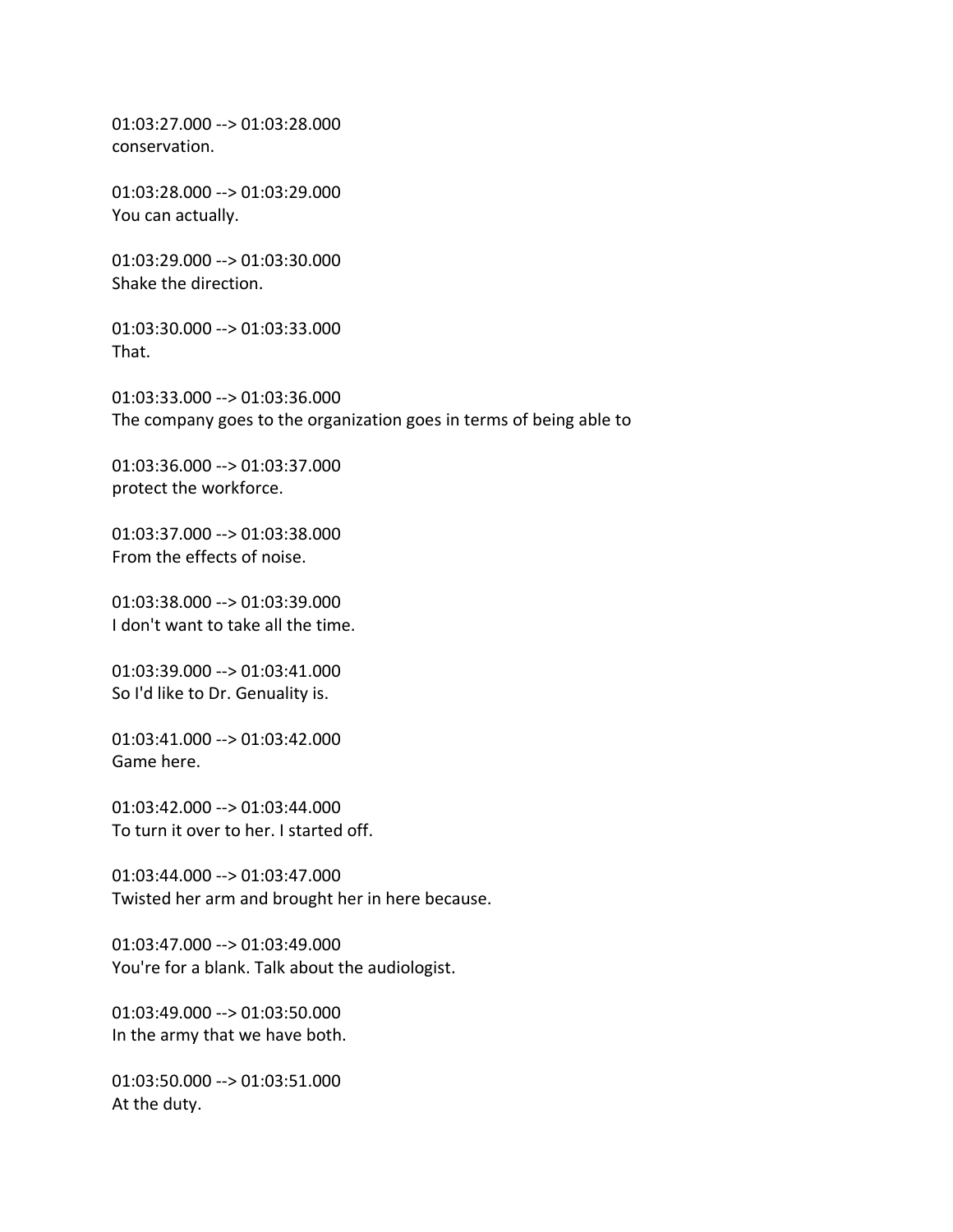01:03:27.000 --> 01:03:28.000
conservation.

01:03:28.000 --> 01:03:29.000
You can actually.

01:03:29.000 --> 01:03:30.000
Shake the direction.

01:03:30.000 --> 01:03:33.000
That.

01:03:33.000 --> 01:03:36.000
The company goes to the organization goes in terms of being able to

01:03:36.000 --> 01:03:37.000
protect the workforce.

01:03:37.000 --> 01:03:38.000
From the effects of noise.

01:03:38.000 --> 01:03:39.000
I don't want to take all the time.

01:03:39.000 --> 01:03:41.000
So I'd like to Dr. Genuality is.

01:03:41.000 --> 01:03:42.000
Game here.

01:03:42.000 --> 01:03:44.000
To turn it over to her. I started off.

01:03:44.000 --> 01:03:47.000
Twisted her arm and brought her in here because.

01:03:47.000 --> 01:03:49.000
You're for a blank. Talk about the audiologist.

01:03:49.000 --> 01:03:50.000
In the army that we have both.

01:03:50.000 --> 01:03:51.000
At the duty.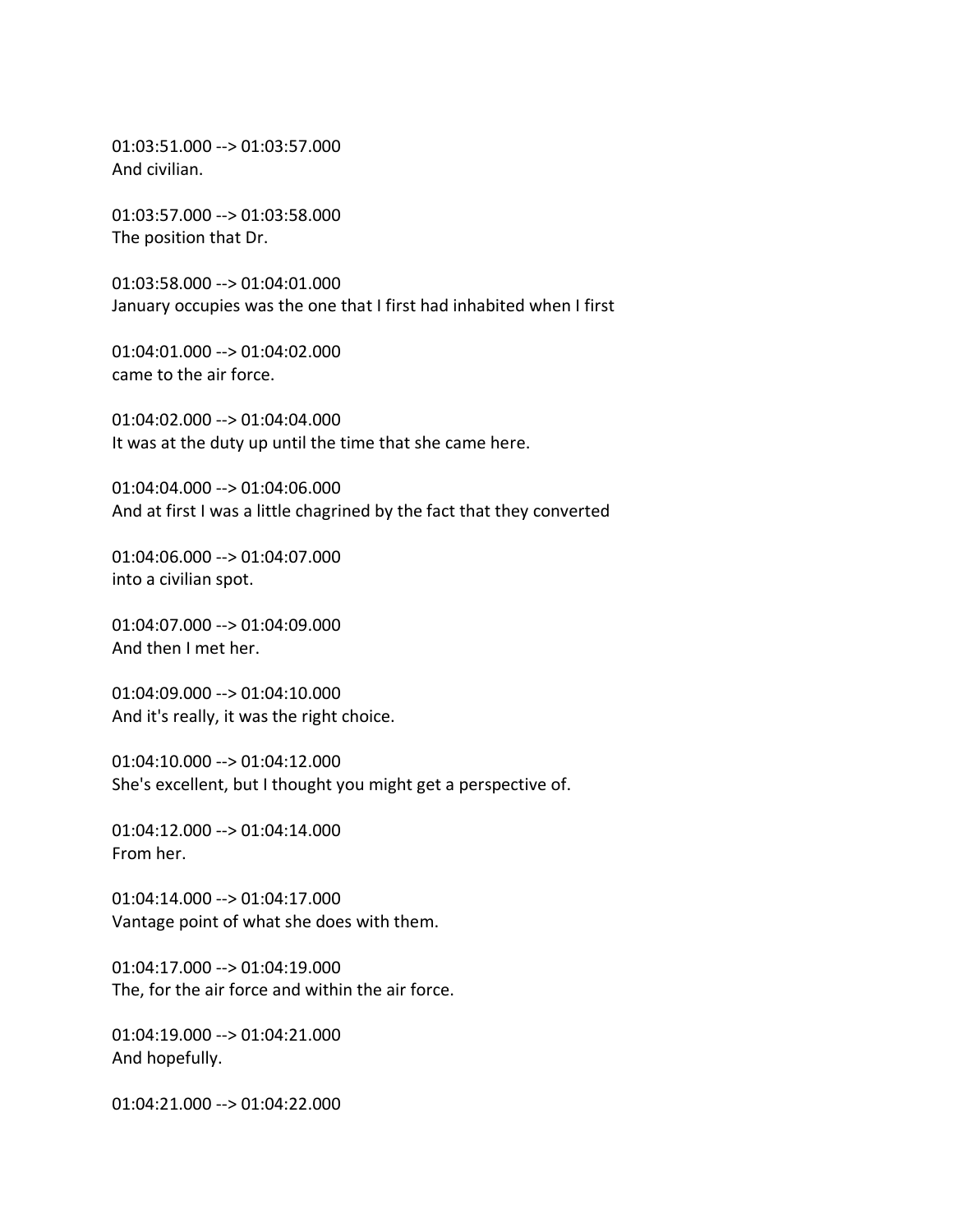01:03:51.000 --> 01:03:57.000
And civilian.

01:03:57.000 --> 01:03:58.000
The position that Dr.

01:03:58.000 --> 01:04:01.000
January occupies was the one that I first had inhabited when I first

01:04:01.000 --> 01:04:02.000
came to the air force.

01:04:02.000 --> 01:04:04.000
It was at the duty up until the time that she came here.

01:04:04.000 --> 01:04:06.000
And at first I was a little chagrined by the fact that they converted

01:04:06.000 --> 01:04:07.000
into a civilian spot.

01:04:07.000 --> 01:04:09.000
And then I met her.

01:04:09.000 --> 01:04:10.000
And it's really, it was the right choice.

01:04:10.000 --> 01:04:12.000
She's excellent, but I thought you might get a perspective of.

01:04:12.000 --> 01:04:14.000
From her.

01:04:14.000 --> 01:04:17.000
Vantage point of what she does with them.

01:04:17.000 --> 01:04:19.000
The, for the air force and within the air force.

01:04:19.000 --> 01:04:21.000
And hopefully.

01:04:21.000 --> 01:04:22.000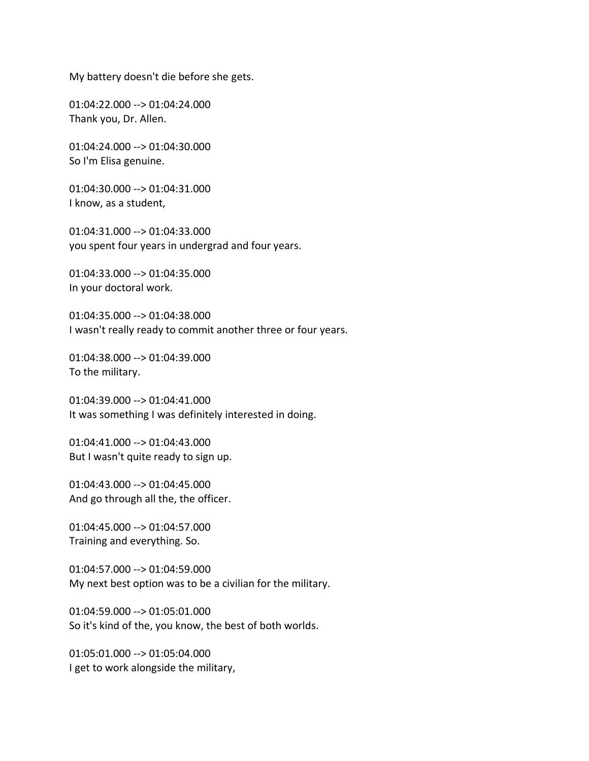My battery doesn't die before she gets.

01:04:22.000 --> 01:04:24.000
Thank you, Dr. Allen.

01:04:24.000 --> 01:04:30.000
So I'm Elisa genuine.

01:04:30.000 --> 01:04:31.000
I know, as a student,

01:04:31.000 --> 01:04:33.000
you spent four years in undergrad and four years.

01:04:33.000 --> 01:04:35.000
In your doctoral work.

01:04:35.000 --> 01:04:38.000
I wasn't really ready to commit another three or four years.

01:04:38.000 --> 01:04:39.000
To the military.

01:04:39.000 --> 01:04:41.000
It was something I was definitely interested in doing.

01:04:41.000 --> 01:04:43.000
But I wasn't quite ready to sign up.

01:04:43.000 --> 01:04:45.000
And go through all the, the officer.

01:04:45.000 --> 01:04:57.000
Training and everything. So.

01:04:57.000 --> 01:04:59.000
My next best option was to be a civilian for the military.

01:04:59.000 --> 01:05:01.000
So it's kind of the, you know, the best of both worlds.

01:05:01.000 --> 01:05:04.000
I get to work alongside the military,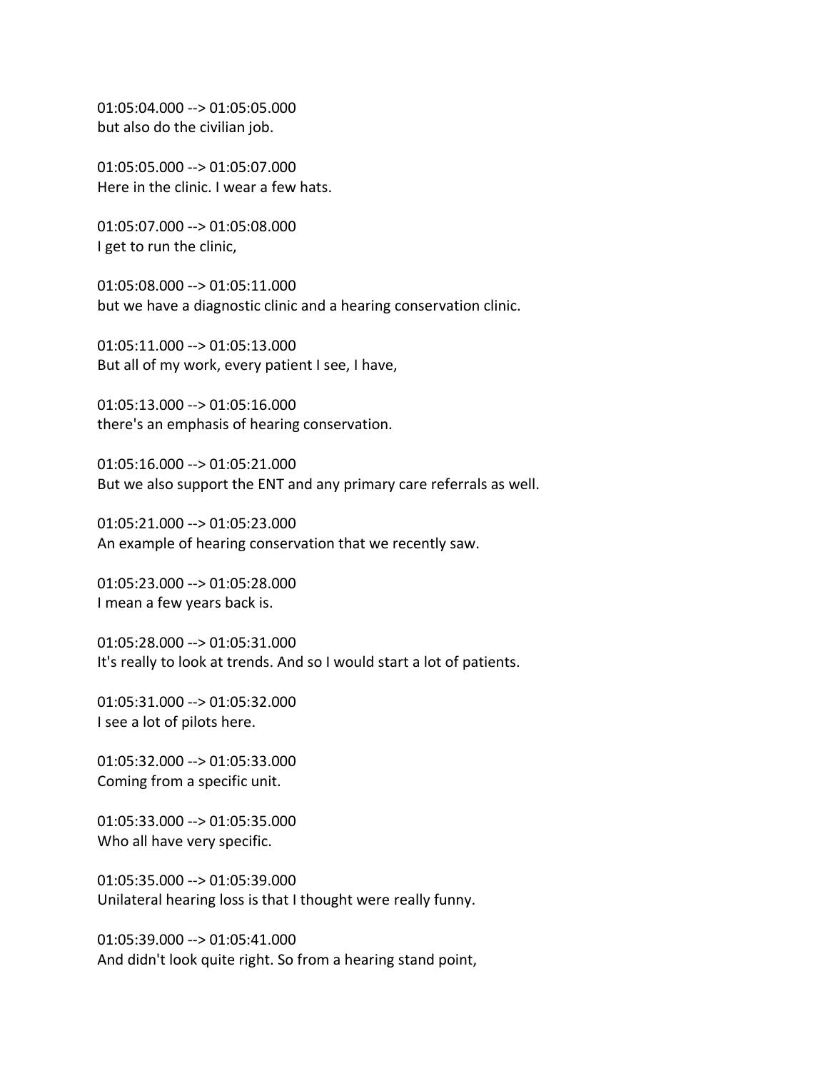01:05:04.000 --> 01:05:05.000
but also do the civilian job.

01:05:05.000 --> 01:05:07.000
Here in the clinic. I wear a few hats.

01:05:07.000 --> 01:05:08.000
I get to run the clinic,

01:05:08.000 --> 01:05:11.000
but we have a diagnostic clinic and a hearing conservation clinic.

01:05:11.000 --> 01:05:13.000
But all of my work, every patient I see, I have,

01:05:13.000 --> 01:05:16.000
there's an emphasis of hearing conservation.

01:05:16.000 --> 01:05:21.000
But we also support the ENT and any primary care referrals as well.

01:05:21.000 --> 01:05:23.000
An example of hearing conservation that we recently saw.

01:05:23.000 --> 01:05:28.000
I mean a few years back is.

01:05:28.000 --> 01:05:31.000
It's really to look at trends. And so I would start a lot of patients.

01:05:31.000 --> 01:05:32.000
I see a lot of pilots here.

01:05:32.000 --> 01:05:33.000
Coming from a specific unit.

01:05:33.000 --> 01:05:35.000
Who all have very specific.

01:05:35.000 --> 01:05:39.000
Unilateral hearing loss is that I thought were really funny.

01:05:39.000 --> 01:05:41.000
And didn't look quite right. So from a hearing stand point,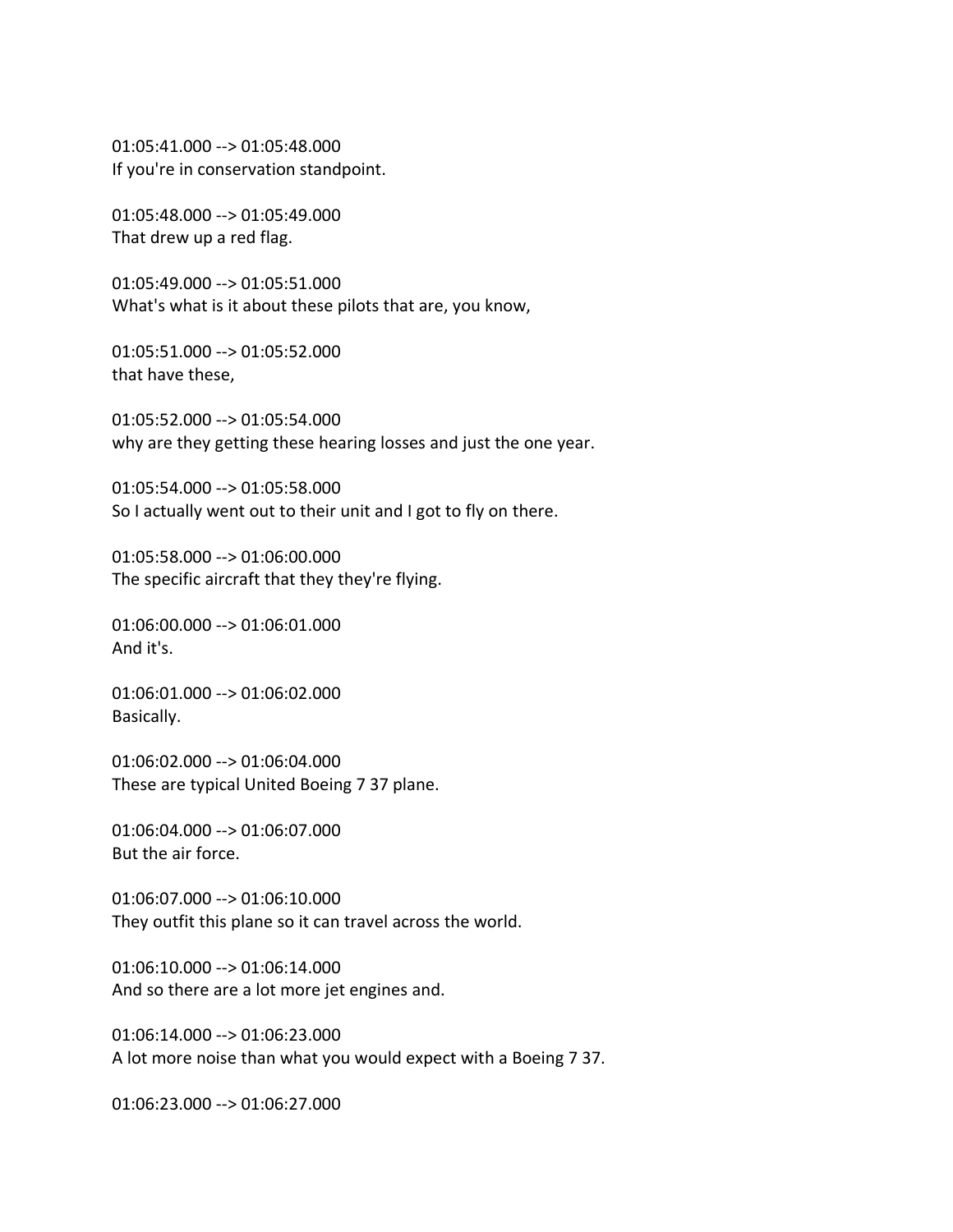01:05:41.000 --> 01:05:48.000
If you're in conservation standpoint.

01:05:48.000 --> 01:05:49.000
That drew up a red flag.

01:05:49.000 --> 01:05:51.000
What's what is it about these pilots that are, you know,

01:05:51.000 --> 01:05:52.000
that have these,

01:05:52.000 --> 01:05:54.000
why are they getting these hearing losses and just the one year.

01:05:54.000 --> 01:05:58.000
So I actually went out to their unit and I got to fly on there.

01:05:58.000 --> 01:06:00.000
The specific aircraft that they they're flying.

01:06:00.000 --> 01:06:01.000
And it's.

01:06:01.000 --> 01:06:02.000
Basically.

01:06:02.000 --> 01:06:04.000
These are typical United Boeing 7 37 plane.

01:06:04.000 --> 01:06:07.000
But the air force.

01:06:07.000 --> 01:06:10.000
They outfit this plane so it can travel across the world.

01:06:10.000 --> 01:06:14.000
And so there are a lot more jet engines and.

01:06:14.000 --> 01:06:23.000
A lot more noise than what you would expect with a Boeing 7 37.

01:06:23.000 --> 01:06:27.000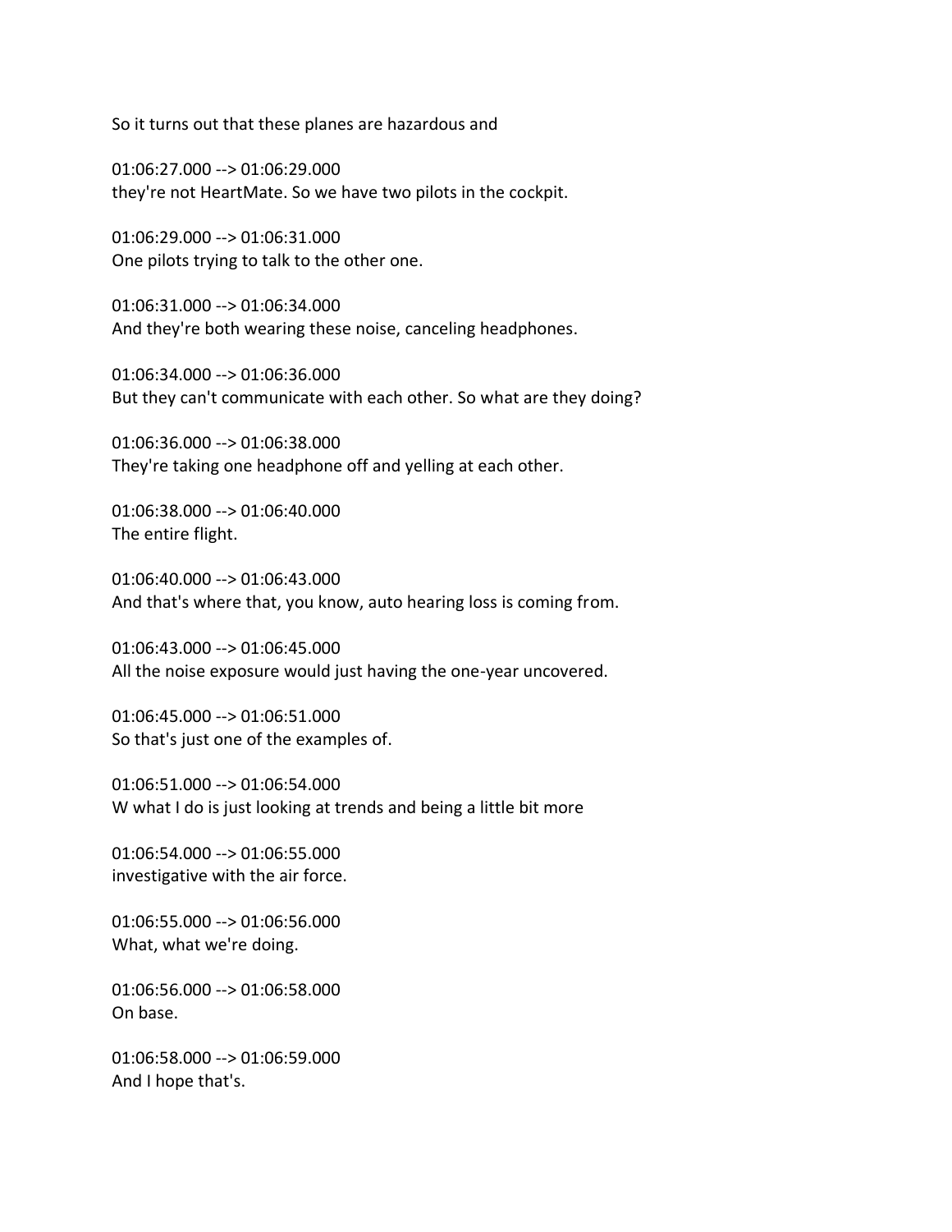So it turns out that these planes are hazardous and

01:06:27.000 --> 01:06:29.000
they're not HeartMate. So we have two pilots in the cockpit.

01:06:29.000 --> 01:06:31.000
One pilots trying to talk to the other one.

01:06:31.000 --> 01:06:34.000
And they're both wearing these noise, canceling headphones.

01:06:34.000 --> 01:06:36.000
But they can't communicate with each other. So what are they doing?

01:06:36.000 --> 01:06:38.000
They're taking one headphone off and yelling at each other.

01:06:38.000 --> 01:06:40.000
The entire flight.

01:06:40.000 --> 01:06:43.000
And that's where that, you know, auto hearing loss is coming from.

01:06:43.000 --> 01:06:45.000
All the noise exposure would just having the one-year uncovered.

01:06:45.000 --> 01:06:51.000
So that's just one of the examples of.

01:06:51.000 --> 01:06:54.000
W what I do is just looking at trends and being a little bit more

01:06:54.000 --> 01:06:55.000
investigative with the air force.

01:06:55.000 --> 01:06:56.000
What, what we're doing.

01:06:56.000 --> 01:06:58.000
On base.

01:06:58.000 --> 01:06:59.000
And I hope that's.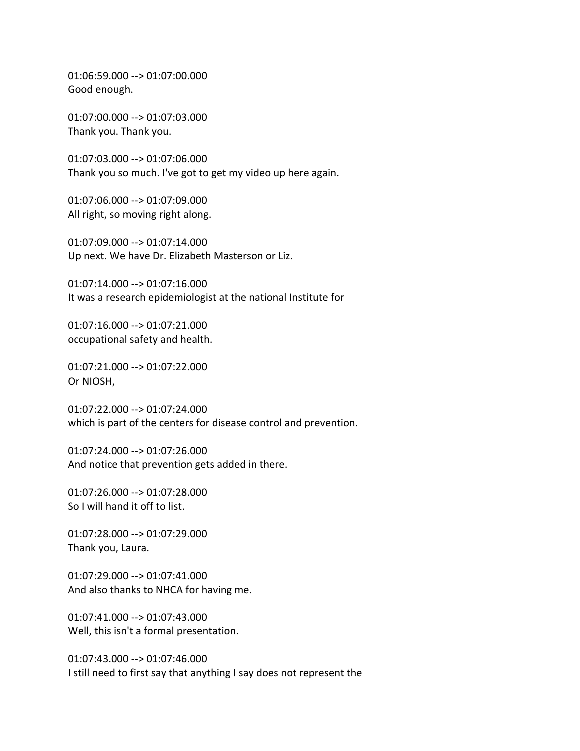01:06:59.000 --> 01:07:00.000
Good enough.

01:07:00.000 --> 01:07:03.000
Thank you. Thank you.

01:07:03.000 --> 01:07:06.000
Thank you so much. I've got to get my video up here again.

01:07:06.000 --> 01:07:09.000
All right, so moving right along.

01:07:09.000 --> 01:07:14.000
Up next. We have Dr. Elizabeth Masterson or Liz.

01:07:14.000 --> 01:07:16.000
It was a research epidemiologist at the national Institute for

01:07:16.000 --> 01:07:21.000
occupational safety and health.

01:07:21.000 --> 01:07:22.000
Or NIOSH,

01:07:22.000 --> 01:07:24.000
which is part of the centers for disease control and prevention.

01:07:24.000 --> 01:07:26.000
And notice that prevention gets added in there.

01:07:26.000 --> 01:07:28.000
So I will hand it off to list.

01:07:28.000 --> 01:07:29.000
Thank you, Laura.

01:07:29.000 --> 01:07:41.000
And also thanks to NHCA for having me.

01:07:41.000 --> 01:07:43.000
Well, this isn't a formal presentation.

01:07:43.000 --> 01:07:46.000
I still need to first say that anything I say does not represent the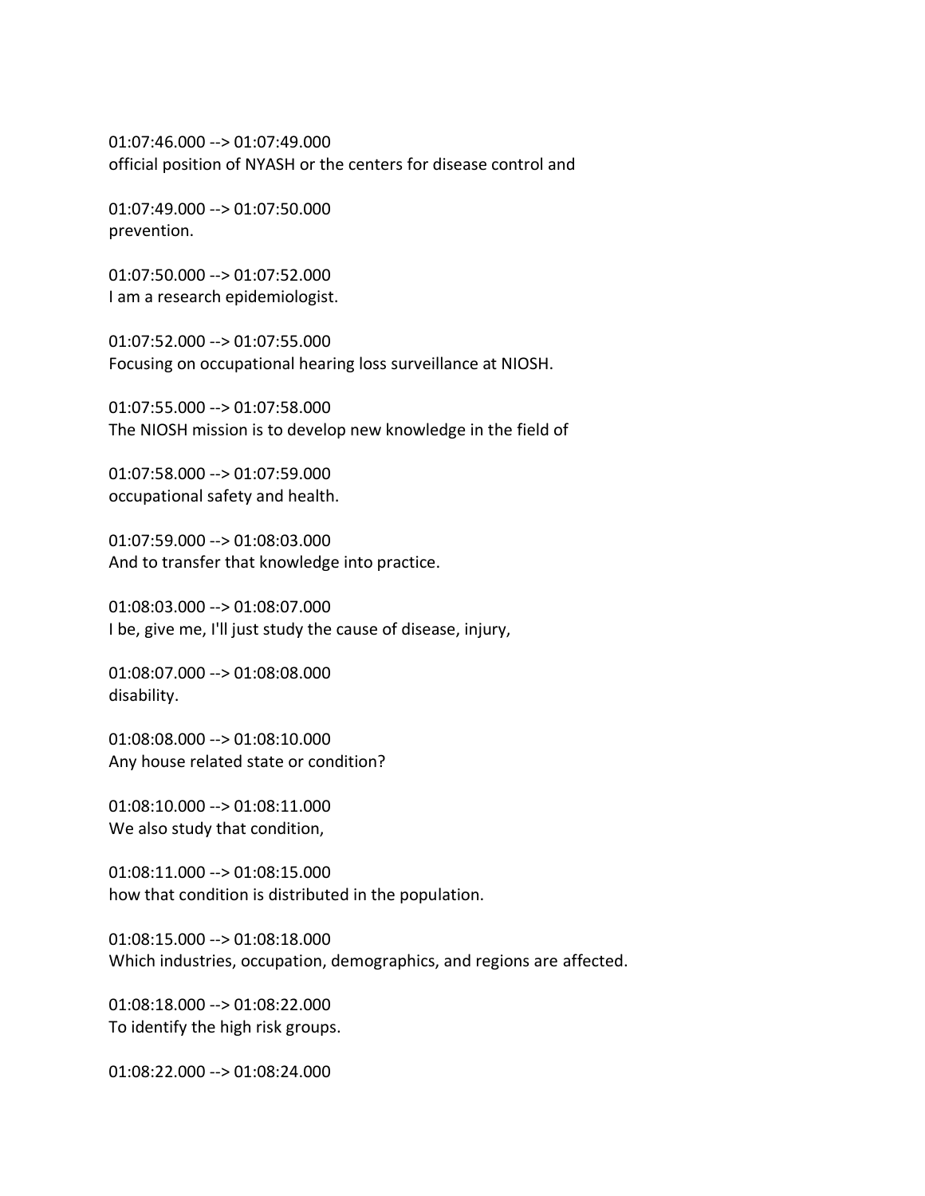01:07:46.000 --> 01:07:49.000
official position of NYASH or the centers for disease control and

01:07:49.000 --> 01:07:50.000
prevention.

01:07:50.000 --> 01:07:52.000
I am a research epidemiologist.

01:07:52.000 --> 01:07:55.000
Focusing on occupational hearing loss surveillance at NIOSH.

01:07:55.000 --> 01:07:58.000
The NIOSH mission is to develop new knowledge in the field of

01:07:58.000 --> 01:07:59.000
occupational safety and health.

01:07:59.000 --> 01:08:03.000
And to transfer that knowledge into practice.

01:08:03.000 --> 01:08:07.000
I be, give me, I'll just study the cause of disease, injury,

01:08:07.000 --> 01:08:08.000
disability.

01:08:08.000 --> 01:08:10.000
Any house related state or condition?

01:08:10.000 --> 01:08:11.000
We also study that condition,

01:08:11.000 --> 01:08:15.000
how that condition is distributed in the population.

01:08:15.000 --> 01:08:18.000
Which industries, occupation, demographics, and regions are affected.

01:08:18.000 --> 01:08:22.000
To identify the high risk groups.

01:08:22.000 --> 01:08:24.000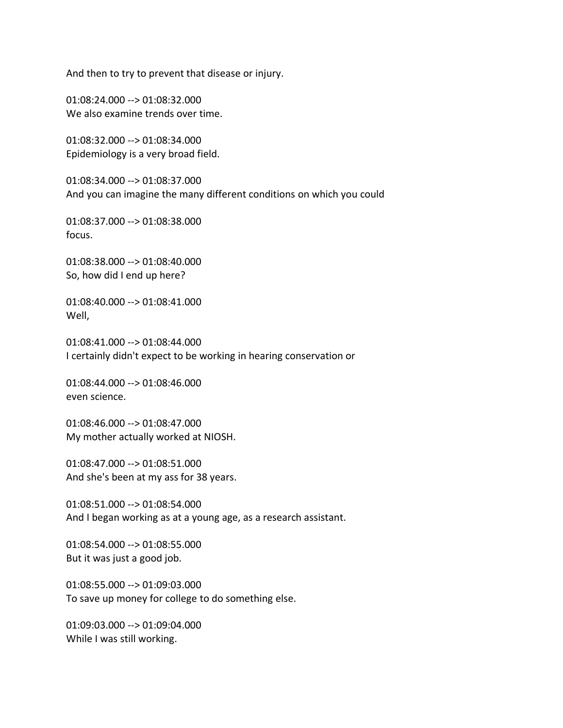And then to try to prevent that disease or injury.

01:08:24.000 --> 01:08:32.000
We also examine trends over time.

01:08:32.000 --> 01:08:34.000
Epidemiology is a very broad field.

01:08:34.000 --> 01:08:37.000
And you can imagine the many different conditions on which you could

01:08:37.000 --> 01:08:38.000
focus.

01:08:38.000 --> 01:08:40.000
So, how did I end up here?

01:08:40.000 --> 01:08:41.000
Well,

01:08:41.000 --> 01:08:44.000
I certainly didn't expect to be working in hearing conservation or

01:08:44.000 --> 01:08:46.000
even science.

01:08:46.000 --> 01:08:47.000
My mother actually worked at NIOSH.

01:08:47.000 --> 01:08:51.000
And she's been at my ass for 38 years.

01:08:51.000 --> 01:08:54.000
And I began working as at a young age, as a research assistant.

01:08:54.000 --> 01:08:55.000
But it was just a good job.

01:08:55.000 --> 01:09:03.000
To save up money for college to do something else.

01:09:03.000 --> 01:09:04.000
While I was still working.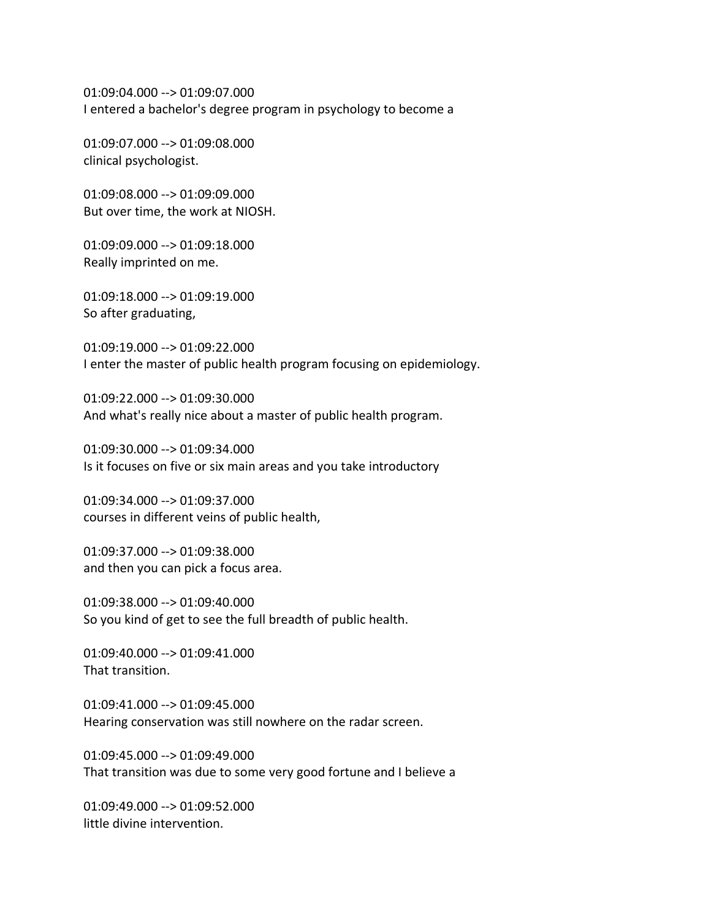01:09:04.000 --> 01:09:07.000
I entered a bachelor's degree program in psychology to become a

01:09:07.000 --> 01:09:08.000
clinical psychologist.

01:09:08.000 --> 01:09:09.000
But over time, the work at NIOSH.

01:09:09.000 --> 01:09:18.000
Really imprinted on me.

01:09:18.000 --> 01:09:19.000
So after graduating,

01:09:19.000 --> 01:09:22.000
I enter the master of public health program focusing on epidemiology.

01:09:22.000 --> 01:09:30.000
And what's really nice about a master of public health program.

01:09:30.000 --> 01:09:34.000
Is it focuses on five or six main areas and you take introductory

01:09:34.000 --> 01:09:37.000
courses in different veins of public health,

01:09:37.000 --> 01:09:38.000
and then you can pick a focus area.

01:09:38.000 --> 01:09:40.000
So you kind of get to see the full breadth of public health.

01:09:40.000 --> 01:09:41.000
That transition.

01:09:41.000 --> 01:09:45.000
Hearing conservation was still nowhere on the radar screen.

01:09:45.000 --> 01:09:49.000
That transition was due to some very good fortune and I believe a

01:09:49.000 --> 01:09:52.000
little divine intervention.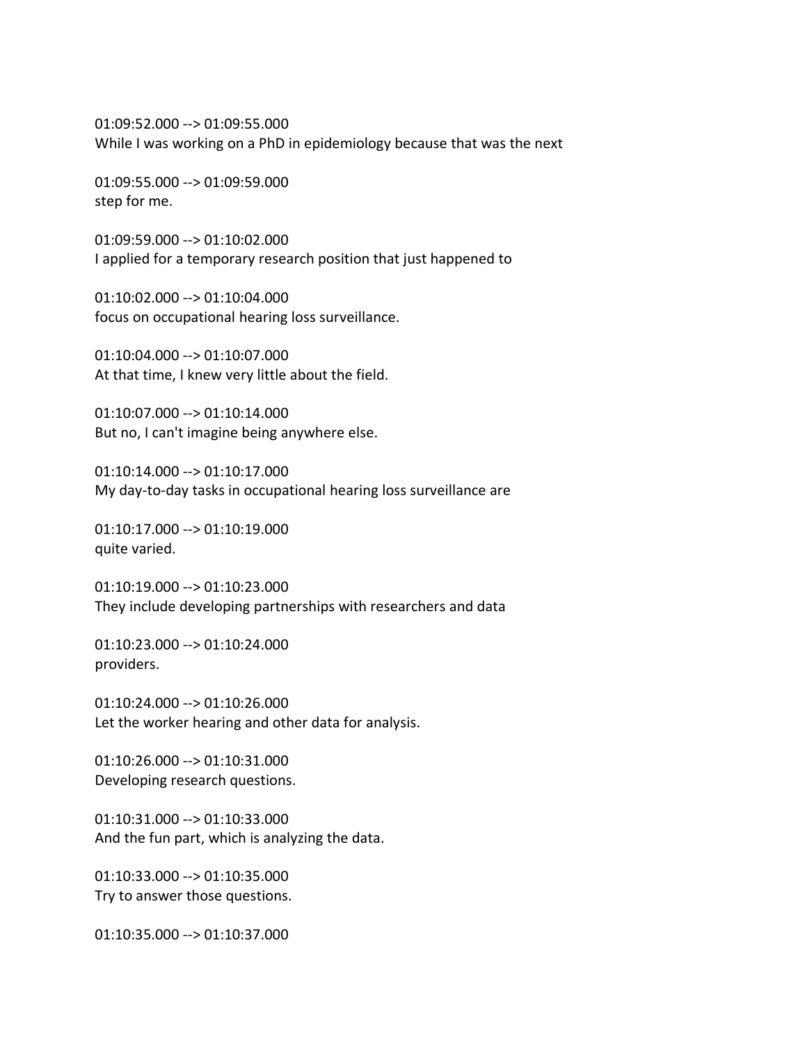01:09:52.000 --> 01:09:55.000
While I was working on a PhD in epidemiology because that was the next

01:09:55.000 --> 01:09:59.000
step for me.

01:09:59.000 --> 01:10:02.000
I applied for a temporary research position that just happened to

01:10:02.000 --> 01:10:04.000
focus on occupational hearing loss surveillance.

01:10:04.000 --> 01:10:07.000
At that time, I knew very little about the field.

01:10:07.000 --> 01:10:14.000
But no, I can't imagine being anywhere else.

01:10:14.000 --> 01:10:17.000
My day-to-day tasks in occupational hearing loss surveillance are

01:10:17.000 --> 01:10:19.000
quite varied.

01:10:19.000 --> 01:10:23.000
They include developing partnerships with researchers and data

01:10:23.000 --> 01:10:24.000
providers.

01:10:24.000 --> 01:10:26.000
Let the worker hearing and other data for analysis.

01:10:26.000 --> 01:10:31.000
Developing research questions.

01:10:31.000 --> 01:10:33.000
And the fun part, which is analyzing the data.

01:10:33.000 --> 01:10:35.000
Try to answer those questions.

01:10:35.000 --> 01:10:37.000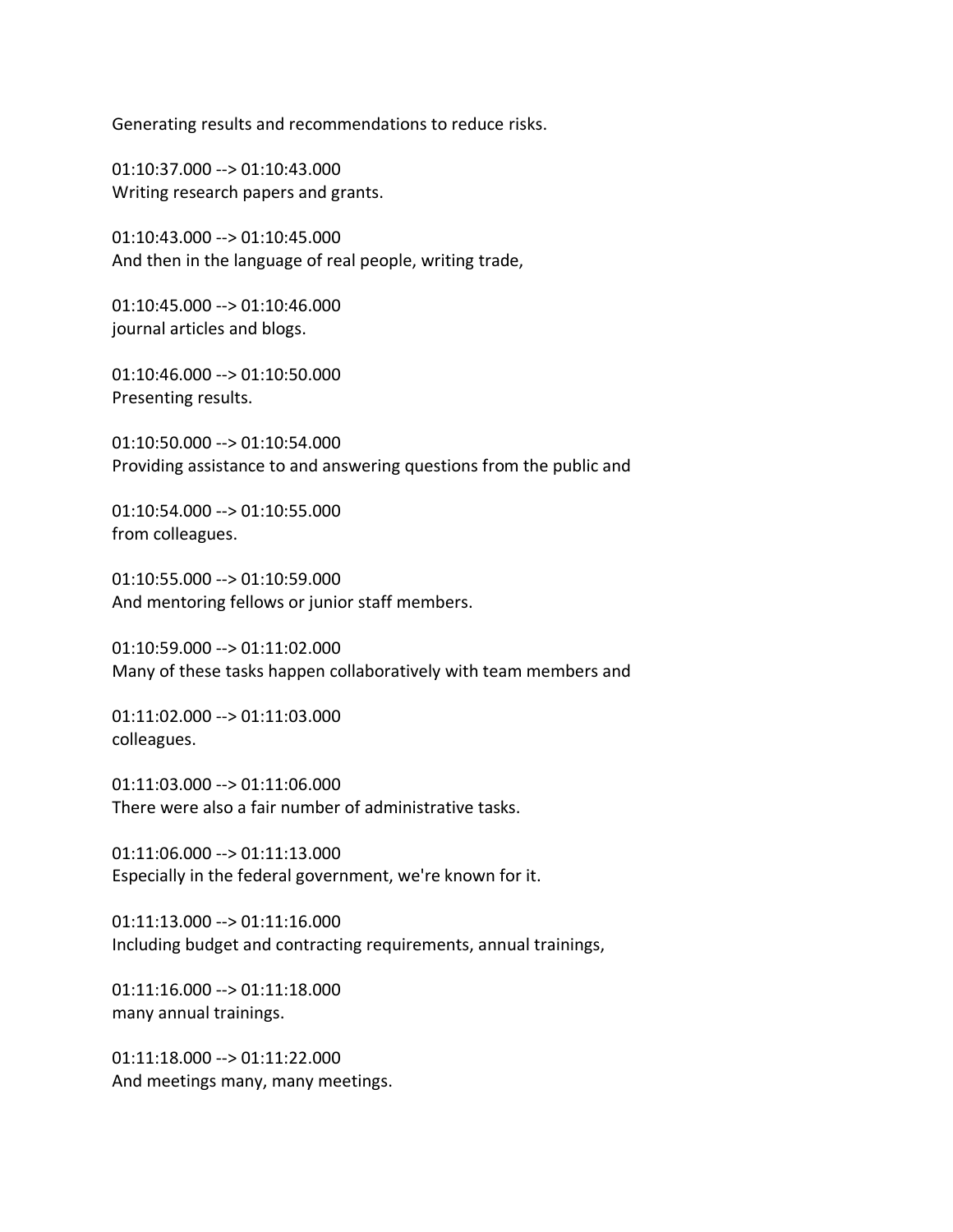Generating results and recommendations to reduce risks.

01:10:37.000 --> 01:10:43.000
Writing research papers and grants.

01:10:43.000 --> 01:10:45.000
And then in the language of real people, writing trade,

01:10:45.000 --> 01:10:46.000
journal articles and blogs.

01:10:46.000 --> 01:10:50.000
Presenting results.

01:10:50.000 --> 01:10:54.000
Providing assistance to and answering questions from the public and

01:10:54.000 --> 01:10:55.000
from colleagues.

01:10:55.000 --> 01:10:59.000
And mentoring fellows or junior staff members.

01:10:59.000 --> 01:11:02.000
Many of these tasks happen collaboratively with team members and

01:11:02.000 --> 01:11:03.000
colleagues.

01:11:03.000 --> 01:11:06.000
There were also a fair number of administrative tasks.

01:11:06.000 --> 01:11:13.000
Especially in the federal government, we're known for it.

01:11:13.000 --> 01:11:16.000
Including budget and contracting requirements, annual trainings,

01:11:16.000 --> 01:11:18.000
many annual trainings.

01:11:18.000 --> 01:11:22.000
And meetings many, many meetings.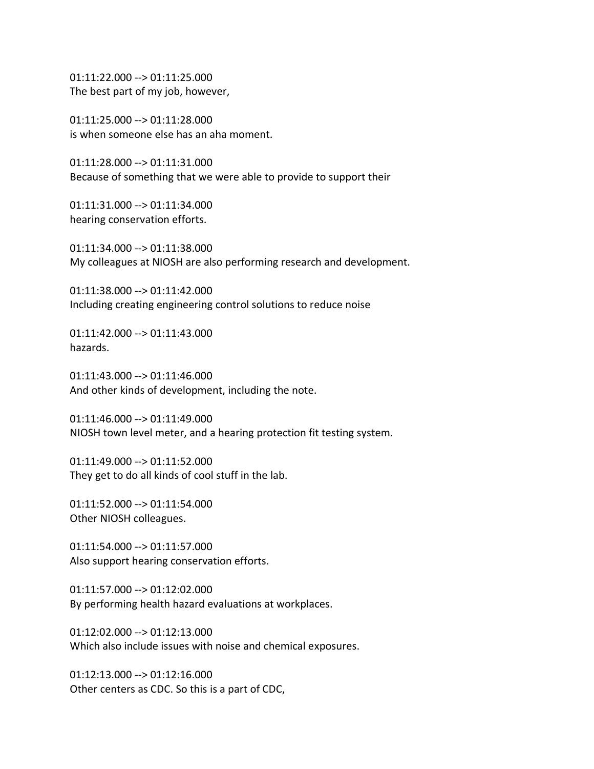01:11:22.000 --> 01:11:25.000
The best part of my job, however,

01:11:25.000 --> 01:11:28.000
is when someone else has an aha moment.

01:11:28.000 --> 01:11:31.000
Because of something that we were able to provide to support their

01:11:31.000 --> 01:11:34.000
hearing conservation efforts.

01:11:34.000 --> 01:11:38.000
My colleagues at NIOSH are also performing research and development.

01:11:38.000 --> 01:11:42.000
Including creating engineering control solutions to reduce noise

01:11:42.000 --> 01:11:43.000
hazards.

01:11:43.000 --> 01:11:46.000
And other kinds of development, including the note.

01:11:46.000 --> 01:11:49.000
NIOSH town level meter, and a hearing protection fit testing system.

01:11:49.000 --> 01:11:52.000
They get to do all kinds of cool stuff in the lab.

01:11:52.000 --> 01:11:54.000
Other NIOSH colleagues.

01:11:54.000 --> 01:11:57.000
Also support hearing conservation efforts.

01:11:57.000 --> 01:12:02.000
By performing health hazard evaluations at workplaces.

01:12:02.000 --> 01:12:13.000
Which also include issues with noise and chemical exposures.

01:12:13.000 --> 01:12:16.000
Other centers as CDC. So this is a part of CDC,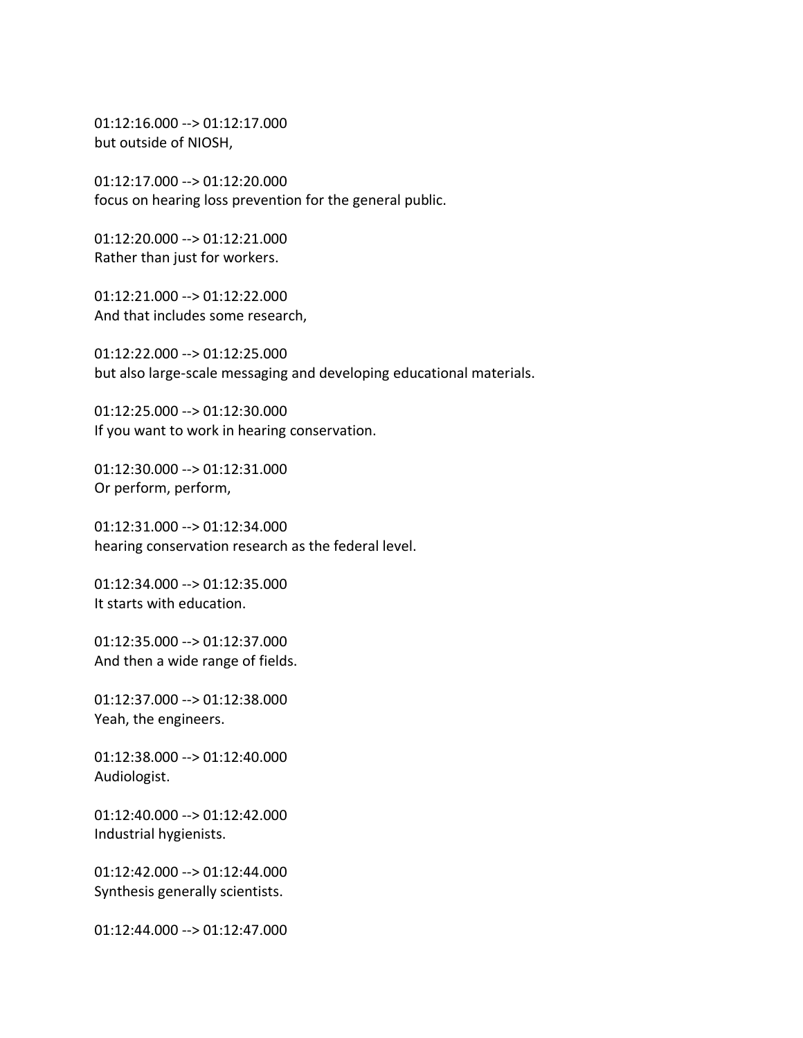01:12:16.000 --> 01:12:17.000
but outside of NIOSH,

01:12:17.000 --> 01:12:20.000
focus on hearing loss prevention for the general public.

01:12:20.000 --> 01:12:21.000
Rather than just for workers.

01:12:21.000 --> 01:12:22.000
And that includes some research,

01:12:22.000 --> 01:12:25.000
but also large-scale messaging and developing educational materials.

01:12:25.000 --> 01:12:30.000
If you want to work in hearing conservation.

01:12:30.000 --> 01:12:31.000
Or perform, perform,

01:12:31.000 --> 01:12:34.000
hearing conservation research as the federal level.

01:12:34.000 --> 01:12:35.000
It starts with education.

01:12:35.000 --> 01:12:37.000
And then a wide range of fields.

01:12:37.000 --> 01:12:38.000
Yeah, the engineers.

01:12:38.000 --> 01:12:40.000
Audiologist.

01:12:40.000 --> 01:12:42.000
Industrial hygienists.

01:12:42.000 --> 01:12:44.000
Synthesis generally scientists.

01:12:44.000 --> 01:12:47.000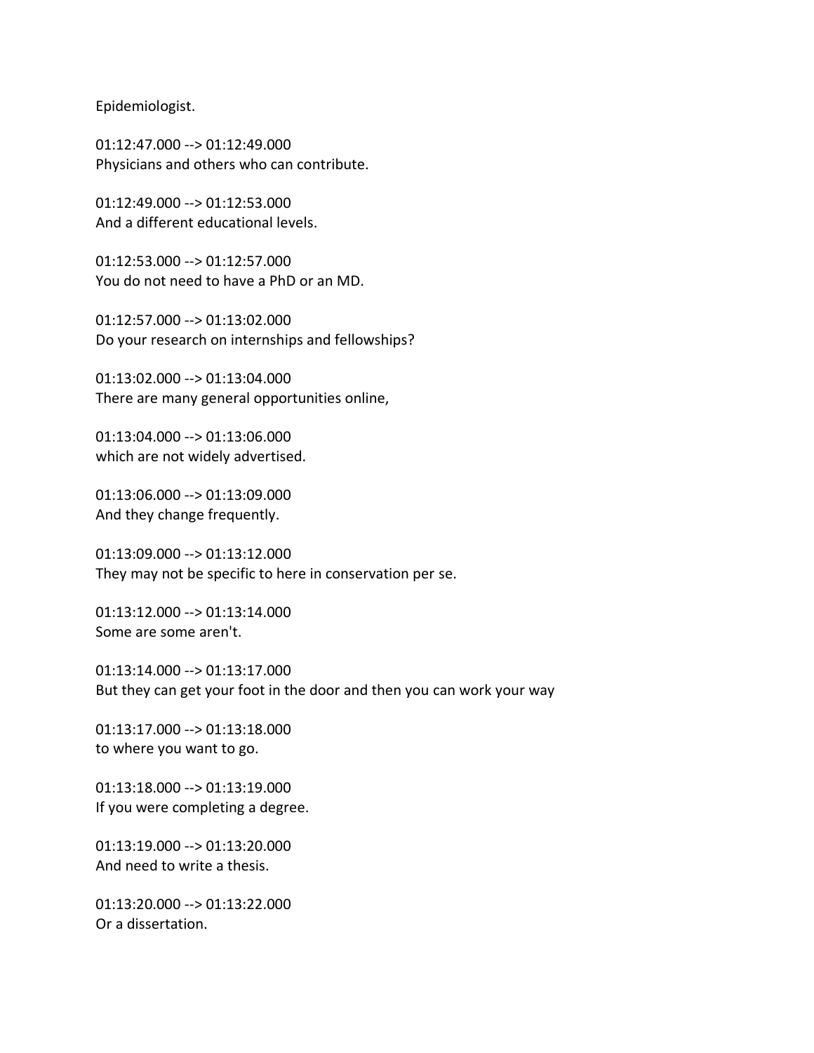Epidemiologist.

01:12:47.000 --> 01:12:49.000
Physicians and others who can contribute.

01:12:49.000 --> 01:12:53.000
And a different educational levels.

01:12:53.000 --> 01:12:57.000
You do not need to have a PhD or an MD.

01:12:57.000 --> 01:13:02.000
Do your research on internships and fellowships?

01:13:02.000 --> 01:13:04.000
There are many general opportunities online,

01:13:04.000 --> 01:13:06.000
which are not widely advertised.

01:13:06.000 --> 01:13:09.000
And they change frequently.

01:13:09.000 --> 01:13:12.000
They may not be specific to here in conservation per se.

01:13:12.000 --> 01:13:14.000
Some are some aren't.

01:13:14.000 --> 01:13:17.000
But they can get your foot in the door and then you can work your way

01:13:17.000 --> 01:13:18.000
to where you want to go.

01:13:18.000 --> 01:13:19.000
If you were completing a degree.

01:13:19.000 --> 01:13:20.000
And need to write a thesis.

01:13:20.000 --> 01:13:22.000
Or a dissertation.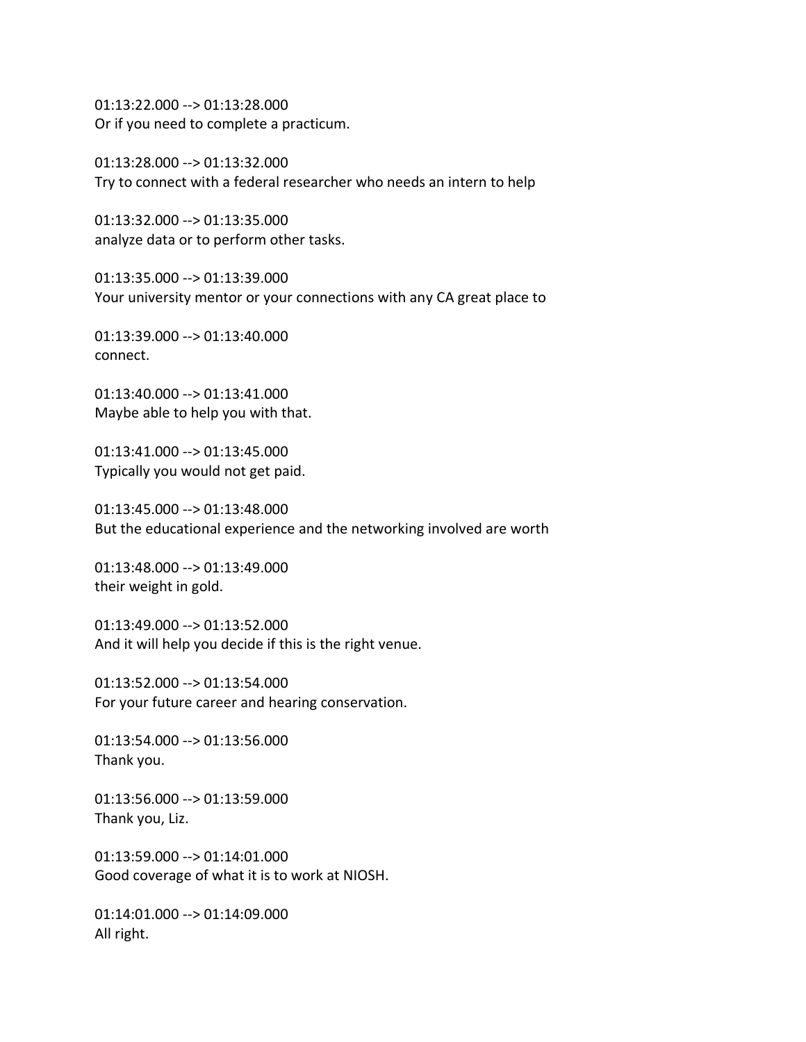01:13:22.000 --> 01:13:28.000
Or if you need to complete a practicum.

01:13:28.000 --> 01:13:32.000
Try to connect with a federal researcher who needs an intern to help

01:13:32.000 --> 01:13:35.000
analyze data or to perform other tasks.

01:13:35.000 --> 01:13:39.000
Your university mentor or your connections with any CA great place to

01:13:39.000 --> 01:13:40.000
connect.

01:13:40.000 --> 01:13:41.000
Maybe able to help you with that.

01:13:41.000 --> 01:13:45.000
Typically you would not get paid.

01:13:45.000 --> 01:13:48.000
But the educational experience and the networking involved are worth

01:13:48.000 --> 01:13:49.000
their weight in gold.

01:13:49.000 --> 01:13:52.000
And it will help you decide if this is the right venue.

01:13:52.000 --> 01:13:54.000
For your future career and hearing conservation.

01:13:54.000 --> 01:13:56.000
Thank you.

01:13:56.000 --> 01:13:59.000
Thank you, Liz.

01:13:59.000 --> 01:14:01.000
Good coverage of what it is to work at NIOSH.

01:14:01.000 --> 01:14:09.000
All right.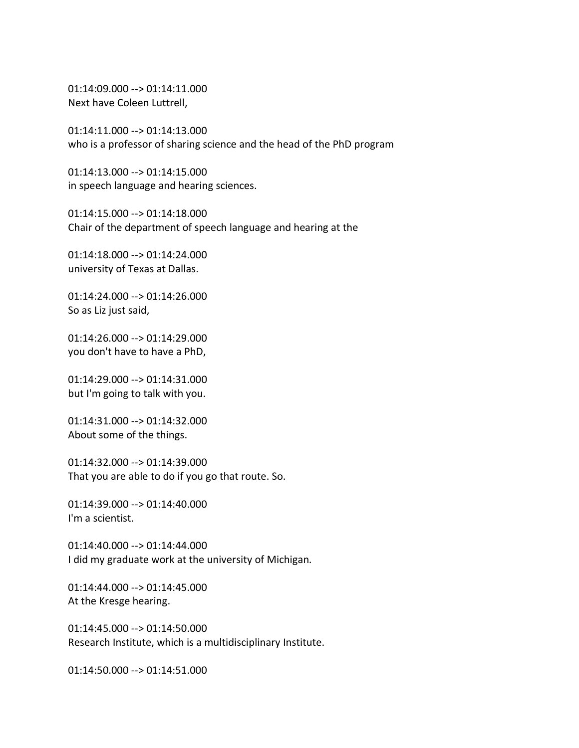01:14:09.000 --> 01:14:11.000
Next have Coleen Luttrell,

01:14:11.000 --> 01:14:13.000
who is a professor of sharing science and the head of the PhD program

01:14:13.000 --> 01:14:15.000
in speech language and hearing sciences.

01:14:15.000 --> 01:14:18.000
Chair of the department of speech language and hearing at the

01:14:18.000 --> 01:14:24.000
university of Texas at Dallas.

01:14:24.000 --> 01:14:26.000
So as Liz just said,

01:14:26.000 --> 01:14:29.000
you don't have to have a PhD,

01:14:29.000 --> 01:14:31.000
but I'm going to talk with you.

01:14:31.000 --> 01:14:32.000
About some of the things.

01:14:32.000 --> 01:14:39.000
That you are able to do if you go that route. So.

01:14:39.000 --> 01:14:40.000
I'm a scientist.

01:14:40.000 --> 01:14:44.000
I did my graduate work at the university of Michigan.

01:14:44.000 --> 01:14:45.000
At the Kresge hearing.

01:14:45.000 --> 01:14:50.000
Research Institute, which is a multidisciplinary Institute.

01:14:50.000 --> 01:14:51.000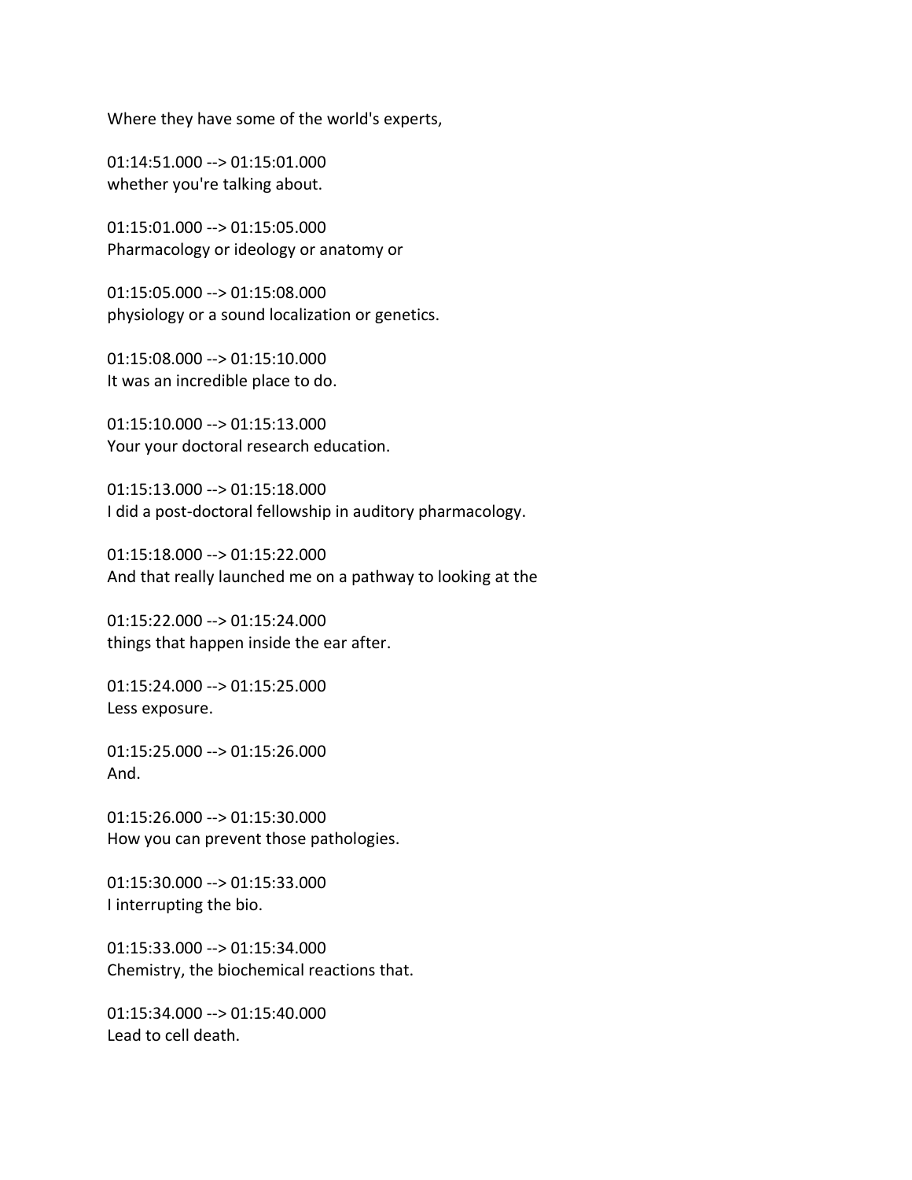Where they have some of the world's experts,

01:14:51.000 --> 01:15:01.000
whether you're talking about.

01:15:01.000 --> 01:15:05.000
Pharmacology or ideology or anatomy or

01:15:05.000 --> 01:15:08.000
physiology or a sound localization or genetics.

01:15:08.000 --> 01:15:10.000
It was an incredible place to do.

01:15:10.000 --> 01:15:13.000
Your your doctoral research education.

01:15:13.000 --> 01:15:18.000
I did a post-doctoral fellowship in auditory pharmacology.

01:15:18.000 --> 01:15:22.000
And that really launched me on a pathway to looking at the

01:15:22.000 --> 01:15:24.000
things that happen inside the ear after.

01:15:24.000 --> 01:15:25.000
Less exposure.

01:15:25.000 --> 01:15:26.000
And.

01:15:26.000 --> 01:15:30.000
How you can prevent those pathologies.

01:15:30.000 --> 01:15:33.000
I interrupting the bio.

01:15:33.000 --> 01:15:34.000
Chemistry, the biochemical reactions that.

01:15:34.000 --> 01:15:40.000
Lead to cell death.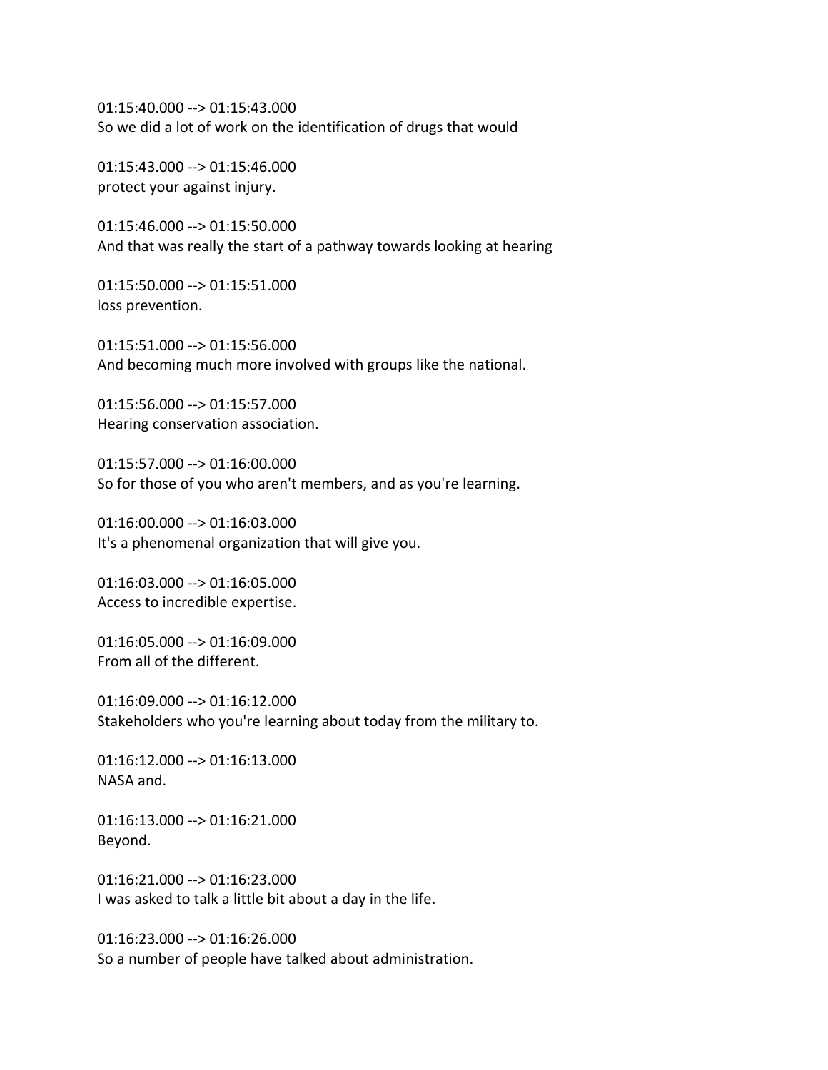01:15:40.000 --> 01:15:43.000
So we did a lot of work on the identification of drugs that would

01:15:43.000 --> 01:15:46.000
protect your against injury.

01:15:46.000 --> 01:15:50.000
And that was really the start of a pathway towards looking at hearing

01:15:50.000 --> 01:15:51.000
loss prevention.

01:15:51.000 --> 01:15:56.000
And becoming much more involved with groups like the national.

01:15:56.000 --> 01:15:57.000
Hearing conservation association.

01:15:57.000 --> 01:16:00.000
So for those of you who aren't members, and as you're learning.

01:16:00.000 --> 01:16:03.000
It's a phenomenal organization that will give you.

01:16:03.000 --> 01:16:05.000
Access to incredible expertise.

01:16:05.000 --> 01:16:09.000
From all of the different.

01:16:09.000 --> 01:16:12.000
Stakeholders who you're learning about today from the military to.

01:16:12.000 --> 01:16:13.000
NASA and.

01:16:13.000 --> 01:16:21.000
Beyond.

01:16:21.000 --> 01:16:23.000
I was asked to talk a little bit about a day in the life.

01:16:23.000 --> 01:16:26.000
So a number of people have talked about administration.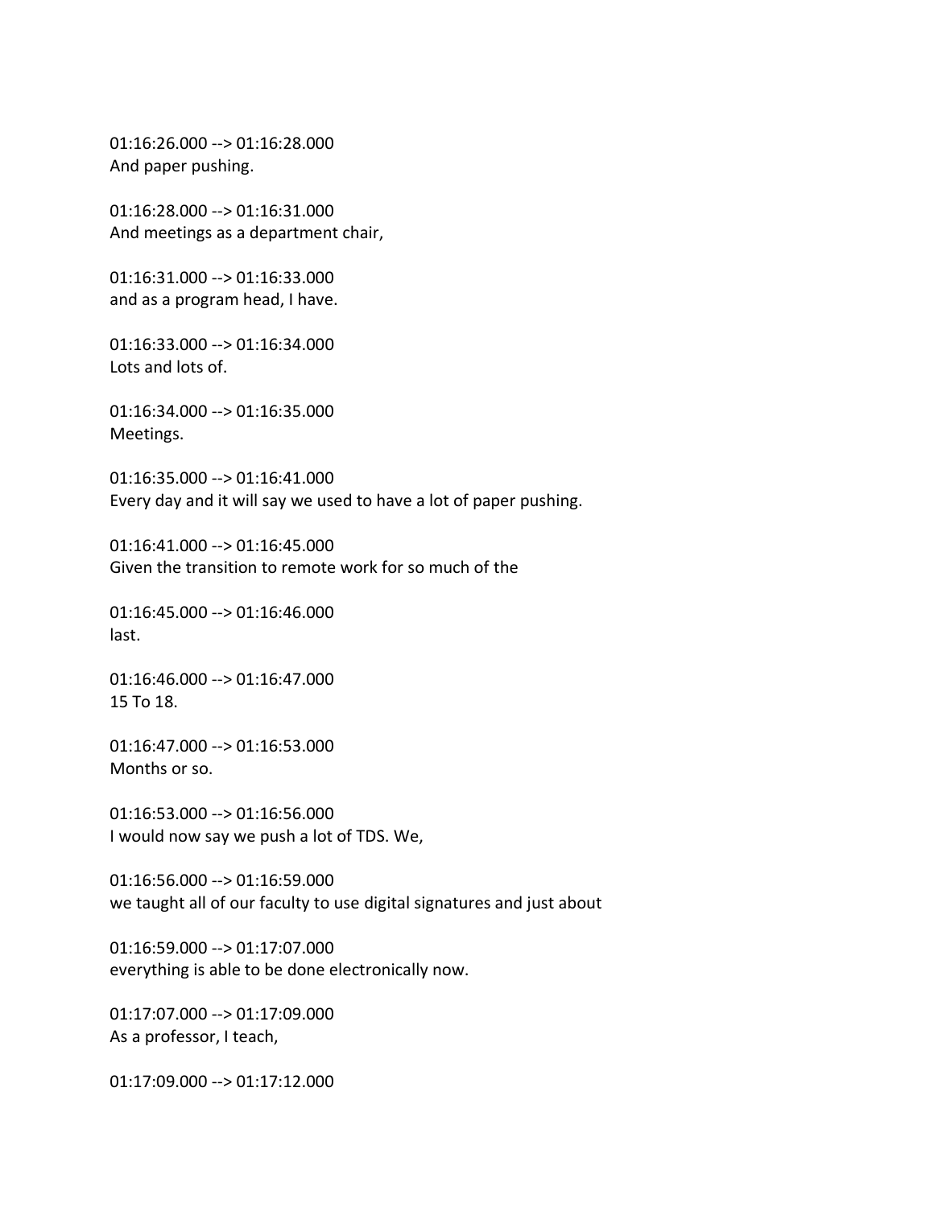01:16:26.000 --> 01:16:28.000
And paper pushing.

01:16:28.000 --> 01:16:31.000
And meetings as a department chair,

01:16:31.000 --> 01:16:33.000
and as a program head, I have.

01:16:33.000 --> 01:16:34.000
Lots and lots of.

01:16:34.000 --> 01:16:35.000
Meetings.

01:16:35.000 --> 01:16:41.000
Every day and it will say we used to have a lot of paper pushing.

01:16:41.000 --> 01:16:45.000
Given the transition to remote work for so much of the

01:16:45.000 --> 01:16:46.000
last.

01:16:46.000 --> 01:16:47.000
15 To 18.

01:16:47.000 --> 01:16:53.000
Months or so.

01:16:53.000 --> 01:16:56.000
I would now say we push a lot of TDS. We,

01:16:56.000 --> 01:16:59.000
we taught all of our faculty to use digital signatures and just about

01:16:59.000 --> 01:17:07.000
everything is able to be done electronically now.

01:17:07.000 --> 01:17:09.000
As a professor, I teach,

01:17:09.000 --> 01:17:12.000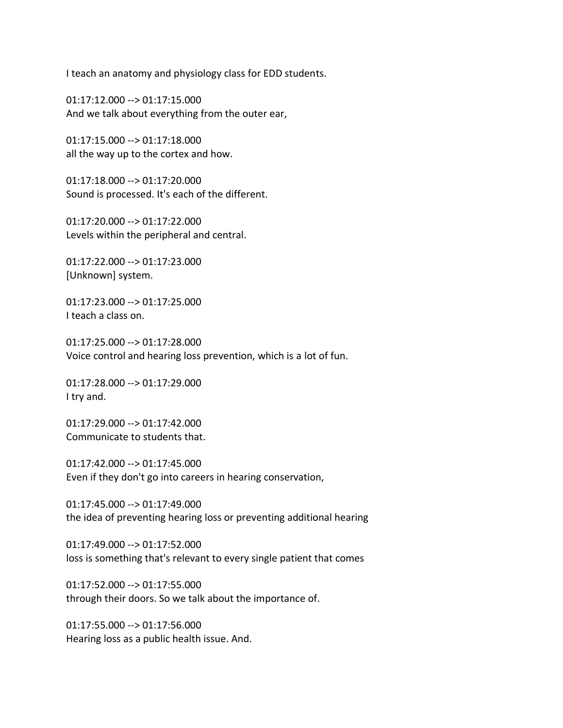I teach an anatomy and physiology class for EDD students.

01:17:12.000 --> 01:17:15.000
And we talk about everything from the outer ear,

01:17:15.000 --> 01:17:18.000
all the way up to the cortex and how.

01:17:18.000 --> 01:17:20.000
Sound is processed. It's each of the different.

01:17:20.000 --> 01:17:22.000
Levels within the peripheral and central.

01:17:22.000 --> 01:17:23.000
[Unknown] system.

01:17:23.000 --> 01:17:25.000
I teach a class on.

01:17:25.000 --> 01:17:28.000
Voice control and hearing loss prevention, which is a lot of fun.

01:17:28.000 --> 01:17:29.000
I try and.

01:17:29.000 --> 01:17:42.000
Communicate to students that.

01:17:42.000 --> 01:17:45.000
Even if they don't go into careers in hearing conservation,

01:17:45.000 --> 01:17:49.000
the idea of preventing hearing loss or preventing additional hearing

01:17:49.000 --> 01:17:52.000
loss is something that's relevant to every single patient that comes

01:17:52.000 --> 01:17:55.000
through their doors. So we talk about the importance of.

01:17:55.000 --> 01:17:56.000
Hearing loss as a public health issue. And.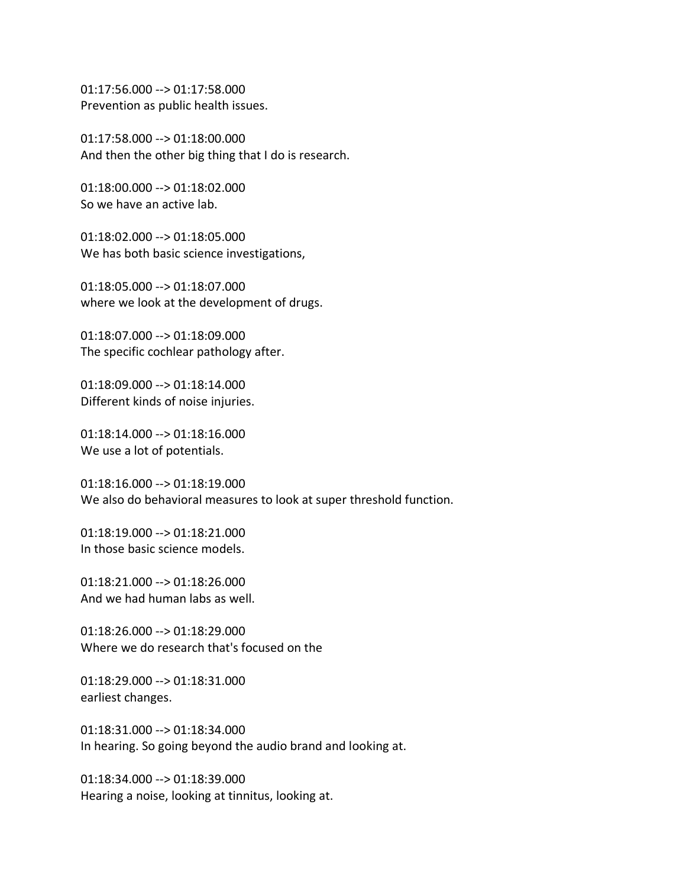01:17:56.000 --> 01:17:58.000
Prevention as public health issues.

01:17:58.000 --> 01:18:00.000
And then the other big thing that I do is research.

01:18:00.000 --> 01:18:02.000
So we have an active lab.

01:18:02.000 --> 01:18:05.000
We has both basic science investigations,

01:18:05.000 --> 01:18:07.000
where we look at the development of drugs.

01:18:07.000 --> 01:18:09.000
The specific cochlear pathology after.

01:18:09.000 --> 01:18:14.000
Different kinds of noise injuries.

01:18:14.000 --> 01:18:16.000
We use a lot of potentials.

01:18:16.000 --> 01:18:19.000
We also do behavioral measures to look at super threshold function.

01:18:19.000 --> 01:18:21.000
In those basic science models.

01:18:21.000 --> 01:18:26.000
And we had human labs as well.

01:18:26.000 --> 01:18:29.000
Where we do research that's focused on the

01:18:29.000 --> 01:18:31.000
earliest changes.

01:18:31.000 --> 01:18:34.000
In hearing. So going beyond the audio brand and looking at.

01:18:34.000 --> 01:18:39.000
Hearing a noise, looking at tinnitus, looking at.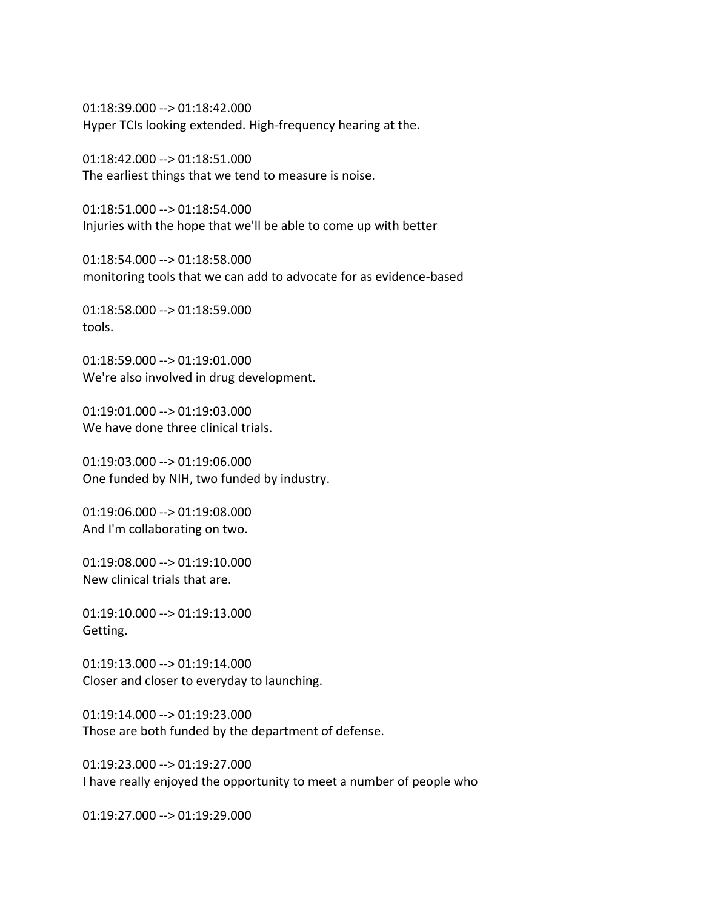01:18:39.000 --> 01:18:42.000
Hyper TCIs looking extended. High-frequency hearing at the.

01:18:42.000 --> 01:18:51.000
The earliest things that we tend to measure is noise.

01:18:51.000 --> 01:18:54.000
Injuries with the hope that we'll be able to come up with better

01:18:54.000 --> 01:18:58.000
monitoring tools that we can add to advocate for as evidence-based

01:18:58.000 --> 01:18:59.000
tools.

01:18:59.000 --> 01:19:01.000
We're also involved in drug development.

01:19:01.000 --> 01:19:03.000
We have done three clinical trials.

01:19:03.000 --> 01:19:06.000
One funded by NIH, two funded by industry.

01:19:06.000 --> 01:19:08.000
And I'm collaborating on two.

01:19:08.000 --> 01:19:10.000
New clinical trials that are.

01:19:10.000 --> 01:19:13.000
Getting.

01:19:13.000 --> 01:19:14.000
Closer and closer to everyday to launching.

01:19:14.000 --> 01:19:23.000
Those are both funded by the department of defense.

01:19:23.000 --> 01:19:27.000
I have really enjoyed the opportunity to meet a number of people who

01:19:27.000 --> 01:19:29.000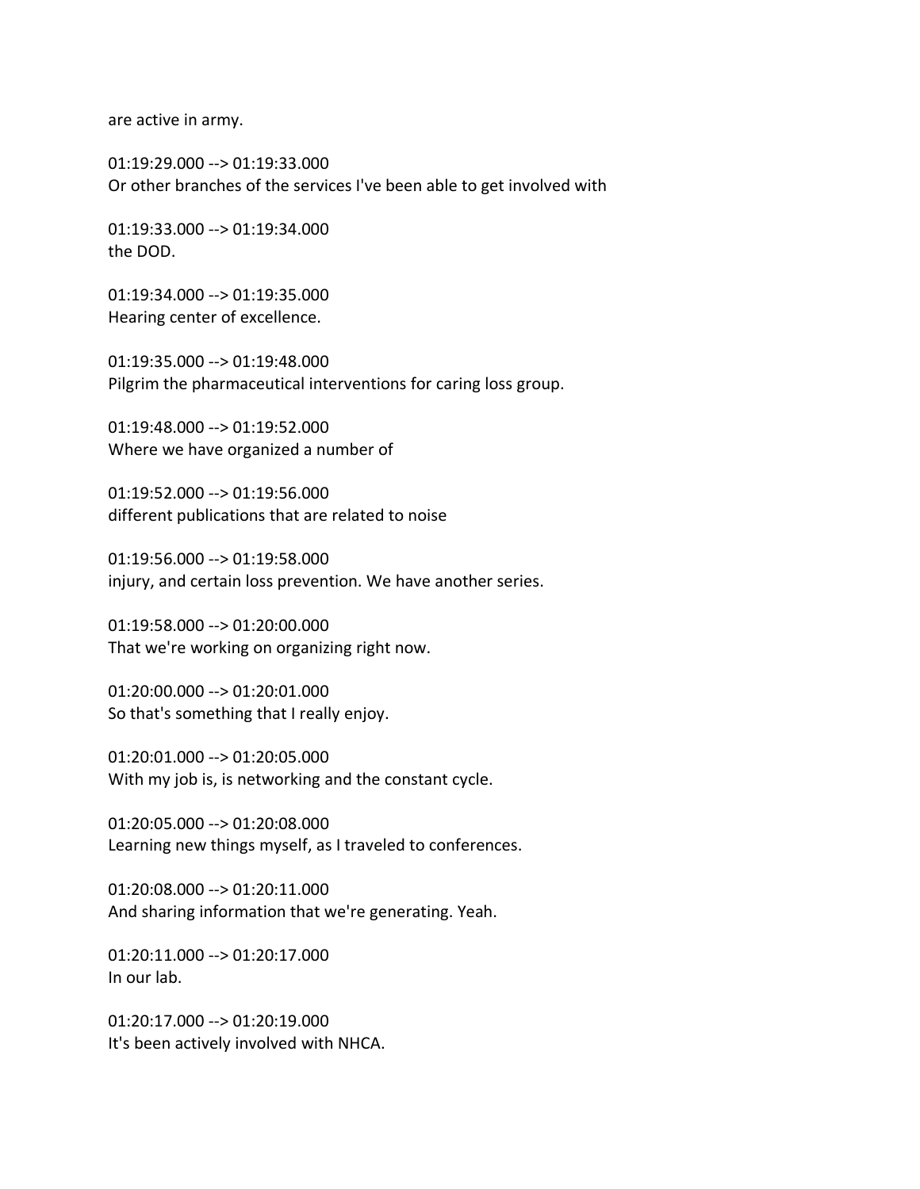are active in army.

01:19:29.000 --> 01:19:33.000
Or other branches of the services I've been able to get involved with

01:19:33.000 --> 01:19:34.000
the DOD.

01:19:34.000 --> 01:19:35.000
Hearing center of excellence.

01:19:35.000 --> 01:19:48.000
Pilgrim the pharmaceutical interventions for caring loss group.

01:19:48.000 --> 01:19:52.000
Where we have organized a number of

01:19:52.000 --> 01:19:56.000
different publications that are related to noise

01:19:56.000 --> 01:19:58.000
injury, and certain loss prevention. We have another series.

01:19:58.000 --> 01:20:00.000
That we're working on organizing right now.

01:20:00.000 --> 01:20:01.000
So that's something that I really enjoy.

01:20:01.000 --> 01:20:05.000
With my job is, is networking and the constant cycle.

01:20:05.000 --> 01:20:08.000
Learning new things myself, as I traveled to conferences.

01:20:08.000 --> 01:20:11.000
And sharing information that we're generating. Yeah.

01:20:11.000 --> 01:20:17.000
In our lab.

01:20:17.000 --> 01:20:19.000
It's been actively involved with NHCA.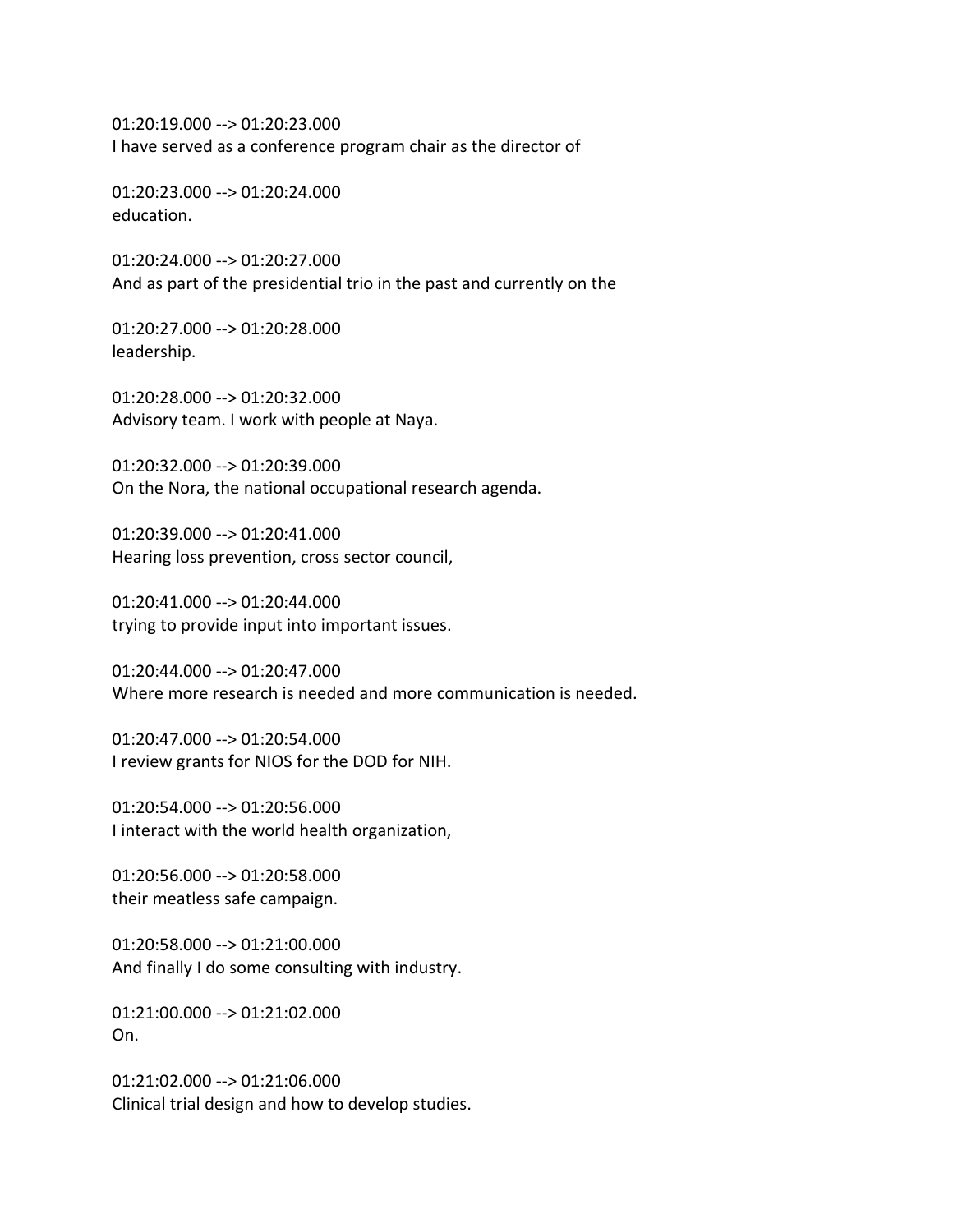01:20:19.000 --> 01:20:23.000
I have served as a conference program chair as the director of

01:20:23.000 --> 01:20:24.000
education.

01:20:24.000 --> 01:20:27.000
And as part of the presidential trio in the past and currently on the

01:20:27.000 --> 01:20:28.000
leadership.

01:20:28.000 --> 01:20:32.000
Advisory team. I work with people at Naya.

01:20:32.000 --> 01:20:39.000
On the Nora, the national occupational research agenda.

01:20:39.000 --> 01:20:41.000
Hearing loss prevention, cross sector council,

01:20:41.000 --> 01:20:44.000
trying to provide input into important issues.

01:20:44.000 --> 01:20:47.000
Where more research is needed and more communication is needed.

01:20:47.000 --> 01:20:54.000
I review grants for NIOS for the DOD for NIH.

01:20:54.000 --> 01:20:56.000
I interact with the world health organization,

01:20:56.000 --> 01:20:58.000
their meatless safe campaign.

01:20:58.000 --> 01:21:00.000
And finally I do some consulting with industry.

01:21:00.000 --> 01:21:02.000
On.

01:21:02.000 --> 01:21:06.000
Clinical trial design and how to develop studies.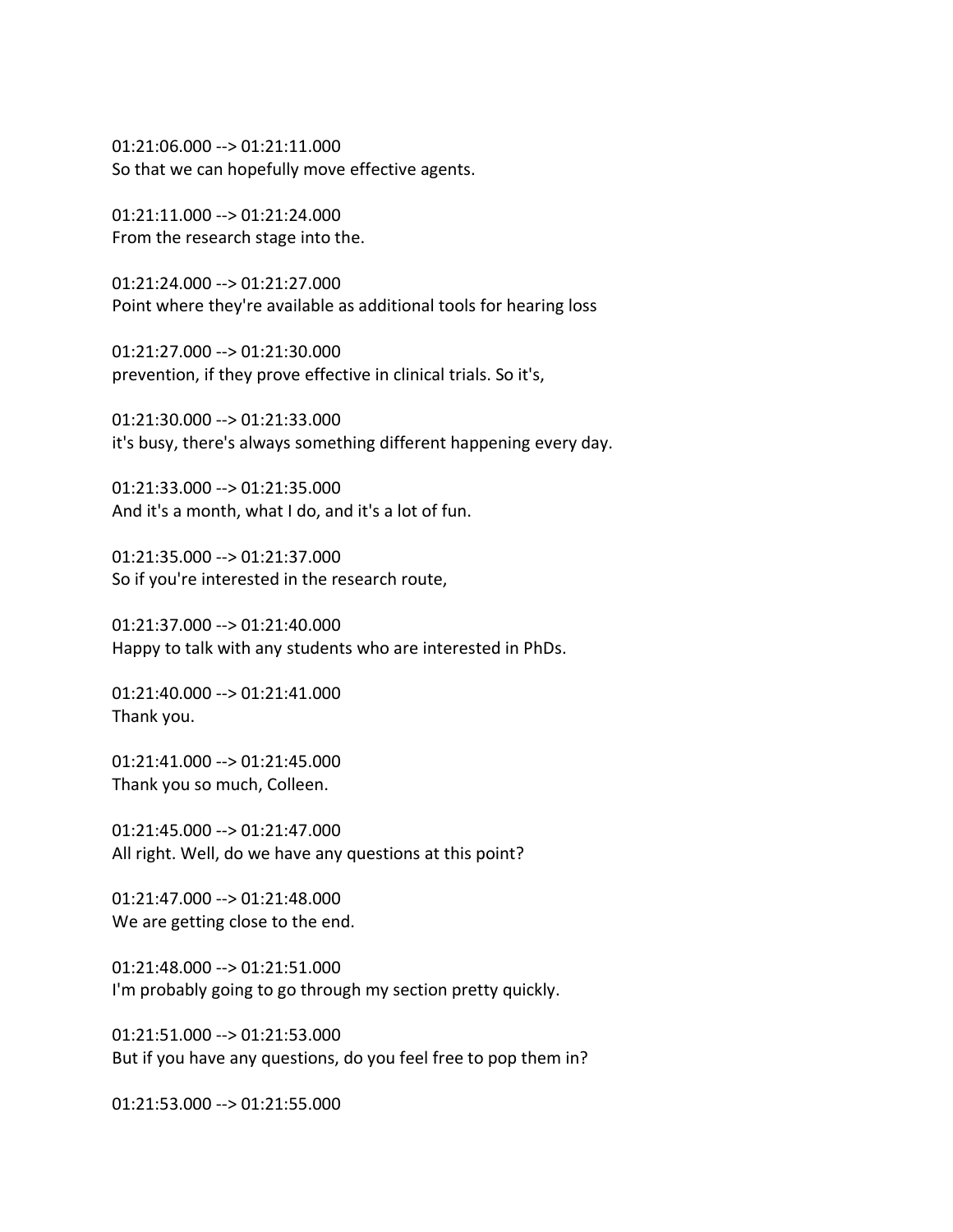01:21:06.000 --> 01:21:11.000
So that we can hopefully move effective agents.

01:21:11.000 --> 01:21:24.000
From the research stage into the.

01:21:24.000 --> 01:21:27.000
Point where they're available as additional tools for hearing loss

01:21:27.000 --> 01:21:30.000
prevention, if they prove effective in clinical trials. So it's,

01:21:30.000 --> 01:21:33.000
it's busy, there's always something different happening every day.

01:21:33.000 --> 01:21:35.000
And it's a month, what I do, and it's a lot of fun.

01:21:35.000 --> 01:21:37.000
So if you're interested in the research route,

01:21:37.000 --> 01:21:40.000
Happy to talk with any students who are interested in PhDs.

01:21:40.000 --> 01:21:41.000
Thank you.

01:21:41.000 --> 01:21:45.000
Thank you so much, Colleen.

01:21:45.000 --> 01:21:47.000
All right. Well, do we have any questions at this point?

01:21:47.000 --> 01:21:48.000
We are getting close to the end.

01:21:48.000 --> 01:21:51.000
I'm probably going to go through my section pretty quickly.

01:21:51.000 --> 01:21:53.000
But if you have any questions, do you feel free to pop them in?

01:21:53.000 --> 01:21:55.000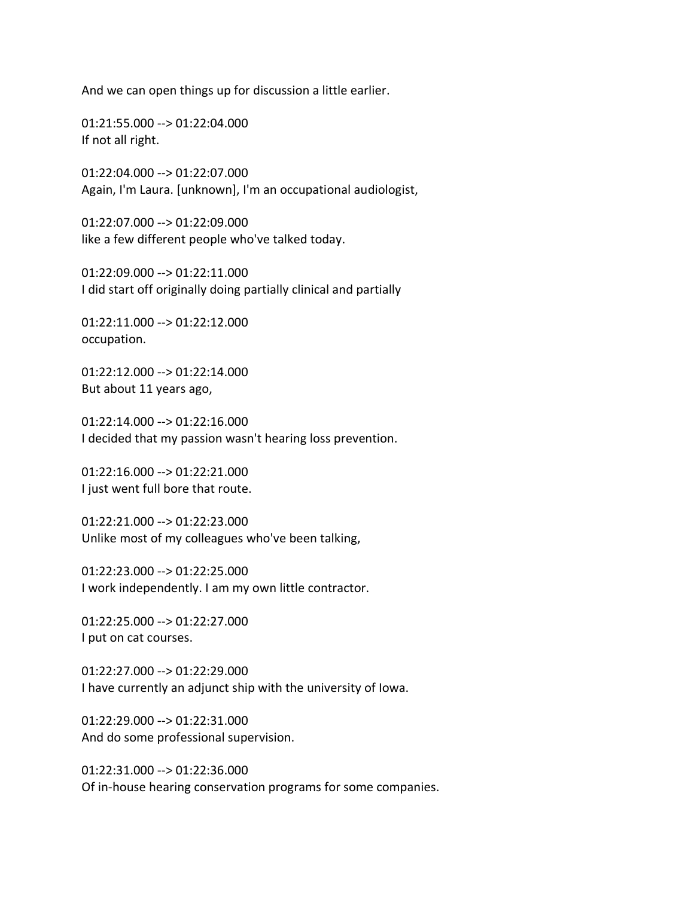And we can open things up for discussion a little earlier.

01:21:55.000 --> 01:22:04.000
If not all right.

01:22:04.000 --> 01:22:07.000
Again, I'm Laura. [unknown], I'm an occupational audiologist,

01:22:07.000 --> 01:22:09.000
like a few different people who've talked today.

01:22:09.000 --> 01:22:11.000
I did start off originally doing partially clinical and partially

01:22:11.000 --> 01:22:12.000
occupation.

01:22:12.000 --> 01:22:14.000
But about 11 years ago,

01:22:14.000 --> 01:22:16.000
I decided that my passion wasn't hearing loss prevention.

01:22:16.000 --> 01:22:21.000
I just went full bore that route.

01:22:21.000 --> 01:22:23.000
Unlike most of my colleagues who've been talking,

01:22:23.000 --> 01:22:25.000
I work independently. I am my own little contractor.

01:22:25.000 --> 01:22:27.000
I put on cat courses.

01:22:27.000 --> 01:22:29.000
I have currently an adjunct ship with the university of Iowa.

01:22:29.000 --> 01:22:31.000
And do some professional supervision.

01:22:31.000 --> 01:22:36.000
Of in-house hearing conservation programs for some companies.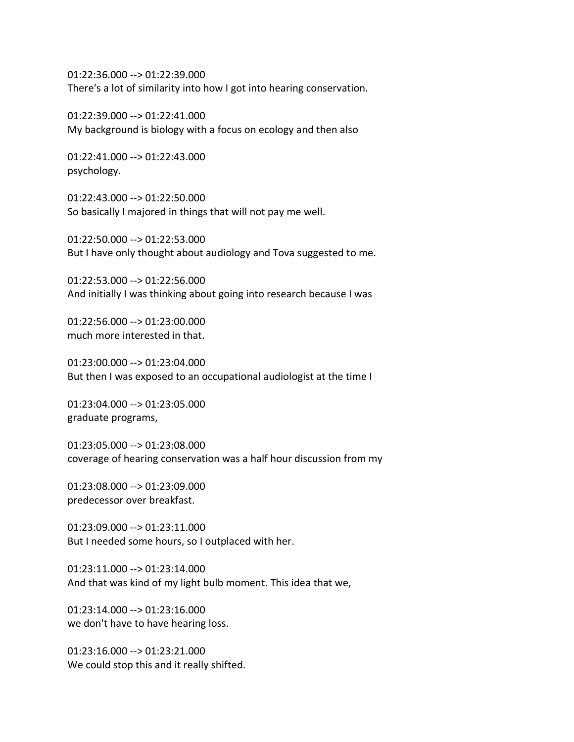01:22:36.000 --> 01:22:39.000
There's a lot of similarity into how I got into hearing conservation.

01:22:39.000 --> 01:22:41.000
My background is biology with a focus on ecology and then also

01:22:41.000 --> 01:22:43.000
psychology.

01:22:43.000 --> 01:22:50.000
So basically I majored in things that will not pay me well.

01:22:50.000 --> 01:22:53.000
But I have only thought about audiology and Tova suggested to me.

01:22:53.000 --> 01:22:56.000
And initially I was thinking about going into research because I was

01:22:56.000 --> 01:23:00.000
much more interested in that.

01:23:00.000 --> 01:23:04.000
But then I was exposed to an occupational audiologist at the time I

01:23:04.000 --> 01:23:05.000
graduate programs,

01:23:05.000 --> 01:23:08.000
coverage of hearing conservation was a half hour discussion from my

01:23:08.000 --> 01:23:09.000
predecessor over breakfast.

01:23:09.000 --> 01:23:11.000
But I needed some hours, so I outplaced with her.

01:23:11.000 --> 01:23:14.000
And that was kind of my light bulb moment. This idea that we,

01:23:14.000 --> 01:23:16.000
we don't have to have hearing loss.

01:23:16.000 --> 01:23:21.000
We could stop this and it really shifted.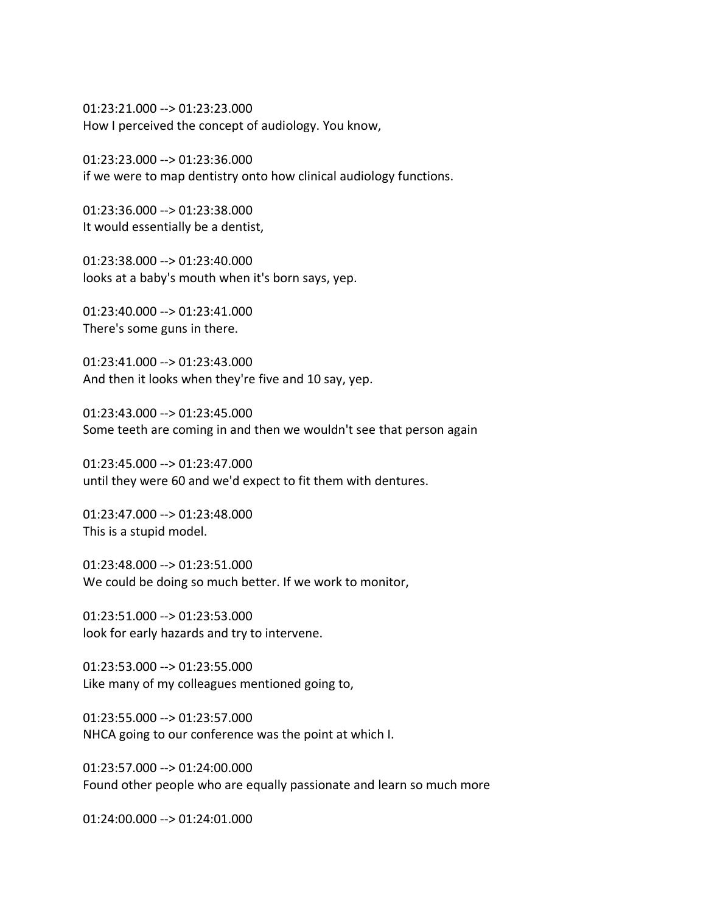01:23:21.000 --> 01:23:23.000
How I perceived the concept of audiology. You know,

01:23:23.000 --> 01:23:36.000
if we were to map dentistry onto how clinical audiology functions.

01:23:36.000 --> 01:23:38.000
It would essentially be a dentist,

01:23:38.000 --> 01:23:40.000
looks at a baby's mouth when it's born says, yep.

01:23:40.000 --> 01:23:41.000
There's some guns in there.

01:23:41.000 --> 01:23:43.000
And then it looks when they're five and 10 say, yep.

01:23:43.000 --> 01:23:45.000
Some teeth are coming in and then we wouldn't see that person again

01:23:45.000 --> 01:23:47.000
until they were 60 and we'd expect to fit them with dentures.

01:23:47.000 --> 01:23:48.000
This is a stupid model.

01:23:48.000 --> 01:23:51.000
We could be doing so much better. If we work to monitor,

01:23:51.000 --> 01:23:53.000
look for early hazards and try to intervene.

01:23:53.000 --> 01:23:55.000
Like many of my colleagues mentioned going to,

01:23:55.000 --> 01:23:57.000
NHCA going to our conference was the point at which I.

01:23:57.000 --> 01:24:00.000
Found other people who are equally passionate and learn so much more

01:24:00.000 --> 01:24:01.000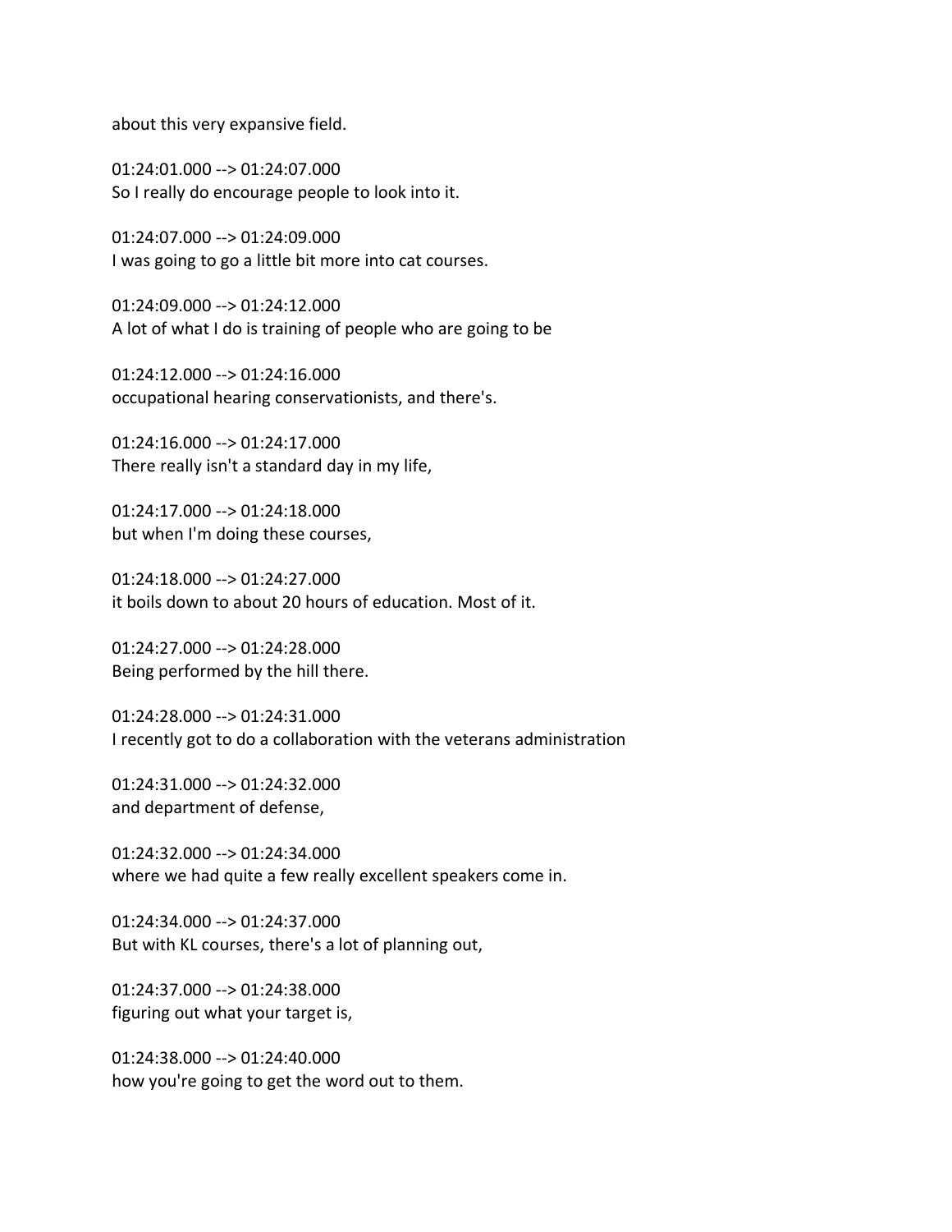about this very expansive field.

01:24:01.000 --> 01:24:07.000
So I really do encourage people to look into it.

01:24:07.000 --> 01:24:09.000
I was going to go a little bit more into cat courses.

01:24:09.000 --> 01:24:12.000
A lot of what I do is training of people who are going to be

01:24:12.000 --> 01:24:16.000
occupational hearing conservationists, and there's.

01:24:16.000 --> 01:24:17.000
There really isn't a standard day in my life,

01:24:17.000 --> 01:24:18.000
but when I'm doing these courses,

01:24:18.000 --> 01:24:27.000
it boils down to about 20 hours of education. Most of it.

01:24:27.000 --> 01:24:28.000
Being performed by the hill there.

01:24:28.000 --> 01:24:31.000
I recently got to do a collaboration with the veterans administration

01:24:31.000 --> 01:24:32.000
and department of defense,

01:24:32.000 --> 01:24:34.000
where we had quite a few really excellent speakers come in.

01:24:34.000 --> 01:24:37.000
But with KL courses, there's a lot of planning out,

01:24:37.000 --> 01:24:38.000
figuring out what your target is,

01:24:38.000 --> 01:24:40.000
how you're going to get the word out to them.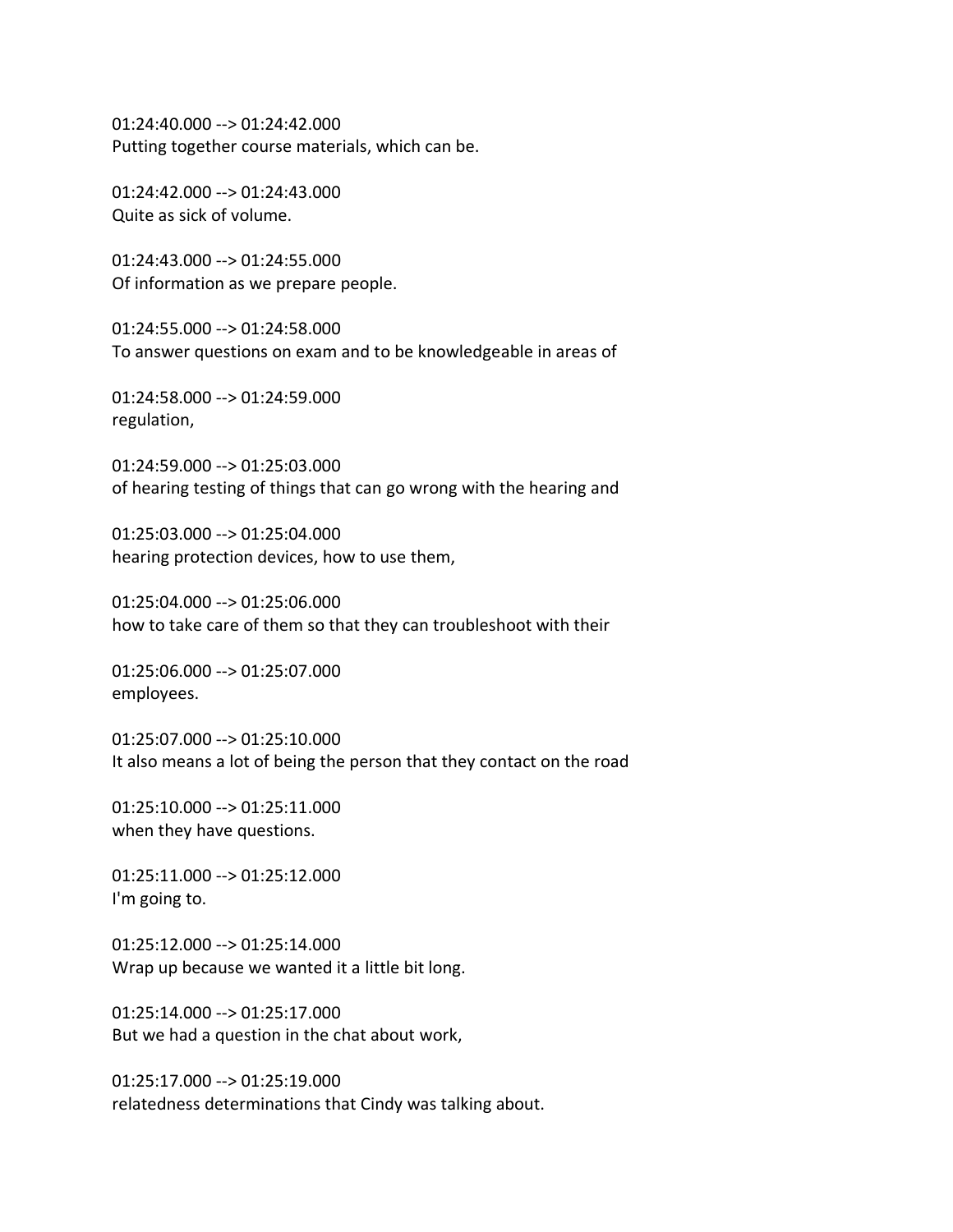01:24:40.000 --> 01:24:42.000
Putting together course materials, which can be.

01:24:42.000 --> 01:24:43.000
Quite as sick of volume.

01:24:43.000 --> 01:24:55.000
Of information as we prepare people.

01:24:55.000 --> 01:24:58.000
To answer questions on exam and to be knowledgeable in areas of

01:24:58.000 --> 01:24:59.000
regulation,

01:24:59.000 --> 01:25:03.000
of hearing testing of things that can go wrong with the hearing and

01:25:03.000 --> 01:25:04.000
hearing protection devices, how to use them,

01:25:04.000 --> 01:25:06.000
how to take care of them so that they can troubleshoot with their

01:25:06.000 --> 01:25:07.000
employees.

01:25:07.000 --> 01:25:10.000
It also means a lot of being the person that they contact on the road

01:25:10.000 --> 01:25:11.000
when they have questions.

01:25:11.000 --> 01:25:12.000
I'm going to.

01:25:12.000 --> 01:25:14.000
Wrap up because we wanted it a little bit long.

01:25:14.000 --> 01:25:17.000
But we had a question in the chat about work,

01:25:17.000 --> 01:25:19.000
relatedness determinations that Cindy was talking about.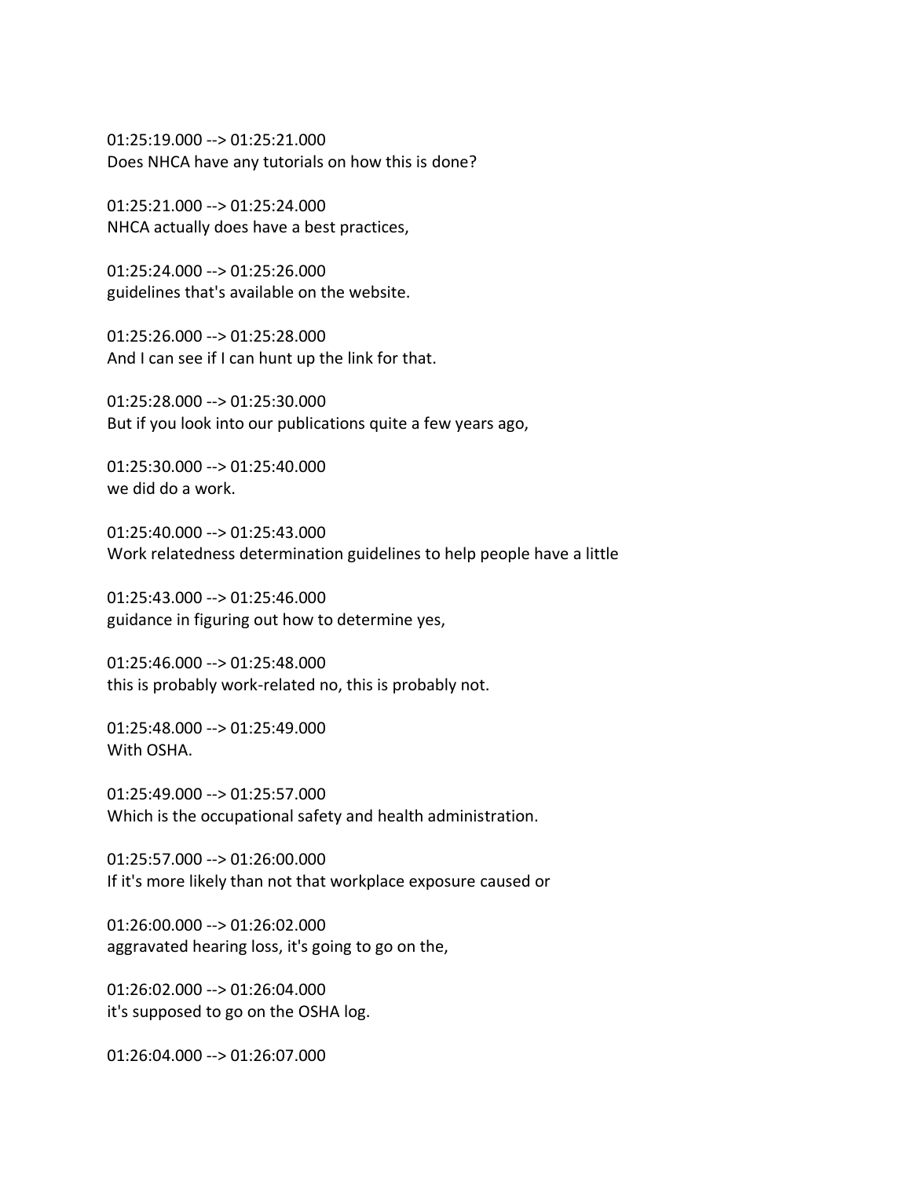01:25:19.000 --> 01:25:21.000
Does NHCA have any tutorials on how this is done?

01:25:21.000 --> 01:25:24.000
NHCA actually does have a best practices,

01:25:24.000 --> 01:25:26.000
guidelines that's available on the website.

01:25:26.000 --> 01:25:28.000
And I can see if I can hunt up the link for that.

01:25:28.000 --> 01:25:30.000
But if you look into our publications quite a few years ago,

01:25:30.000 --> 01:25:40.000
we did do a work.

01:25:40.000 --> 01:25:43.000
Work relatedness determination guidelines to help people have a little

01:25:43.000 --> 01:25:46.000
guidance in figuring out how to determine yes,

01:25:46.000 --> 01:25:48.000
this is probably work-related no, this is probably not.

01:25:48.000 --> 01:25:49.000
With OSHA.

01:25:49.000 --> 01:25:57.000
Which is the occupational safety and health administration.

01:25:57.000 --> 01:26:00.000
If it's more likely than not that workplace exposure caused or

01:26:00.000 --> 01:26:02.000
aggravated hearing loss, it's going to go on the,

01:26:02.000 --> 01:26:04.000
it's supposed to go on the OSHA log.

01:26:04.000 --> 01:26:07.000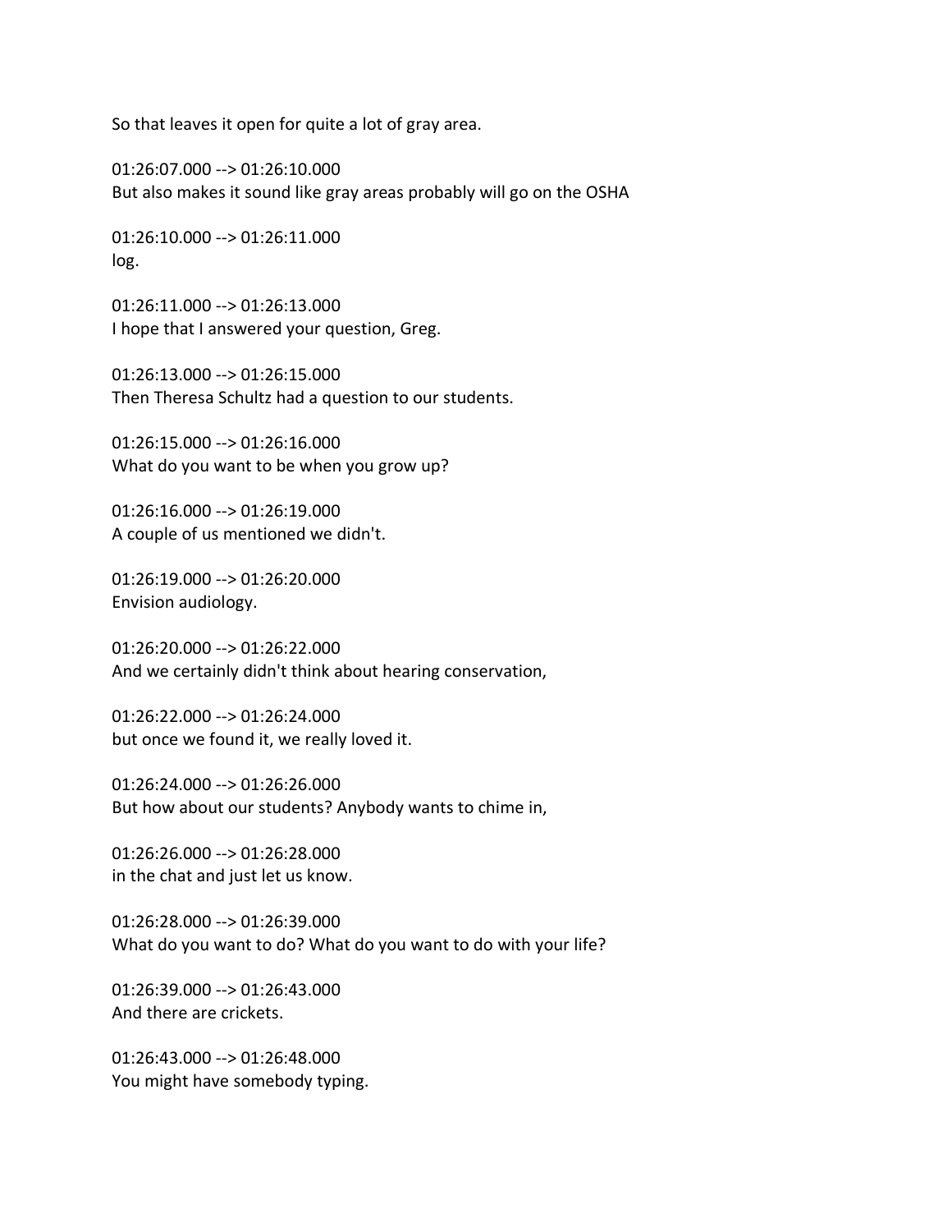So that leaves it open for quite a lot of gray area.

01:26:07.000 --> 01:26:10.000
But also makes it sound like gray areas probably will go on the OSHA

01:26:10.000 --> 01:26:11.000
log.

01:26:11.000 --> 01:26:13.000
I hope that I answered your question, Greg.

01:26:13.000 --> 01:26:15.000
Then Theresa Schultz had a question to our students.

01:26:15.000 --> 01:26:16.000
What do you want to be when you grow up?

01:26:16.000 --> 01:26:19.000
A couple of us mentioned we didn't.

01:26:19.000 --> 01:26:20.000
Envision audiology.

01:26:20.000 --> 01:26:22.000
And we certainly didn't think about hearing conservation,

01:26:22.000 --> 01:26:24.000
but once we found it, we really loved it.

01:26:24.000 --> 01:26:26.000
But how about our students? Anybody wants to chime in,

01:26:26.000 --> 01:26:28.000
in the chat and just let us know.

01:26:28.000 --> 01:26:39.000
What do you want to do? What do you want to do with your life?

01:26:39.000 --> 01:26:43.000
And there are crickets.

01:26:43.000 --> 01:26:48.000
You might have somebody typing.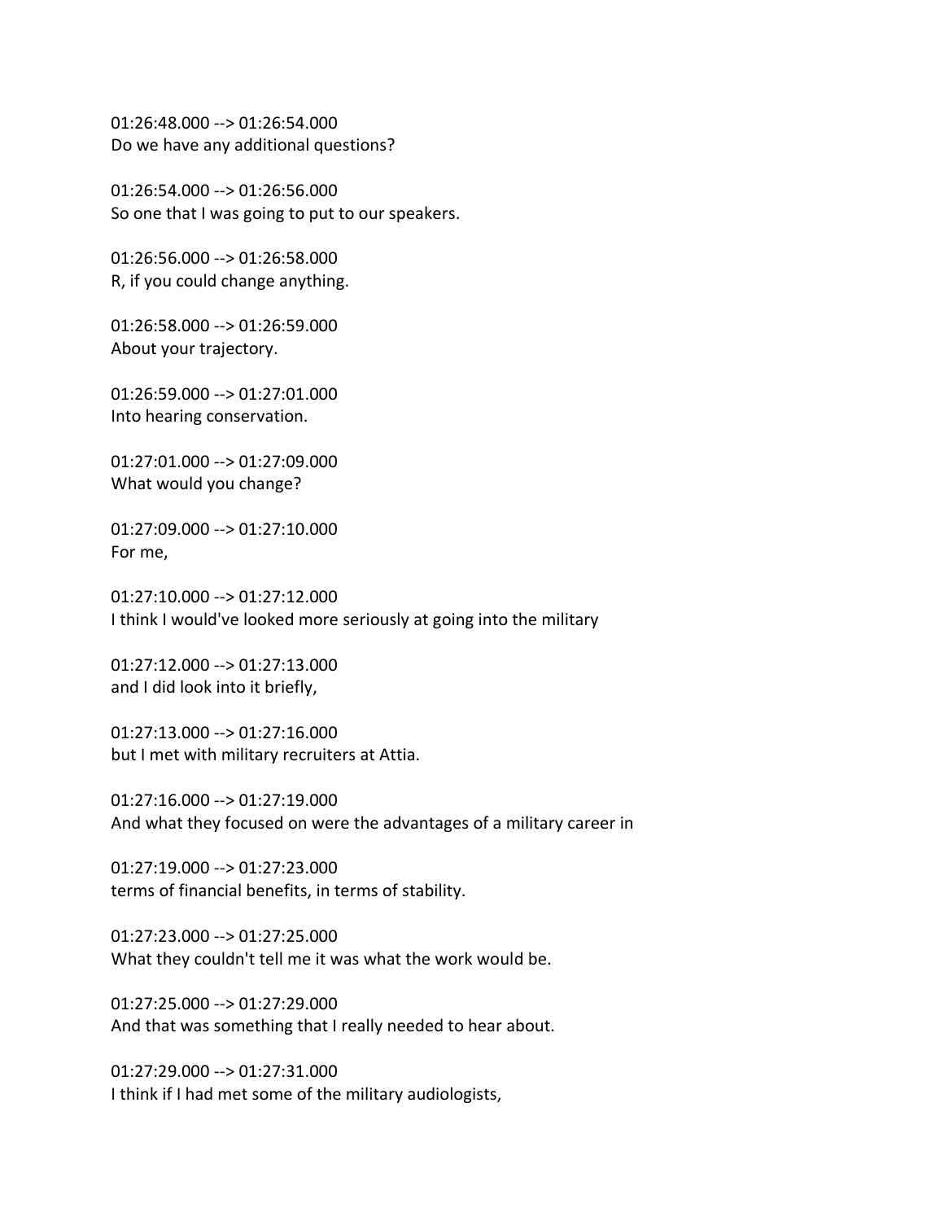01:26:48.000 --> 01:26:54.000
Do we have any additional questions?

01:26:54.000 --> 01:26:56.000
So one that I was going to put to our speakers.

01:26:56.000 --> 01:26:58.000
R, if you could change anything.

01:26:58.000 --> 01:26:59.000
About your trajectory.

01:26:59.000 --> 01:27:01.000
Into hearing conservation.

01:27:01.000 --> 01:27:09.000
What would you change?

01:27:09.000 --> 01:27:10.000
For me,

01:27:10.000 --> 01:27:12.000
I think I would've looked more seriously at going into the military

01:27:12.000 --> 01:27:13.000
and I did look into it briefly,

01:27:13.000 --> 01:27:16.000
but I met with military recruiters at Attia.

01:27:16.000 --> 01:27:19.000
And what they focused on were the advantages of a military career in

01:27:19.000 --> 01:27:23.000
terms of financial benefits, in terms of stability.

01:27:23.000 --> 01:27:25.000
What they couldn't tell me it was what the work would be.

01:27:25.000 --> 01:27:29.000
And that was something that I really needed to hear about.

01:27:29.000 --> 01:27:31.000
I think if I had met some of the military audiologists,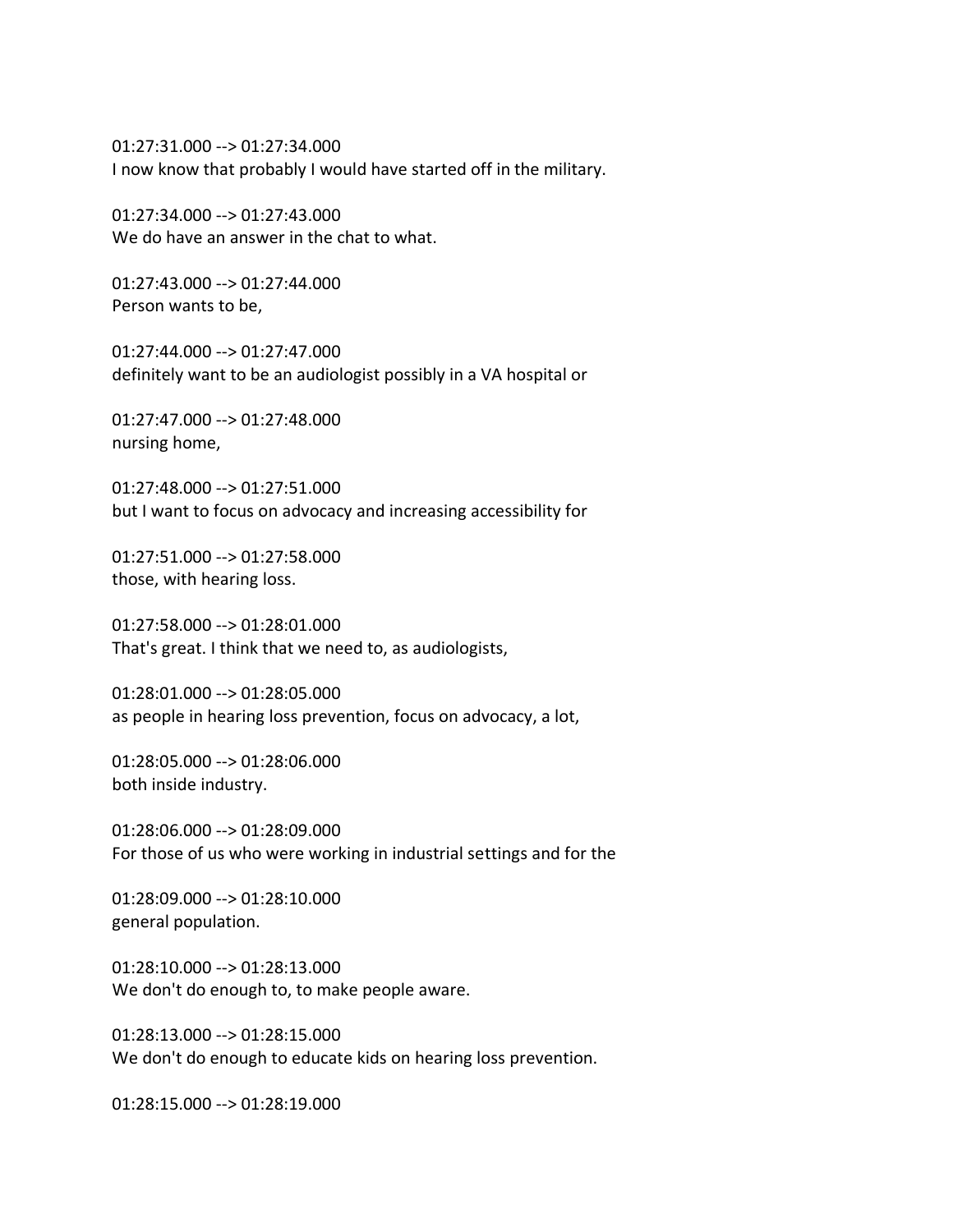01:27:31.000 --> 01:27:34.000
I now know that probably I would have started off in the military.

01:27:34.000 --> 01:27:43.000
We do have an answer in the chat to what.

01:27:43.000 --> 01:27:44.000
Person wants to be,

01:27:44.000 --> 01:27:47.000
definitely want to be an audiologist possibly in a VA hospital or

01:27:47.000 --> 01:27:48.000
nursing home,

01:27:48.000 --> 01:27:51.000
but I want to focus on advocacy and increasing accessibility for

01:27:51.000 --> 01:27:58.000
those, with hearing loss.

01:27:58.000 --> 01:28:01.000
That's great. I think that we need to, as audiologists,

01:28:01.000 --> 01:28:05.000
as people in hearing loss prevention, focus on advocacy, a lot,

01:28:05.000 --> 01:28:06.000
both inside industry.

01:28:06.000 --> 01:28:09.000
For those of us who were working in industrial settings and for the

01:28:09.000 --> 01:28:10.000
general population.

01:28:10.000 --> 01:28:13.000
We don't do enough to, to make people aware.

01:28:13.000 --> 01:28:15.000
We don't do enough to educate kids on hearing loss prevention.

01:28:15.000 --> 01:28:19.000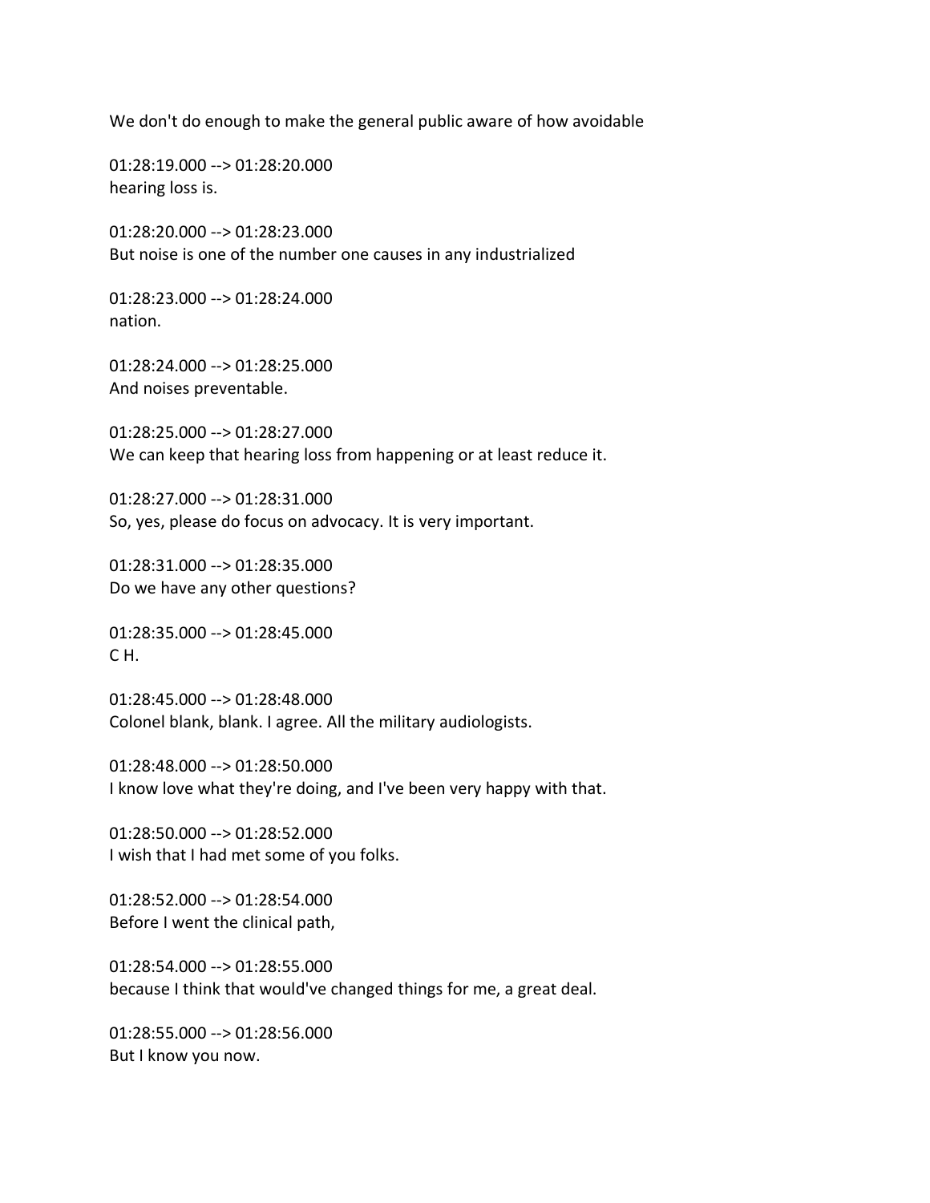We don't do enough to make the general public aware of how avoidable

01:28:19.000 --> 01:28:20.000
hearing loss is.

01:28:20.000 --> 01:28:23.000
But noise is one of the number one causes in any industrialized

01:28:23.000 --> 01:28:24.000
nation.

01:28:24.000 --> 01:28:25.000
And noises preventable.

01:28:25.000 --> 01:28:27.000
We can keep that hearing loss from happening or at least reduce it.

01:28:27.000 --> 01:28:31.000
So, yes, please do focus on advocacy. It is very important.

01:28:31.000 --> 01:28:35.000
Do we have any other questions?

01:28:35.000 --> 01:28:45.000
C H.

01:28:45.000 --> 01:28:48.000
Colonel blank, blank. I agree. All the military audiologists.

01:28:48.000 --> 01:28:50.000
I know love what they're doing, and I've been very happy with that.

01:28:50.000 --> 01:28:52.000
I wish that I had met some of you folks.

01:28:52.000 --> 01:28:54.000
Before I went the clinical path,

01:28:54.000 --> 01:28:55.000
because I think that would've changed things for me, a great deal.

01:28:55.000 --> 01:28:56.000
But I know you now.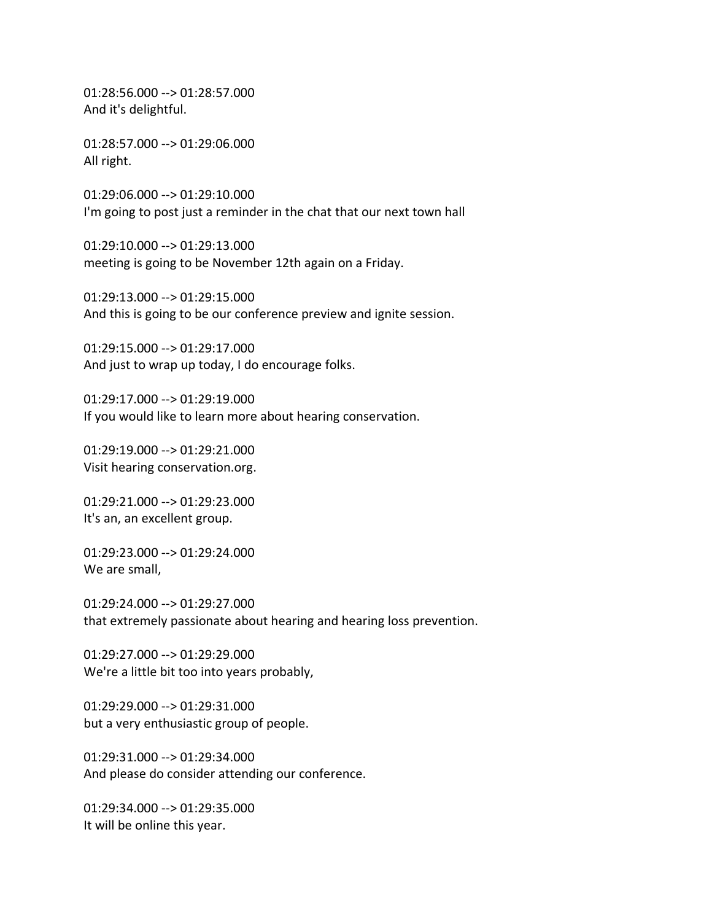01:28:56.000 --> 01:28:57.000
And it's delightful.

01:28:57.000 --> 01:29:06.000
All right.

01:29:06.000 --> 01:29:10.000
I'm going to post just a reminder in the chat that our next town hall

01:29:10.000 --> 01:29:13.000
meeting is going to be November 12th again on a Friday.

01:29:13.000 --> 01:29:15.000
And this is going to be our conference preview and ignite session.

01:29:15.000 --> 01:29:17.000
And just to wrap up today, I do encourage folks.

01:29:17.000 --> 01:29:19.000
If you would like to learn more about hearing conservation.

01:29:19.000 --> 01:29:21.000
Visit hearing conservation.org.

01:29:21.000 --> 01:29:23.000
It's an, an excellent group.

01:29:23.000 --> 01:29:24.000
We are small,

01:29:24.000 --> 01:29:27.000
that extremely passionate about hearing and hearing loss prevention.

01:29:27.000 --> 01:29:29.000
We're a little bit too into years probably,

01:29:29.000 --> 01:29:31.000
but a very enthusiastic group of people.

01:29:31.000 --> 01:29:34.000
And please do consider attending our conference.

01:29:34.000 --> 01:29:35.000
It will be online this year.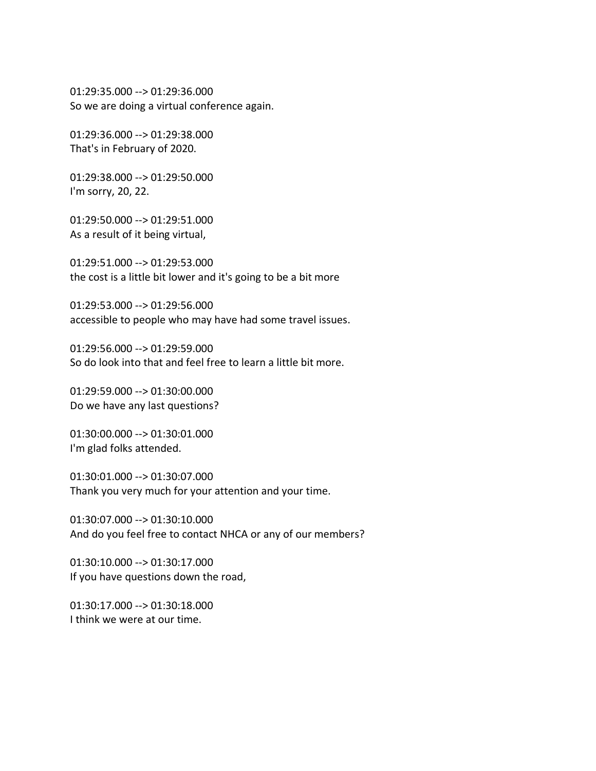01:29:35.000 --> 01:29:36.000
So we are doing a virtual conference again.

01:29:36.000 --> 01:29:38.000
That's in February of 2020.

01:29:38.000 --> 01:29:50.000
I'm sorry, 20, 22.

01:29:50.000 --> 01:29:51.000
As a result of it being virtual,

01:29:51.000 --> 01:29:53.000
the cost is a little bit lower and it's going to be a bit more

01:29:53.000 --> 01:29:56.000
accessible to people who may have had some travel issues.

01:29:56.000 --> 01:29:59.000
So do look into that and feel free to learn a little bit more.

01:29:59.000 --> 01:30:00.000
Do we have any last questions?

01:30:00.000 --> 01:30:01.000
I'm glad folks attended.

01:30:01.000 --> 01:30:07.000
Thank you very much for your attention and your time.

01:30:07.000 --> 01:30:10.000
And do you feel free to contact NHCA or any of our members?

01:30:10.000 --> 01:30:17.000
If you have questions down the road,

01:30:17.000 --> 01:30:18.000
I think we were at our time.